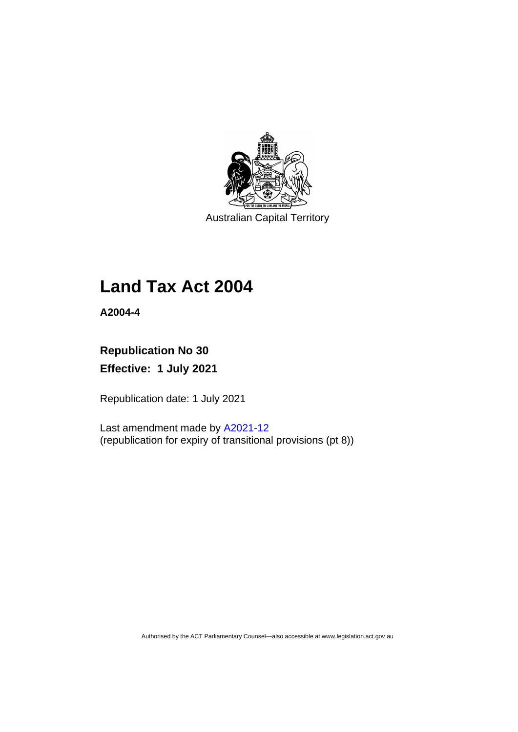Australian Capital Territory

# Land Tax Act 2004

**A2004-4**

**Republication No 30**

**Effective: 1 July 2021**

Republication date: 1 July 2021

Last amendment made by A2021-12
(republication for expiry of transitional provisions (pt 8))

Authorised by the ACT Parliamentary Counsel—also accessible at www.legislation.act.gov.au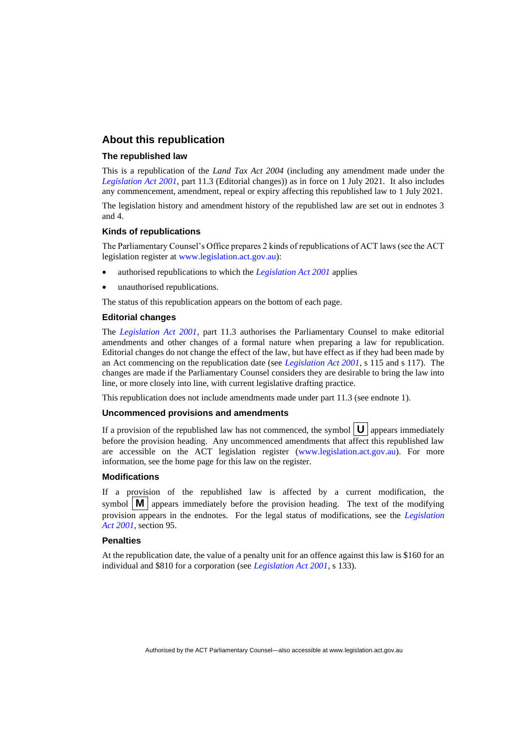## About this republication

### The republished law

This is a republication of the *Land Tax Act 2004* (including any amendment made under the *Legislation Act 2001*, part 11.3 (Editorial changes)) as in force on 1 July 2021. It also includes any commencement, amendment, repeal or expiry affecting this republished law to 1 July 2021.

The legislation history and amendment history of the republished law are set out in endnotes 3 and 4.

### Kinds of republications

The Parliamentary Counsel's Office prepares 2 kinds of republications of ACT laws (see the ACT legislation register at www.legislation.act.gov.au):

- authorised republications to which the *Legislation Act 2001* applies
- unauthorised republications.

The status of this republication appears on the bottom of each page.

### Editorial changes

The *Legislation Act 2001*, part 11.3 authorises the Parliamentary Counsel to make editorial amendments and other changes of a formal nature when preparing a law for republication. Editorial changes do not change the effect of the law, but have effect as if they had been made by an Act commencing on the republication date (see *Legislation Act 2001*, s 115 and s 117). The changes are made if the Parliamentary Counsel considers they are desirable to bring the law into line, or more closely into line, with current legislative drafting practice.

This republication does not include amendments made under part 11.3 (see endnote 1).

### Uncommenced provisions and amendments

If a provision of the republished law has not commenced, the symbol **U** appears immediately before the provision heading. Any uncommenced amendments that affect this republished law are accessible on the ACT legislation register (www.legislation.act.gov.au). For more information, see the home page for this law on the register.

### Modifications

If a provision of the republished law is affected by a current modification, the symbol **M** appears immediately before the provision heading. The text of the modifying provision appears in the endnotes. For the legal status of modifications, see the *Legislation Act 2001*, section 95.

### Penalties

At the republication date, the value of a penalty unit for an offence against this law is $160 for an individual and $810 for a corporation (see *Legislation Act 2001*, s 133).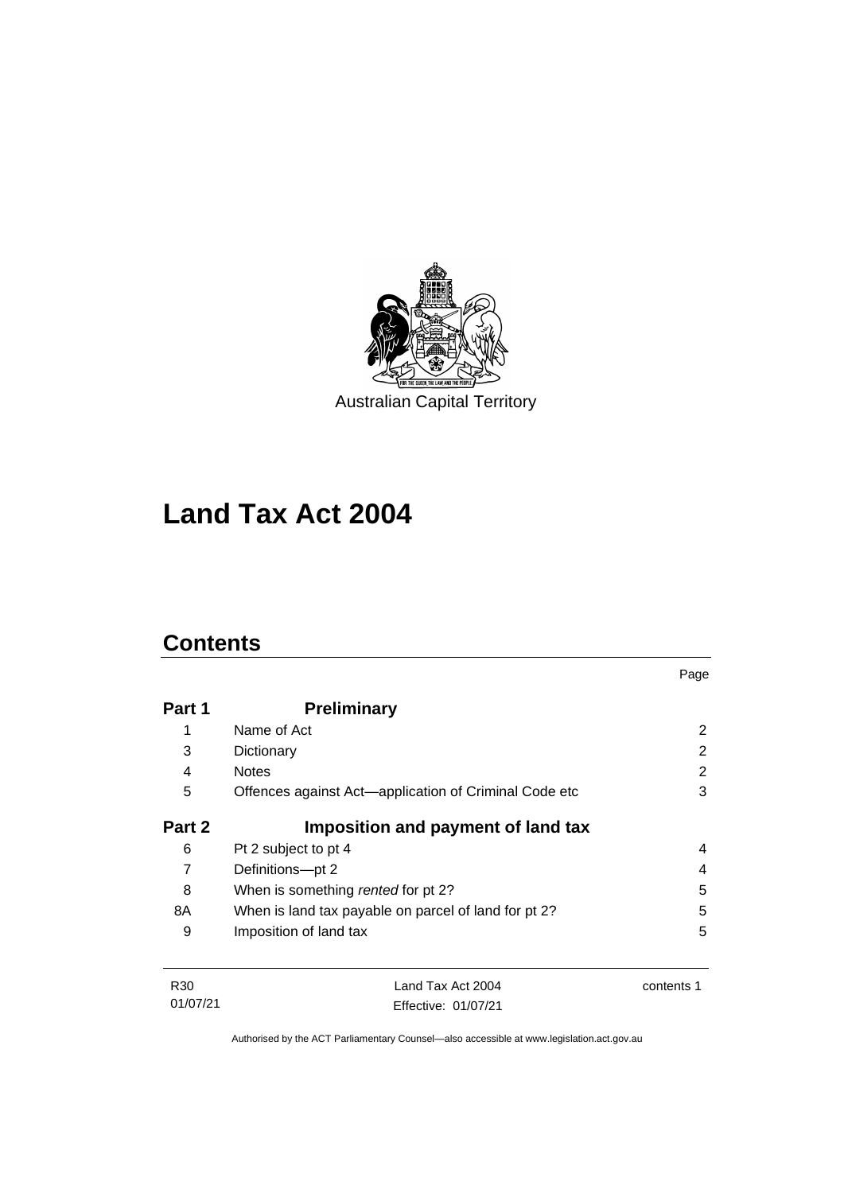Australian Capital Territory

# Land Tax Act 2004

## Contents

| | | Page |
|---|---|---|
| **Part 1** | **Preliminary** | |
| 1 | Name of Act | 2 |
| 3 | Dictionary | 2 |
| 4 | Notes | 2 |
| 5 | Offences against Act—application of Criminal Code etc | 3 |
| **Part 2** | **Imposition and payment of land tax** | |
| 6 | Pt 2 subject to pt 4 | 4 |
| 7 | Definitions—pt 2 | 4 |
| 8 | When is something *rented* for pt 2? | 5 |
| 8A | When is land tax payable on parcel of land for pt 2? | 5 |
| 9 | Imposition of land tax | 5 |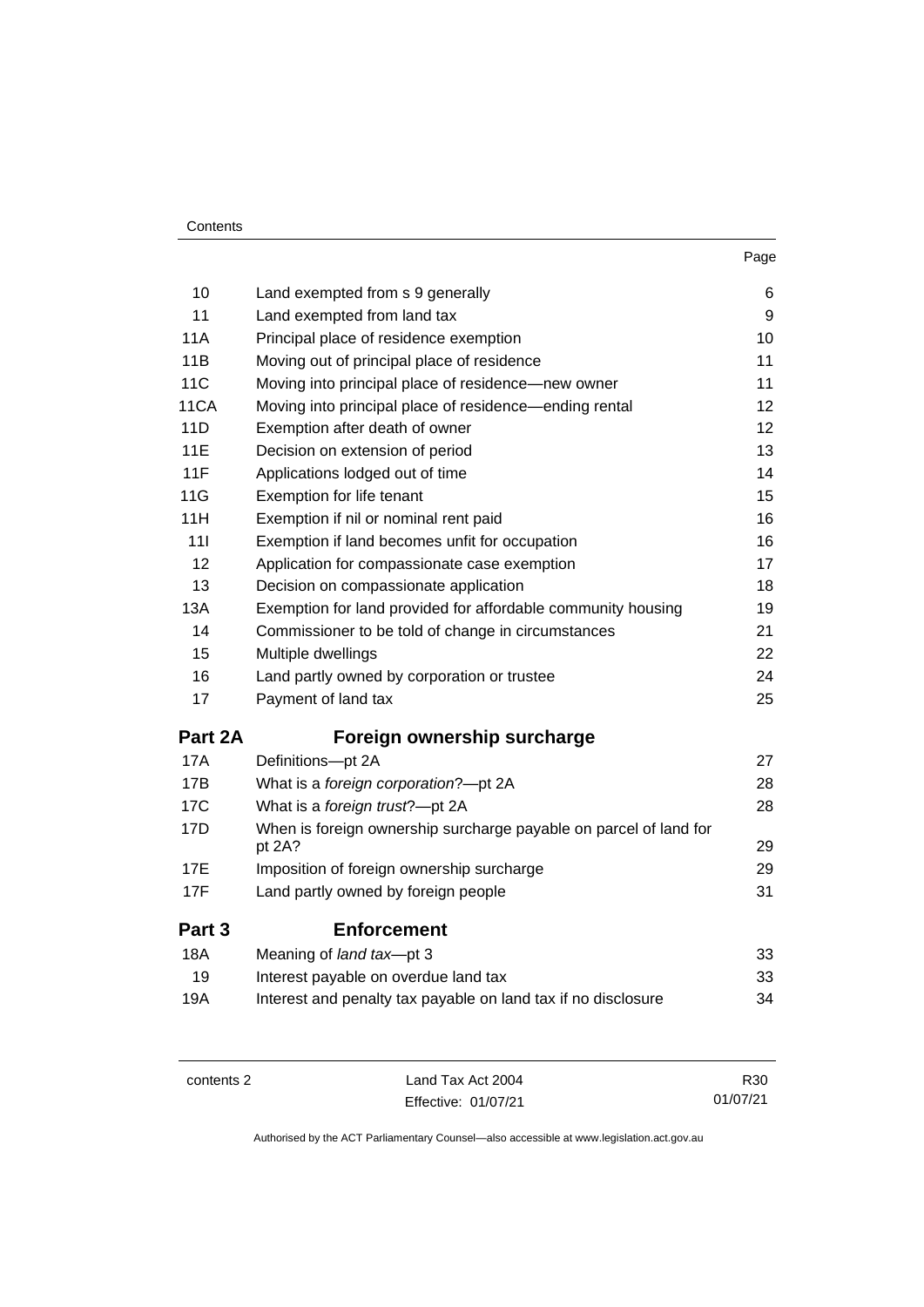| | | Page |
|---|---|---|
| 10 | Land exempted from s 9 generally | 6 |
| 11 | Land exempted from land tax | 9 |
| 11A | Principal place of residence exemption | 10 |
| 11B | Moving out of principal place of residence | 11 |
| 11C | Moving into principal place of residence—new owner | 11 |
| 11CA | Moving into principal place of residence—ending rental | 12 |
| 11D | Exemption after death of owner | 12 |
| 11E | Decision on extension of period | 13 |
| 11F | Applications lodged out of time | 14 |
| 11G | Exemption for life tenant | 15 |
| 11H | Exemption if nil or nominal rent paid | 16 |
| 11I | Exemption if land becomes unfit for occupation | 16 |
| 12 | Application for compassionate case exemption | 17 |
| 13 | Decision on compassionate application | 18 |
| 13A | Exemption for land provided for affordable community housing | 19 |
| 14 | Commissioner to be told of change in circumstances | 21 |
| 15 | Multiple dwellings | 22 |
| 16 | Land partly owned by corporation or trustee | 24 |
| 17 | Payment of land tax | 25 |

## Part 2A Foreign ownership surcharge

| | | |
|---|---|---|
| 17A | Definitions—pt 2A | 27 |
| 17B | What is a *foreign corporation*?—pt 2A | 28 |
| 17C | What is a *foreign trust*?—pt 2A | 28 |
| 17D | When is foreign ownership surcharge payable on parcel of land for pt 2A? | 29 |
| 17E | Imposition of foreign ownership surcharge | 29 |
| 17F | Land partly owned by foreign people | 31 |

## Part 3 Enforcement

| | | |
|---|---|---|
| 18A | Meaning of *land tax*—pt 3 | 33 |
| 19 | Interest payable on overdue land tax | 33 |
| 19A | Interest and penalty tax payable on land tax if no disclosure | 34 |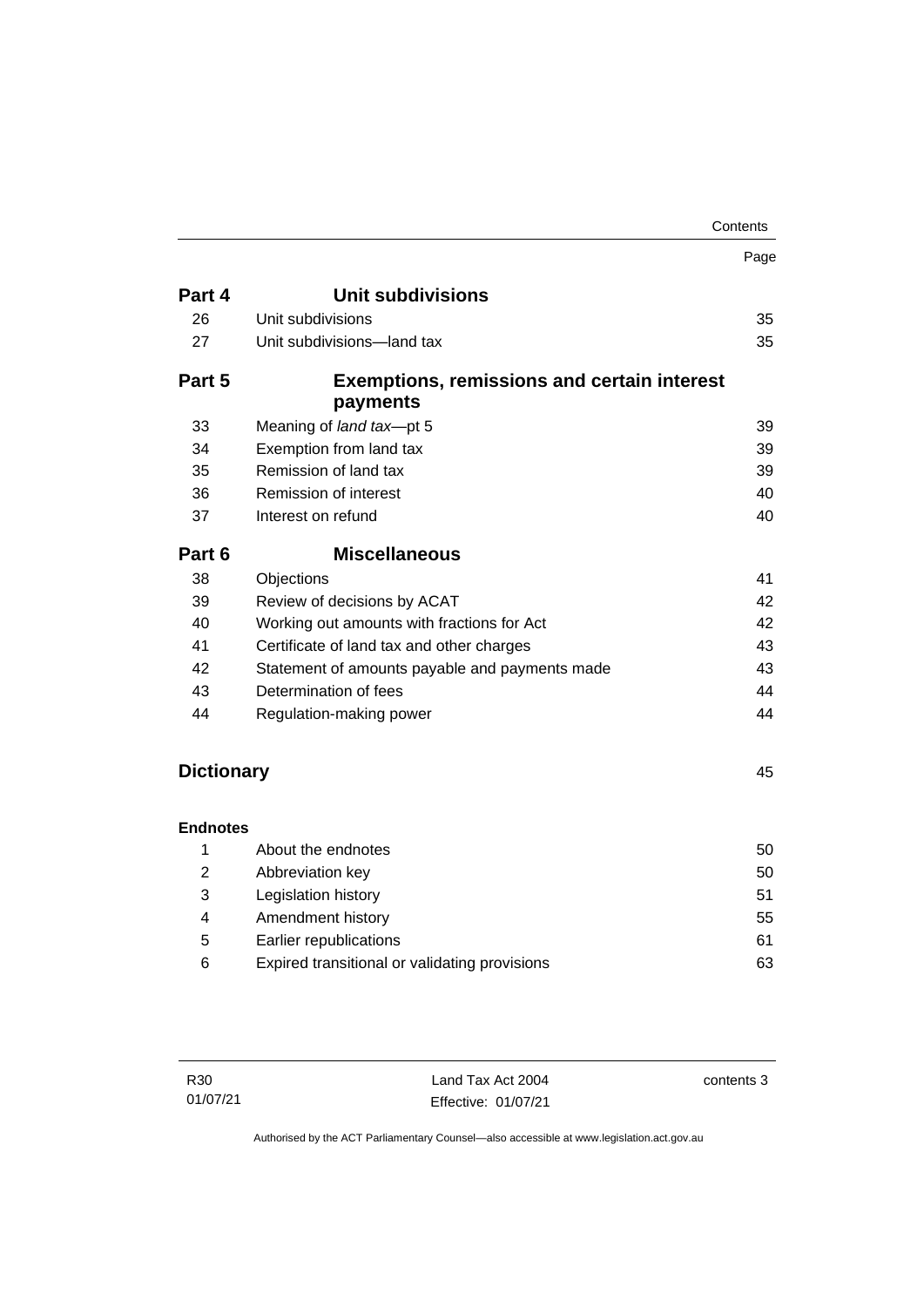| | | Page |
|---|---|---|
| **Part 4** | **Unit subdivisions** | |
| 26 | Unit subdivisions | 35 |
| 27 | Unit subdivisions—land tax | 35 |
| **Part 5** | **Exemptions, remissions and certain interest payments** | |
| 33 | Meaning of *land tax*—pt 5 | 39 |
| 34 | Exemption from land tax | 39 |
| 35 | Remission of land tax | 39 |
| 36 | Remission of interest | 40 |
| 37 | Interest on refund | 40 |
| **Part 6** | **Miscellaneous** | |
| 38 | Objections | 41 |
| 39 | Review of decisions by ACAT | 42 |
| 40 | Working out amounts with fractions for Act | 42 |
| 41 | Certificate of land tax and other charges | 43 |
| 42 | Statement of amounts payable and payments made | 43 |
| 43 | Determination of fees | 44 |
| 44 | Regulation-making power | 44 |
| **Dictionary** | | 45 |
| **Endnotes** | | |
| 1 | About the endnotes | 50 |
| 2 | Abbreviation key | 50 |
| 3 | Legislation history | 51 |
| 4 | Amendment history | 55 |
| 5 | Earlier republications | 61 |
| 6 | Expired transitional or validating provisions | 63 |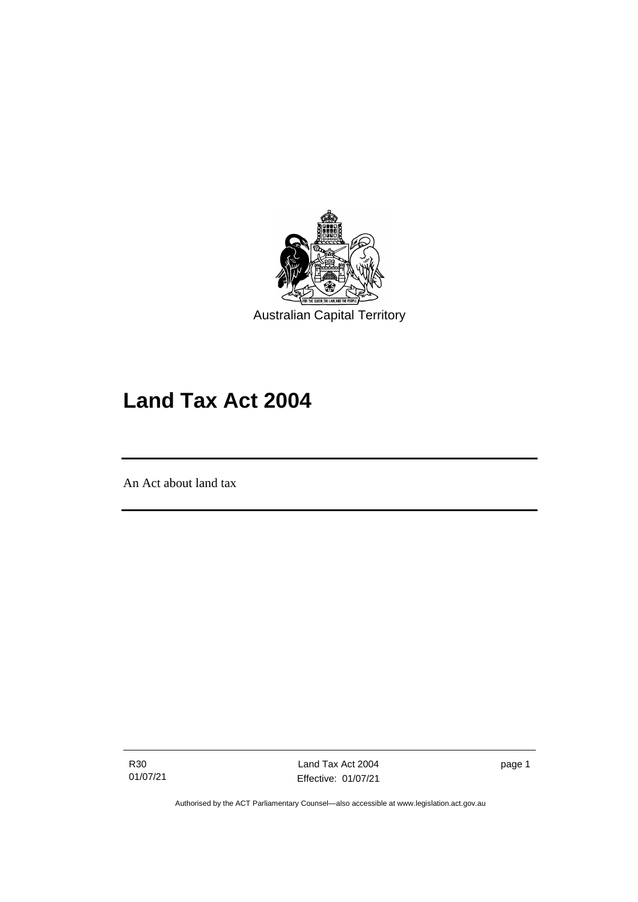Australian Capital Territory

# Land Tax Act 2004

An Act about land tax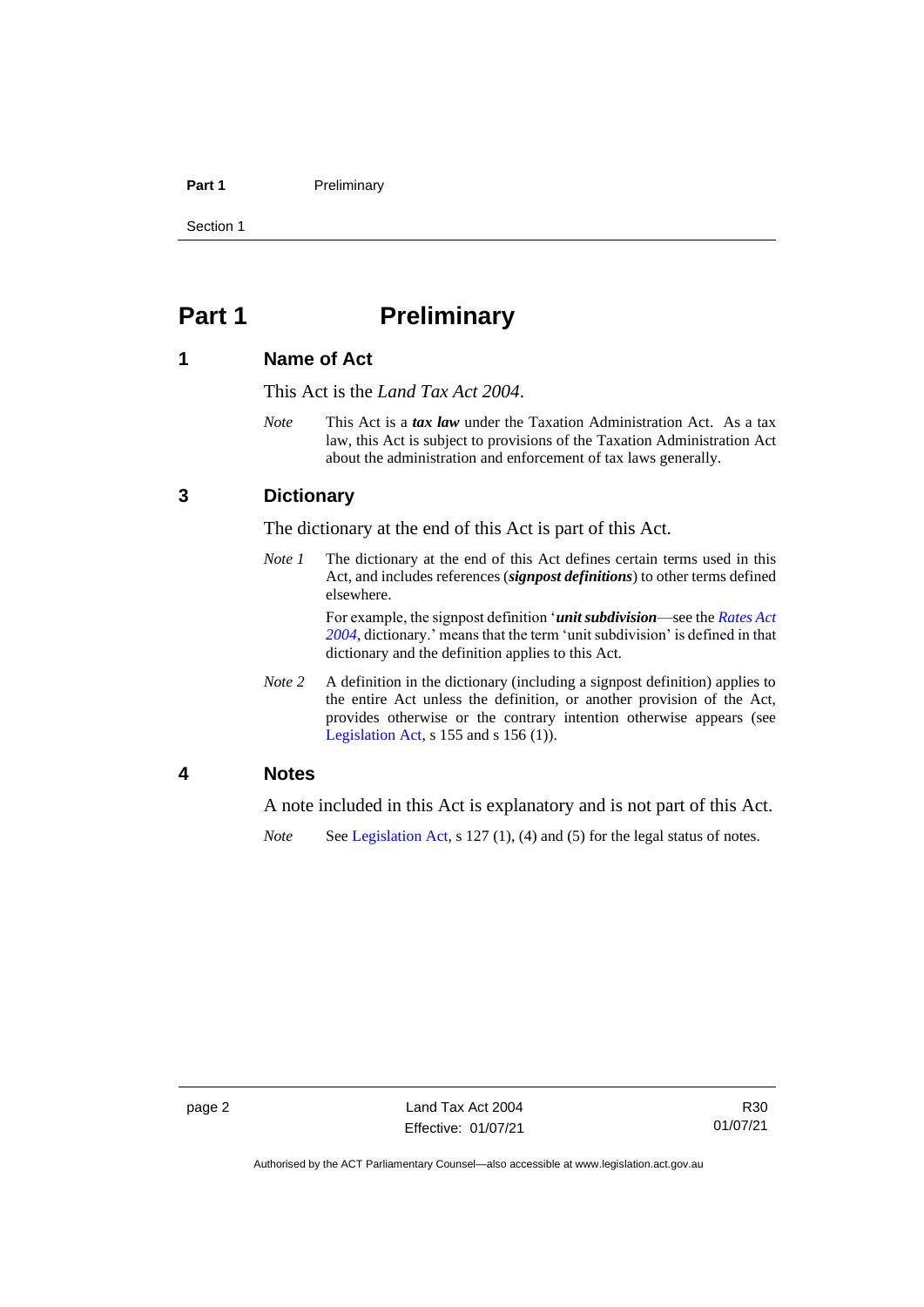# Part 1 Preliminary

## 1 Name of Act

This Act is the *Land Tax Act 2004*.

*Note* This Act is a ***tax law*** under the Taxation Administration Act. As a tax law, this Act is subject to provisions of the Taxation Administration Act about the administration and enforcement of tax laws generally.

## 3 Dictionary

The dictionary at the end of this Act is part of this Act.

*Note 1* The dictionary at the end of this Act defines certain terms used in this Act, and includes references (***signpost definitions***) to other terms defined elsewhere.

For example, the signpost definition '***unit subdivision***—see the *Rates Act 2004*, dictionary.' means that the term 'unit subdivision' is defined in that dictionary and the definition applies to this Act.

*Note 2* A definition in the dictionary (including a signpost definition) applies to the entire Act unless the definition, or another provision of the Act, provides otherwise or the contrary intention otherwise appears (see Legislation Act, s 155 and s 156 (1)).

## 4 Notes

A note included in this Act is explanatory and is not part of this Act.

*Note* See Legislation Act, s 127 (1), (4) and (5) for the legal status of notes.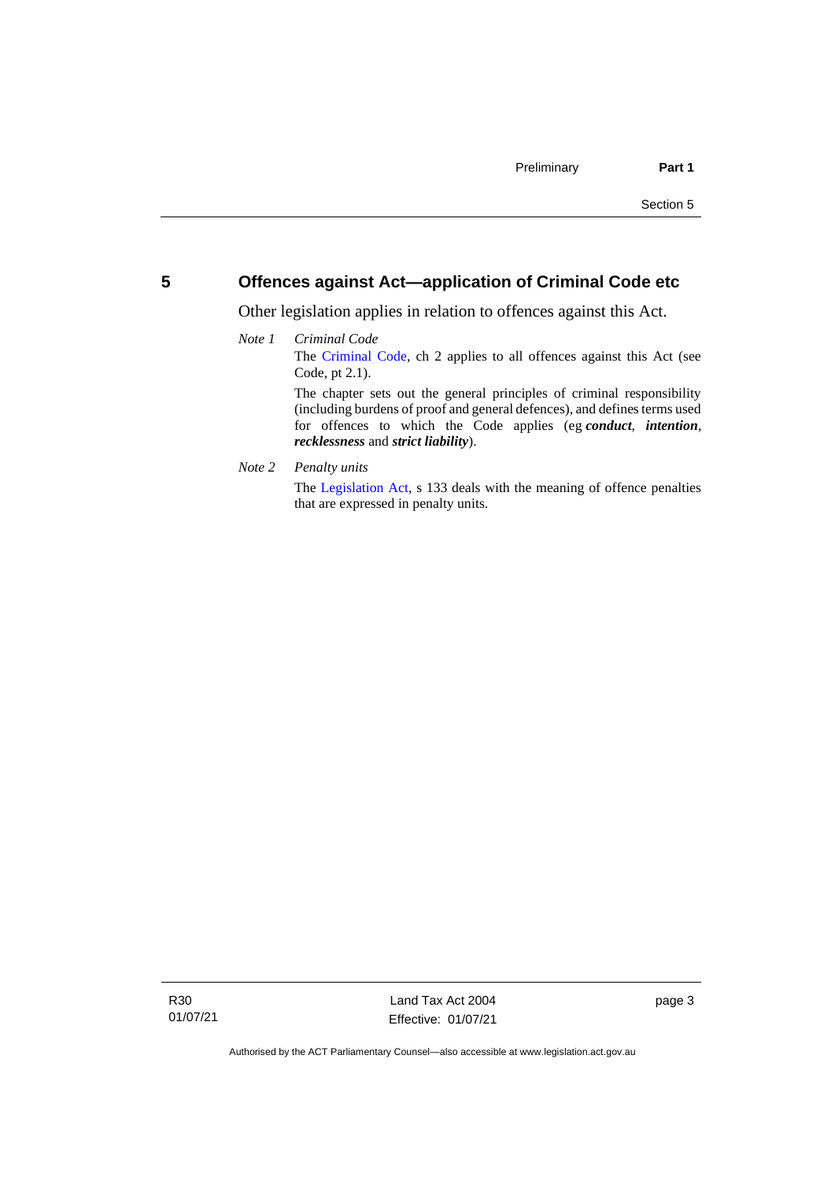## 5 Offences against Act—application of Criminal Code etc

Other legislation applies in relation to offences against this Act.

*Note 1* *Criminal Code*

The Criminal Code, ch 2 applies to all offences against this Act (see Code, pt 2.1).

The chapter sets out the general principles of criminal responsibility (including burdens of proof and general defences), and defines terms used for offences to which the Code applies (eg ***conduct***, ***intention***, ***recklessness*** and ***strict liability***).

*Note 2* *Penalty units*

The Legislation Act, s 133 deals with the meaning of offence penalties that are expressed in penalty units.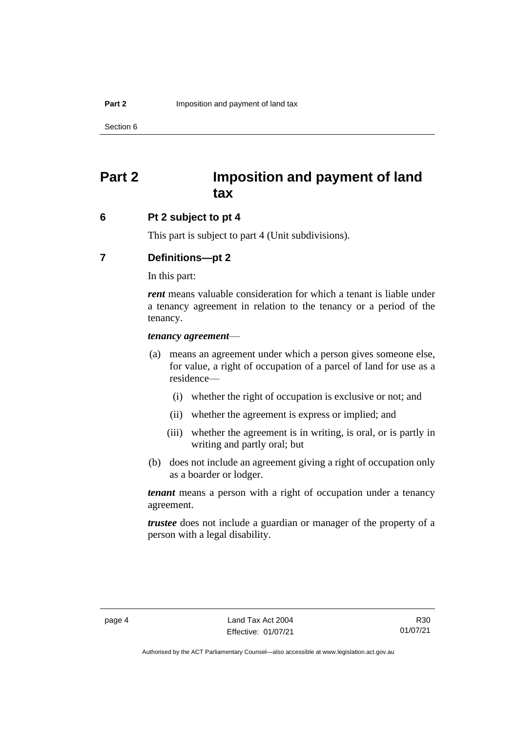# Part 2 Imposition and payment of land tax

## 6 Pt 2 subject to pt 4

This part is subject to part 4 (Unit subdivisions).

## 7 Definitions—pt 2

In this part:

***rent*** means valuable consideration for which a tenant is liable under a tenancy agreement in relation to the tenancy or a period of the tenancy.

***tenancy agreement***—

(a) means an agreement under which a person gives someone else, for value, a right of occupation of a parcel of land for use as a residence—

(i) whether the right of occupation is exclusive or not; and

(ii) whether the agreement is express or implied; and

(iii) whether the agreement is in writing, is oral, or is partly in writing and partly oral; but

(b) does not include an agreement giving a right of occupation only as a boarder or lodger.

***tenant*** means a person with a right of occupation under a tenancy agreement.

***trustee*** does not include a guardian or manager of the property of a person with a legal disability.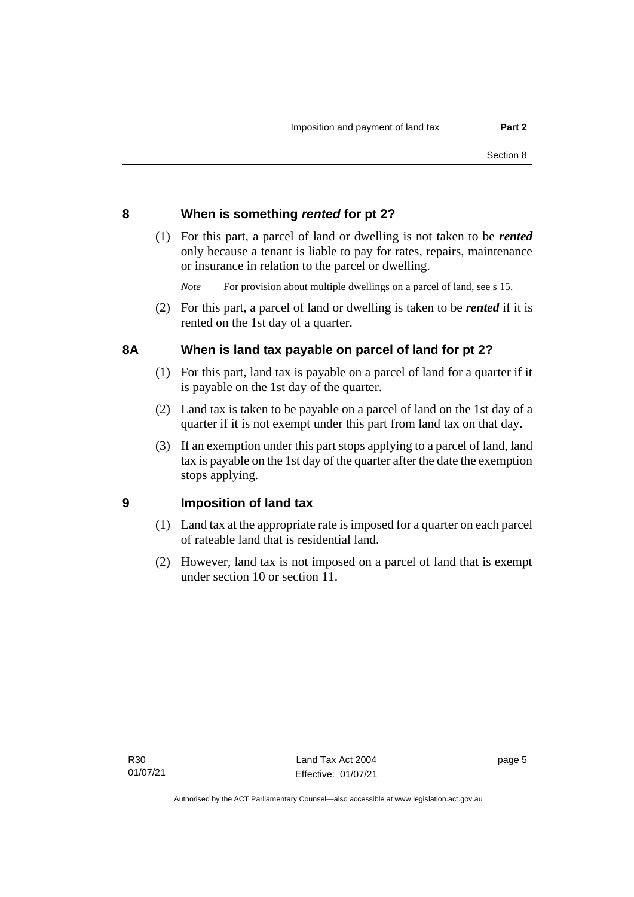## 8 When is something ***rented*** for pt 2?

(1) For this part, a parcel of land or dwelling is not taken to be ***rented*** only because a tenant is liable to pay for rates, repairs, maintenance or insurance in relation to the parcel or dwelling.

*Note* For provision about multiple dwellings on a parcel of land, see s 15.

(2) For this part, a parcel of land or dwelling is taken to be ***rented*** if it is rented on the 1st day of a quarter.

## 8A When is land tax payable on parcel of land for pt 2?

(1) For this part, land tax is payable on a parcel of land for a quarter if it is payable on the 1st day of the quarter.

(2) Land tax is taken to be payable on a parcel of land on the 1st day of a quarter if it is not exempt under this part from land tax on that day.

(3) If an exemption under this part stops applying to a parcel of land, land tax is payable on the 1st day of the quarter after the date the exemption stops applying.

## 9 Imposition of land tax

(1) Land tax at the appropriate rate is imposed for a quarter on each parcel of rateable land that is residential land.

(2) However, land tax is not imposed on a parcel of land that is exempt under section 10 or section 11.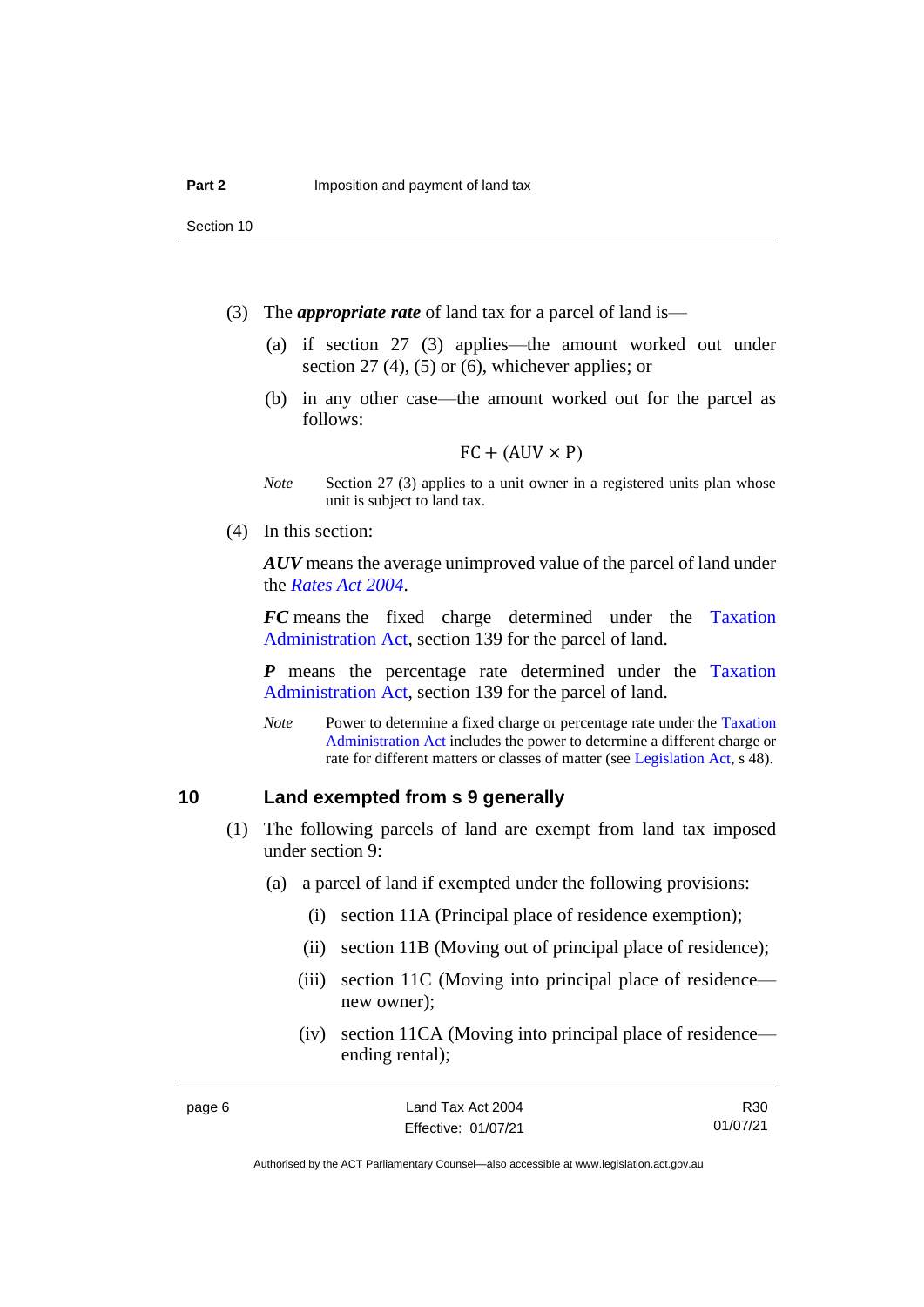(3) The ***appropriate rate*** of land tax for a parcel of land is—

(a) if section 27 (3) applies—the amount worked out under section 27 (4), (5) or (6), whichever applies; or

(b) in any other case—the amount worked out for the parcel as follows:

$$FC + (AUV \times P)$$

*Note* Section 27 (3) applies to a unit owner in a registered units plan whose unit is subject to land tax.

(4) In this section:

***AUV*** means the average unimproved value of the parcel of land under the *Rates Act 2004*.

***FC*** means the fixed charge determined under the Taxation Administration Act, section 139 for the parcel of land.

***P*** means the percentage rate determined under the Taxation Administration Act, section 139 for the parcel of land.

*Note* Power to determine a fixed charge or percentage rate under the Taxation Administration Act includes the power to determine a different charge or rate for different matters or classes of matter (see Legislation Act, s 48).

## 10 Land exempted from s 9 generally

(1) The following parcels of land are exempt from land tax imposed under section 9:

(a) a parcel of land if exempted under the following provisions:

(i) section 11A (Principal place of residence exemption);

(ii) section 11B (Moving out of principal place of residence);

(iii) section 11C (Moving into principal place of residence—new owner);

(iv) section 11CA (Moving into principal place of residence—ending rental);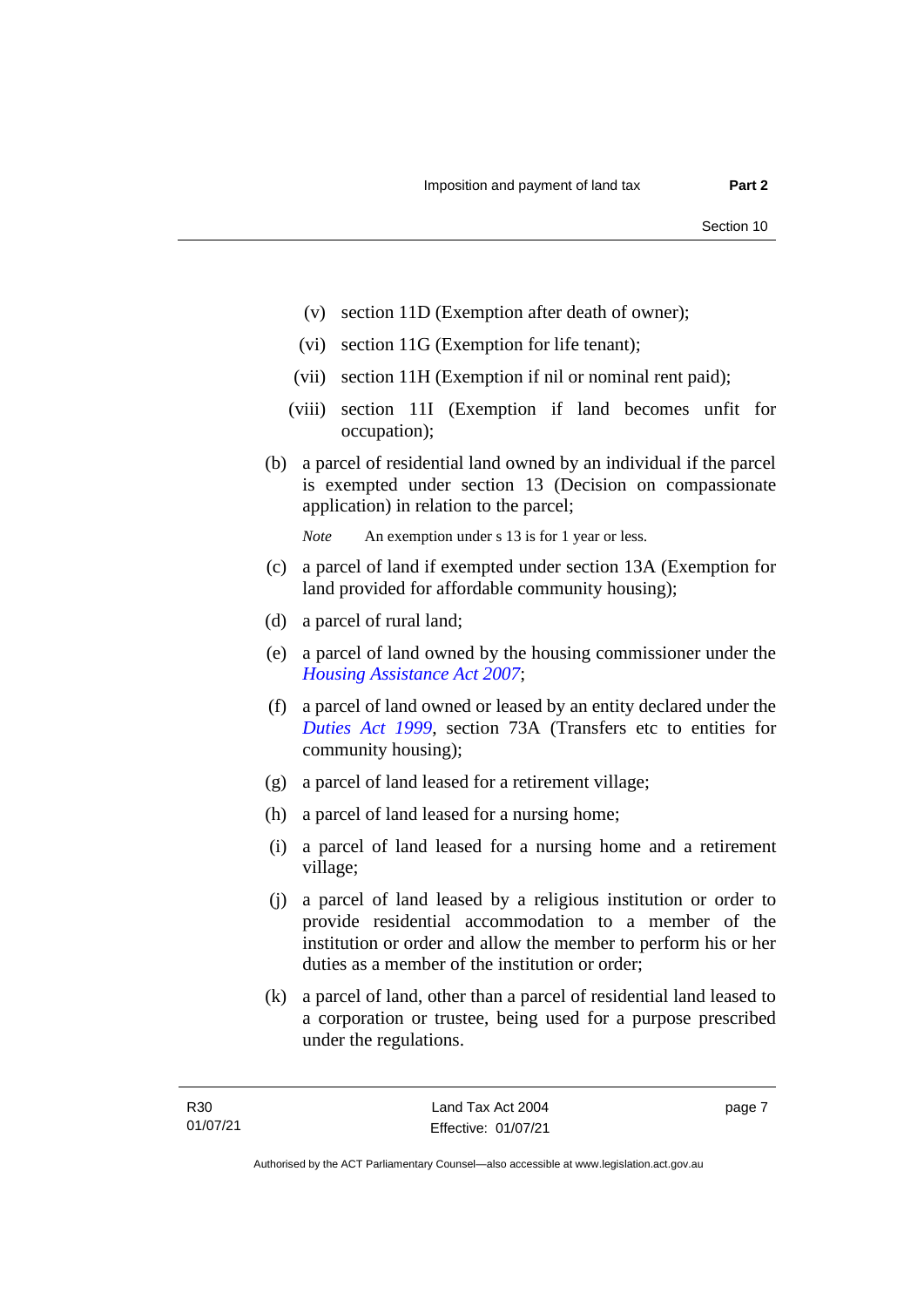(v) section 11D (Exemption after death of owner);

(vi) section 11G (Exemption for life tenant);

(vii) section 11H (Exemption if nil or nominal rent paid);

(viii) section 11I (Exemption if land becomes unfit for occupation);

(b) a parcel of residential land owned by an individual if the parcel is exempted under section 13 (Decision on compassionate application) in relation to the parcel;

*Note* An exemption under s 13 is for 1 year or less.

(c) a parcel of land if exempted under section 13A (Exemption for land provided for affordable community housing);

(d) a parcel of rural land;

(e) a parcel of land owned by the housing commissioner under the *Housing Assistance Act 2007*;

(f) a parcel of land owned or leased by an entity declared under the *Duties Act 1999*, section 73A (Transfers etc to entities for community housing);

(g) a parcel of land leased for a retirement village;

(h) a parcel of land leased for a nursing home;

(i) a parcel of land leased for a nursing home and a retirement village;

(j) a parcel of land leased by a religious institution or order to provide residential accommodation to a member of the institution or order and allow the member to perform his or her duties as a member of the institution or order;

(k) a parcel of land, other than a parcel of residential land leased to a corporation or trustee, being used for a purpose prescribed under the regulations.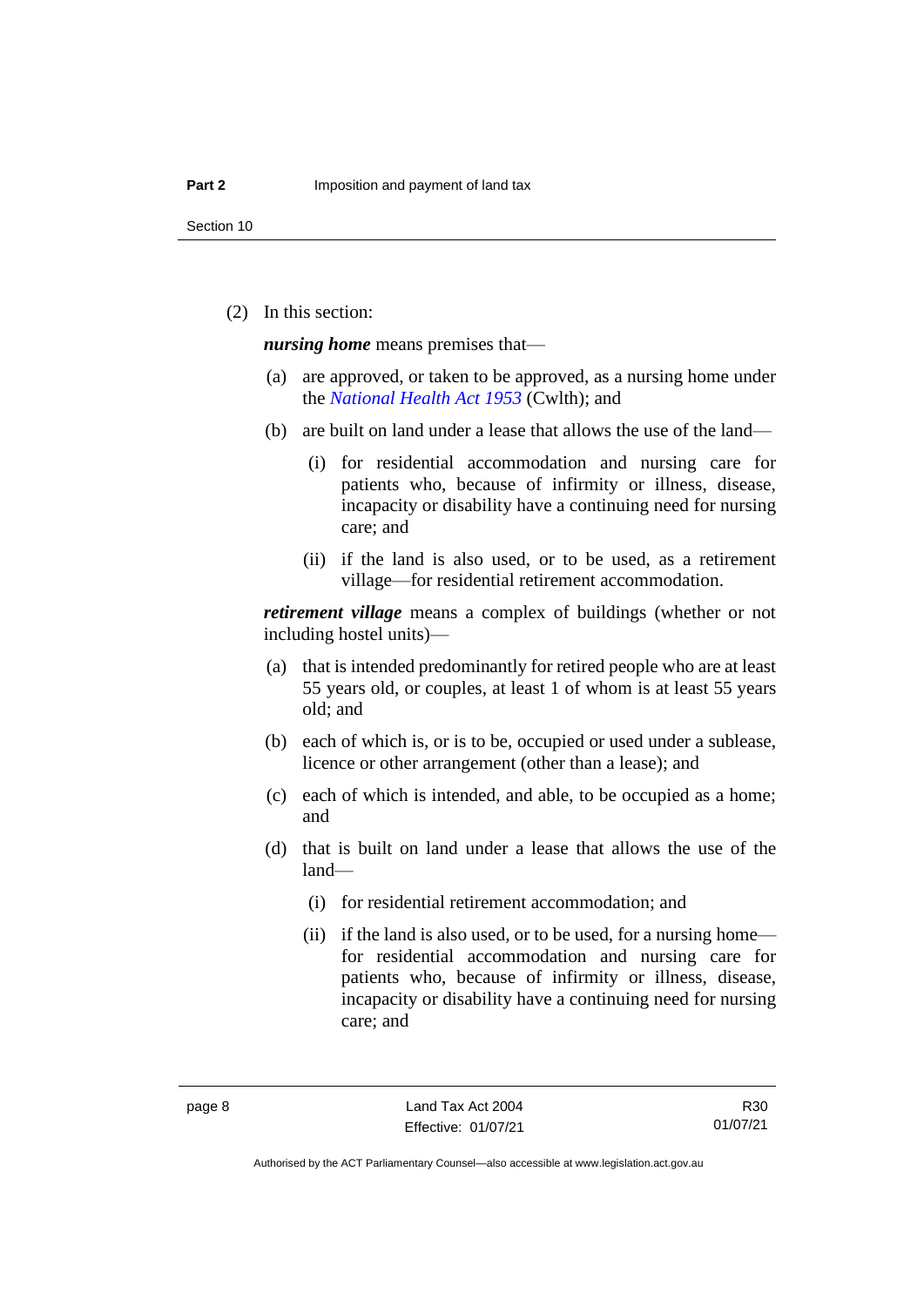(2) In this section:

***nursing home*** means premises that—

(a) are approved, or taken to be approved, as a nursing home under the *National Health Act 1953* (Cwlth); and

(b) are built on land under a lease that allows the use of the land—

(i) for residential accommodation and nursing care for patients who, because of infirmity or illness, disease, incapacity or disability have a continuing need for nursing care; and

(ii) if the land is also used, or to be used, as a retirement village—for residential retirement accommodation.

***retirement village*** means a complex of buildings (whether or not including hostel units)—

(a) that is intended predominantly for retired people who are at least 55 years old, or couples, at least 1 of whom is at least 55 years old; and

(b) each of which is, or is to be, occupied or used under a sublease, licence or other arrangement (other than a lease); and

(c) each of which is intended, and able, to be occupied as a home; and

(d) that is built on land under a lease that allows the use of the land—

(i) for residential retirement accommodation; and

(ii) if the land is also used, or to be used, for a nursing home—for residential accommodation and nursing care for patients who, because of infirmity or illness, disease, incapacity or disability have a continuing need for nursing care; and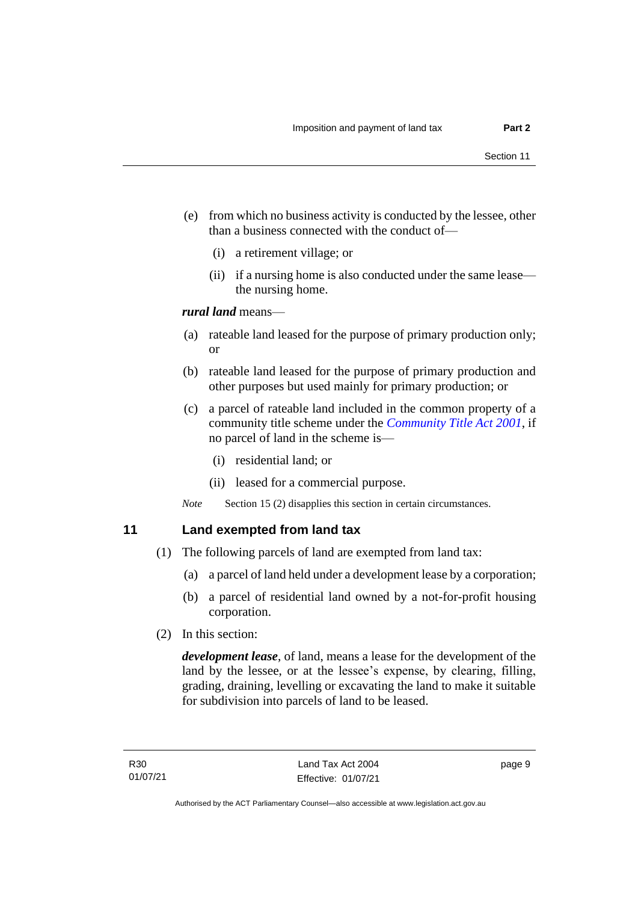(e) from which no business activity is conducted by the lessee, other than a business connected with the conduct of—

  (i) a retirement village; or

  (ii) if a nursing home is also conducted under the same lease—the nursing home.

***rural land*** means—

(a) rateable land leased for the purpose of primary production only; or

(b) rateable land leased for the purpose of primary production and other purposes but used mainly for primary production; or

(c) a parcel of rateable land included in the common property of a community title scheme under the *Community Title Act 2001*, if no parcel of land in the scheme is—

  (i) residential land; or

  (ii) leased for a commercial purpose.

*Note* Section 15 (2) disapplies this section in certain circumstances.

## 11 Land exempted from land tax

(1) The following parcels of land are exempted from land tax:

  (a) a parcel of land held under a development lease by a corporation;

  (b) a parcel of residential land owned by a not-for-profit housing corporation.

(2) In this section:

***development lease***, of land, means a lease for the development of the land by the lessee, or at the lessee's expense, by clearing, filling, grading, draining, levelling or excavating the land to make it suitable for subdivision into parcels of land to be leased.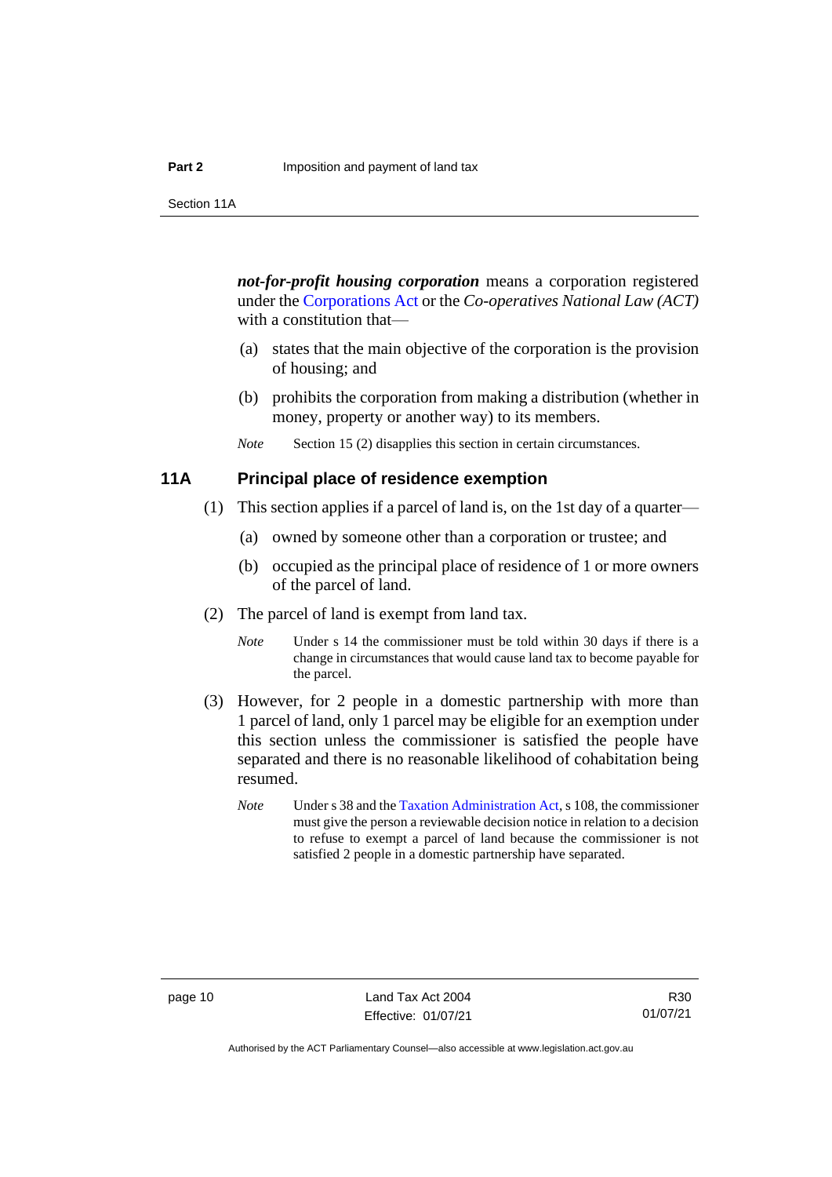***not-for-profit housing corporation*** means a corporation registered under the Corporations Act or the *Co-operatives National Law (ACT)* with a constitution that—

(a) states that the main objective of the corporation is the provision of housing; and

(b) prohibits the corporation from making a distribution (whether in money, property or another way) to its members.

*Note* Section 15 (2) disapplies this section in certain circumstances.

## 11A Principal place of residence exemption

(1) This section applies if a parcel of land is, on the 1st day of a quarter—

(a) owned by someone other than a corporation or trustee; and

(b) occupied as the principal place of residence of 1 or more owners of the parcel of land.

(2) The parcel of land is exempt from land tax.

*Note* Under s 14 the commissioner must be told within 30 days if there is a change in circumstances that would cause land tax to become payable for the parcel.

(3) However, for 2 people in a domestic partnership with more than 1 parcel of land, only 1 parcel may be eligible for an exemption under this section unless the commissioner is satisfied the people have separated and there is no reasonable likelihood of cohabitation being resumed.

*Note* Under s 38 and the Taxation Administration Act, s 108, the commissioner must give the person a reviewable decision notice in relation to a decision to refuse to exempt a parcel of land because the commissioner is not satisfied 2 people in a domestic partnership have separated.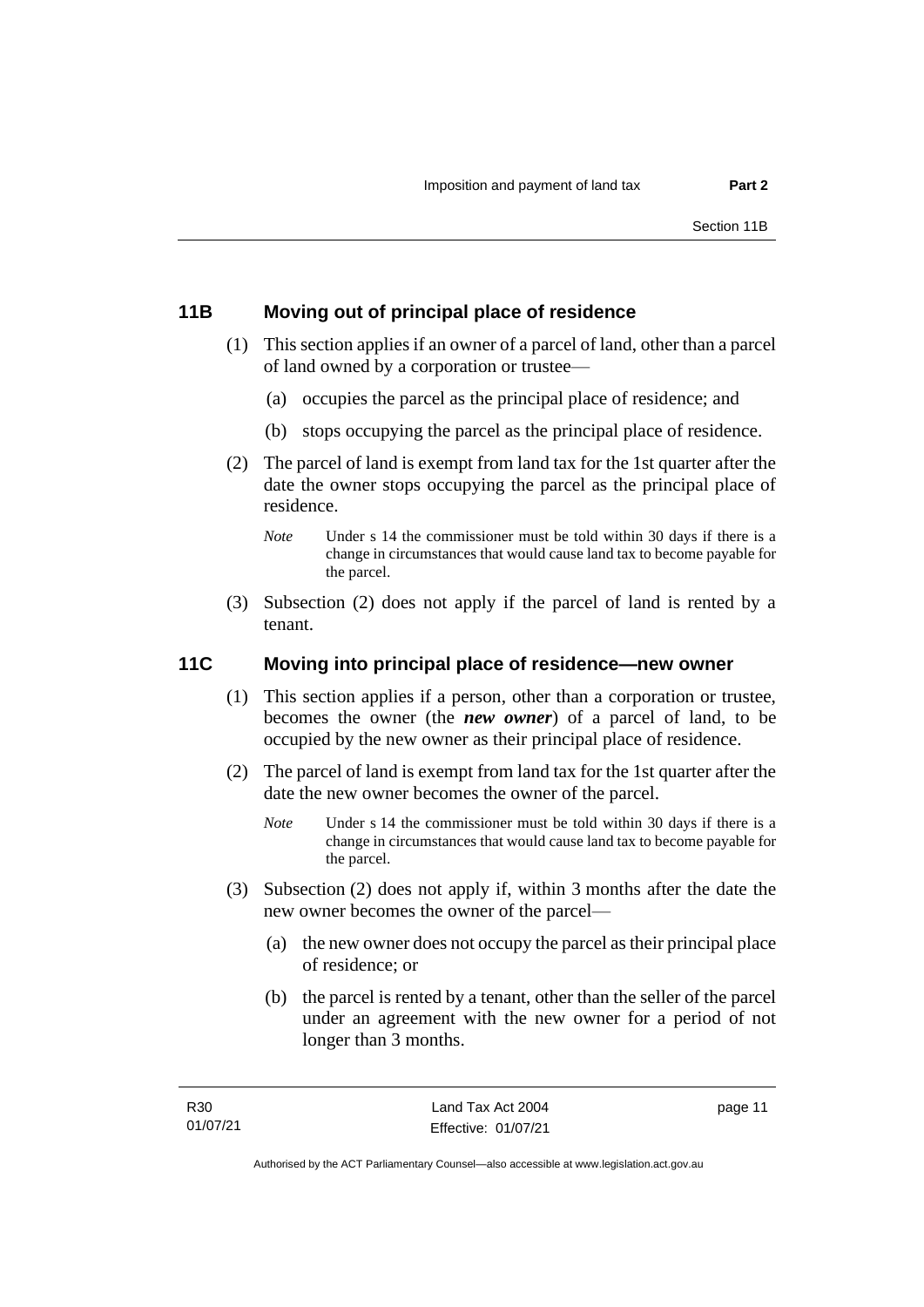## 11B Moving out of principal place of residence

(1) This section applies if an owner of a parcel of land, other than a parcel of land owned by a corporation or trustee—

(a) occupies the parcel as the principal place of residence; and

(b) stops occupying the parcel as the principal place of residence.

(2) The parcel of land is exempt from land tax for the 1st quarter after the date the owner stops occupying the parcel as the principal place of residence.

*Note* Under s 14 the commissioner must be told within 30 days if there is a change in circumstances that would cause land tax to become payable for the parcel.

(3) Subsection (2) does not apply if the parcel of land is rented by a tenant.

## 11C Moving into principal place of residence—new owner

(1) This section applies if a person, other than a corporation or trustee, becomes the owner (the ***new owner***) of a parcel of land, to be occupied by the new owner as their principal place of residence.

(2) The parcel of land is exempt from land tax for the 1st quarter after the date the new owner becomes the owner of the parcel.

*Note* Under s 14 the commissioner must be told within 30 days if there is a change in circumstances that would cause land tax to become payable for the parcel.

(3) Subsection (2) does not apply if, within 3 months after the date the new owner becomes the owner of the parcel—

(a) the new owner does not occupy the parcel as their principal place of residence; or

(b) the parcel is rented by a tenant, other than the seller of the parcel under an agreement with the new owner for a period of not longer than 3 months.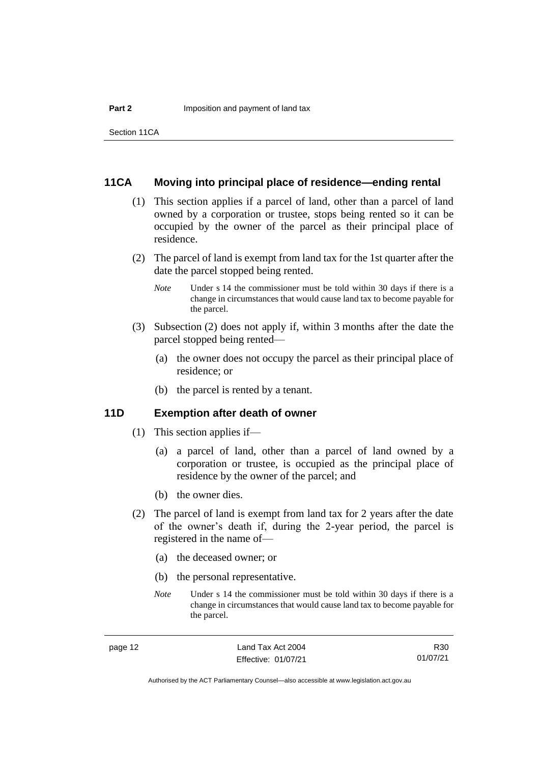### 11CA Moving into principal place of residence—ending rental

(1) This section applies if a parcel of land, other than a parcel of land owned by a corporation or trustee, stops being rented so it can be occupied by the owner of the parcel as their principal place of residence.

(2) The parcel of land is exempt from land tax for the 1st quarter after the date the parcel stopped being rented.

*Note* Under s 14 the commissioner must be told within 30 days if there is a change in circumstances that would cause land tax to become payable for the parcel.

(3) Subsection (2) does not apply if, within 3 months after the date the parcel stopped being rented—

(a) the owner does not occupy the parcel as their principal place of residence; or

(b) the parcel is rented by a tenant.

### 11D Exemption after death of owner

(1) This section applies if—

(a) a parcel of land, other than a parcel of land owned by a corporation or trustee, is occupied as the principal place of residence by the owner of the parcel; and

(b) the owner dies.

(2) The parcel of land is exempt from land tax for 2 years after the date of the owner's death if, during the 2-year period, the parcel is registered in the name of—

(a) the deceased owner; or

(b) the personal representative.

*Note* Under s 14 the commissioner must be told within 30 days if there is a change in circumstances that would cause land tax to become payable for the parcel.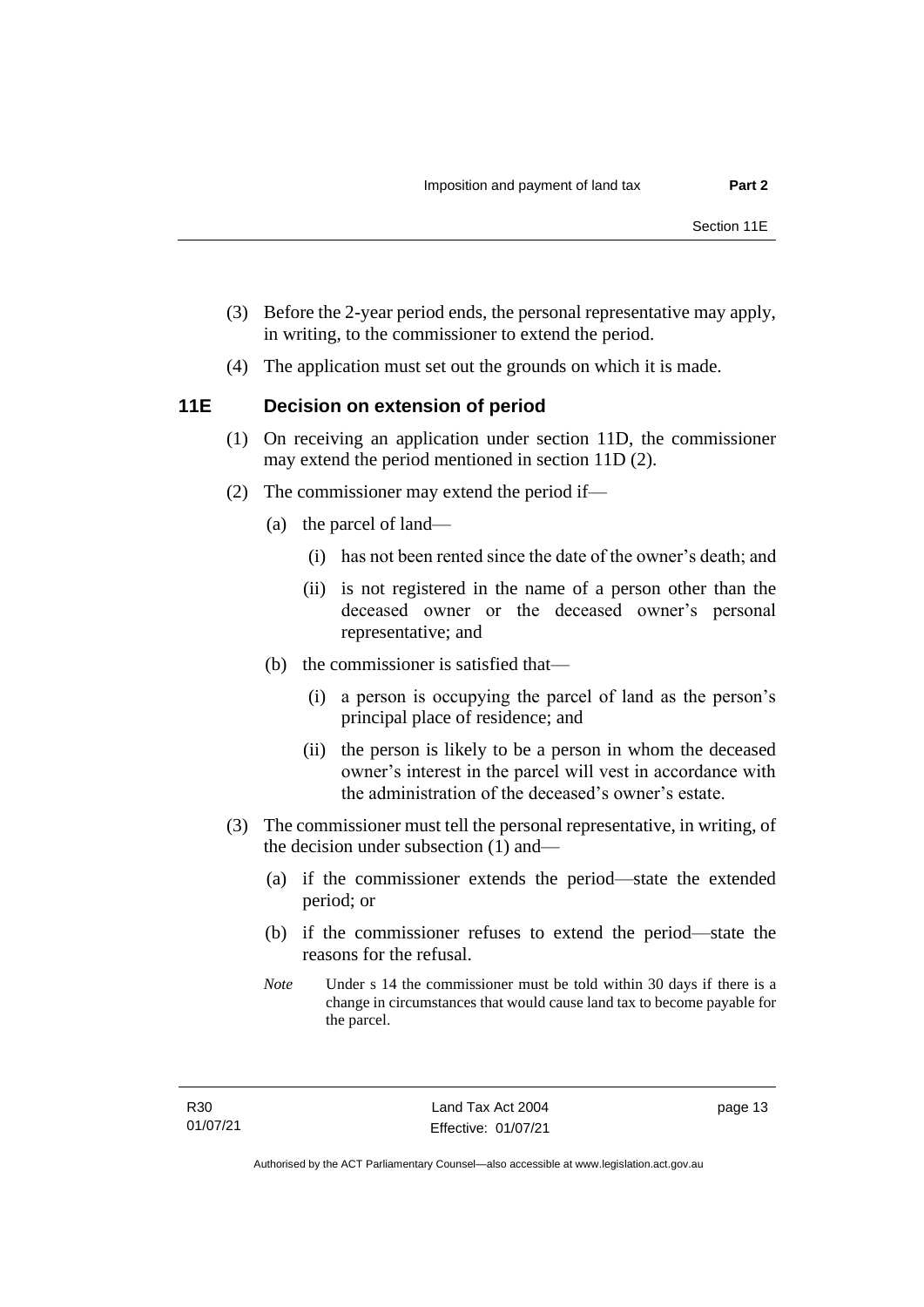(3) Before the 2-year period ends, the personal representative may apply, in writing, to the commissioner to extend the period.

(4) The application must set out the grounds on which it is made.

## 11E Decision on extension of period

(1) On receiving an application under section 11D, the commissioner may extend the period mentioned in section 11D (2).

(2) The commissioner may extend the period if—

(a) the parcel of land—

(i) has not been rented since the date of the owner's death; and

(ii) is not registered in the name of a person other than the deceased owner or the deceased owner's personal representative; and

(b) the commissioner is satisfied that—

(i) a person is occupying the parcel of land as the person's principal place of residence; and

(ii) the person is likely to be a person in whom the deceased owner's interest in the parcel will vest in accordance with the administration of the deceased's owner's estate.

(3) The commissioner must tell the personal representative, in writing, of the decision under subsection (1) and—

(a) if the commissioner extends the period—state the extended period; or

(b) if the commissioner refuses to extend the period—state the reasons for the refusal.

*Note* Under s 14 the commissioner must be told within 30 days if there is a change in circumstances that would cause land tax to become payable for the parcel.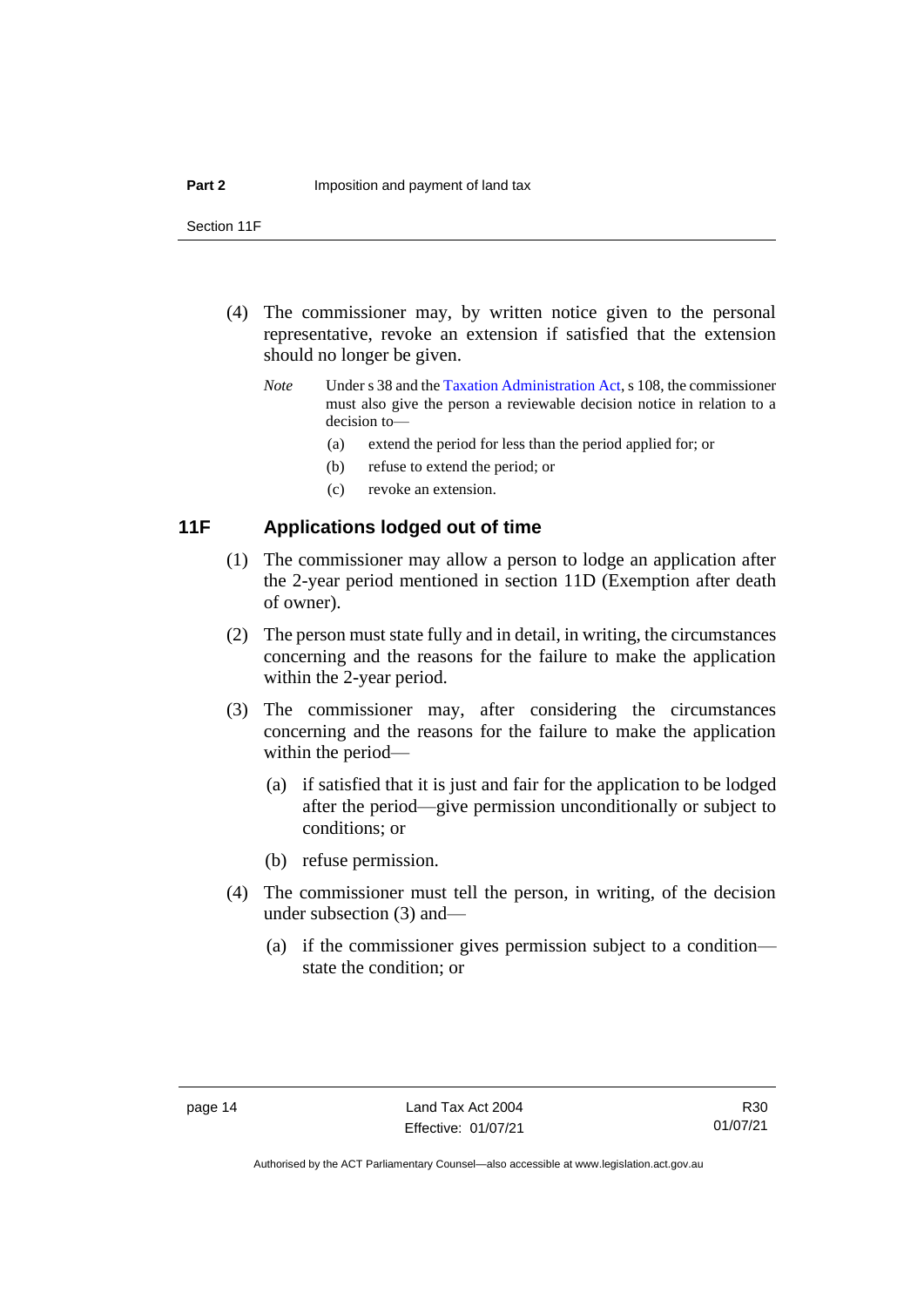(4) The commissioner may, by written notice given to the personal representative, revoke an extension if satisfied that the extension should no longer be given.

*Note* Under s 38 and the Taxation Administration Act, s 108, the commissioner must also give the person a reviewable decision notice in relation to a decision to—

(a) extend the period for less than the period applied for; or

(b) refuse to extend the period; or

(c) revoke an extension.

## 11F Applications lodged out of time

(1) The commissioner may allow a person to lodge an application after the 2-year period mentioned in section 11D (Exemption after death of owner).

(2) The person must state fully and in detail, in writing, the circumstances concerning and the reasons for the failure to make the application within the 2-year period.

(3) The commissioner may, after considering the circumstances concerning and the reasons for the failure to make the application within the period—

(a) if satisfied that it is just and fair for the application to be lodged after the period—give permission unconditionally or subject to conditions; or

(b) refuse permission.

(4) The commissioner must tell the person, in writing, of the decision under subsection (3) and—

(a) if the commissioner gives permission subject to a condition—state the condition; or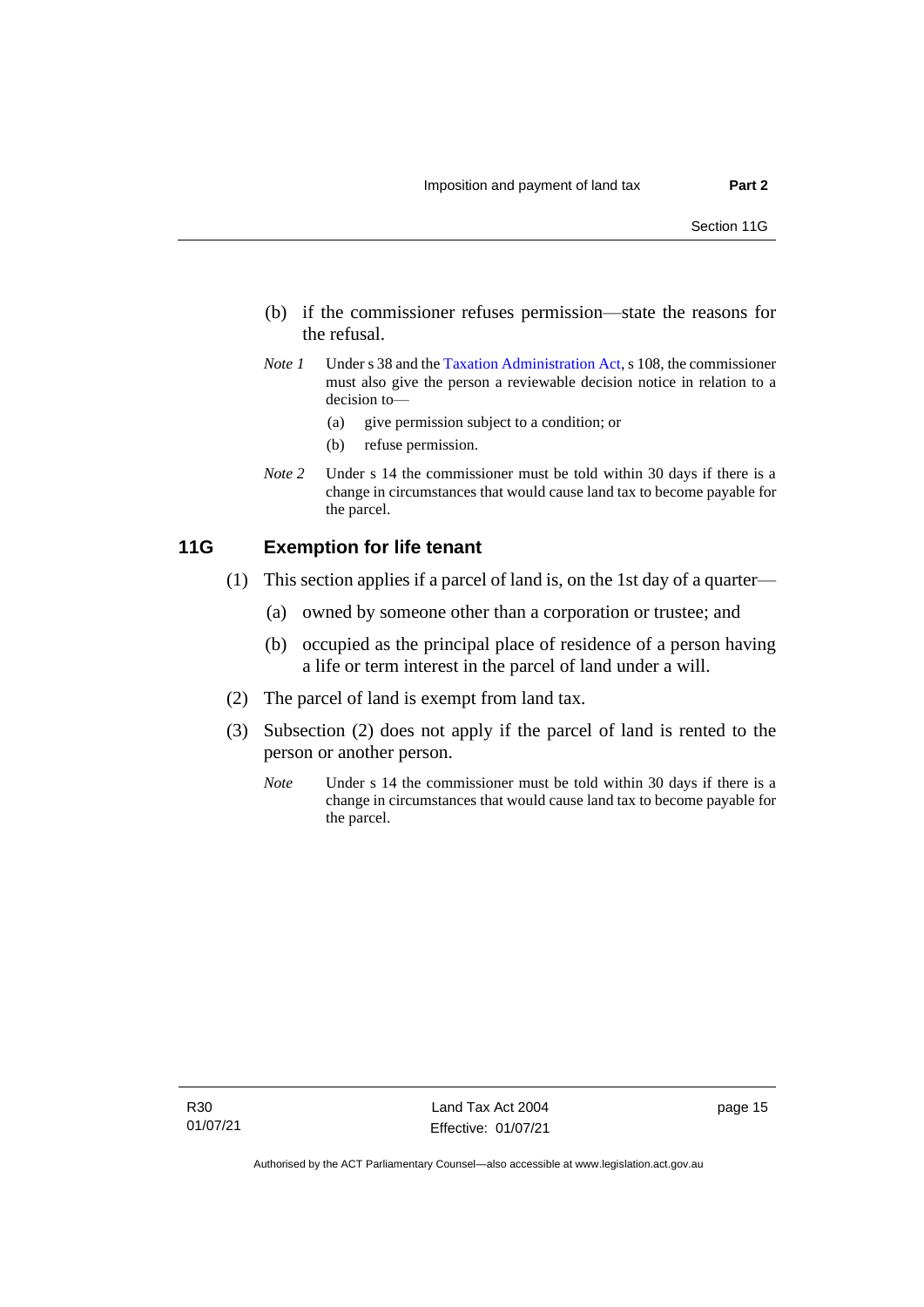(b) if the commissioner refuses permission—state the reasons for the refusal.

*Note 1* Under s 38 and the Taxation Administration Act, s 108, the commissioner must also give the person a reviewable decision notice in relation to a decision to—

(a) give permission subject to a condition; or

(b) refuse permission.

*Note 2* Under s 14 the commissioner must be told within 30 days if there is a change in circumstances that would cause land tax to become payable for the parcel.

## 11G Exemption for life tenant

(1) This section applies if a parcel of land is, on the 1st day of a quarter—

(a) owned by someone other than a corporation or trustee; and

(b) occupied as the principal place of residence of a person having a life or term interest in the parcel of land under a will.

(2) The parcel of land is exempt from land tax.

(3) Subsection (2) does not apply if the parcel of land is rented to the person or another person.

*Note* Under s 14 the commissioner must be told within 30 days if there is a change in circumstances that would cause land tax to become payable for the parcel.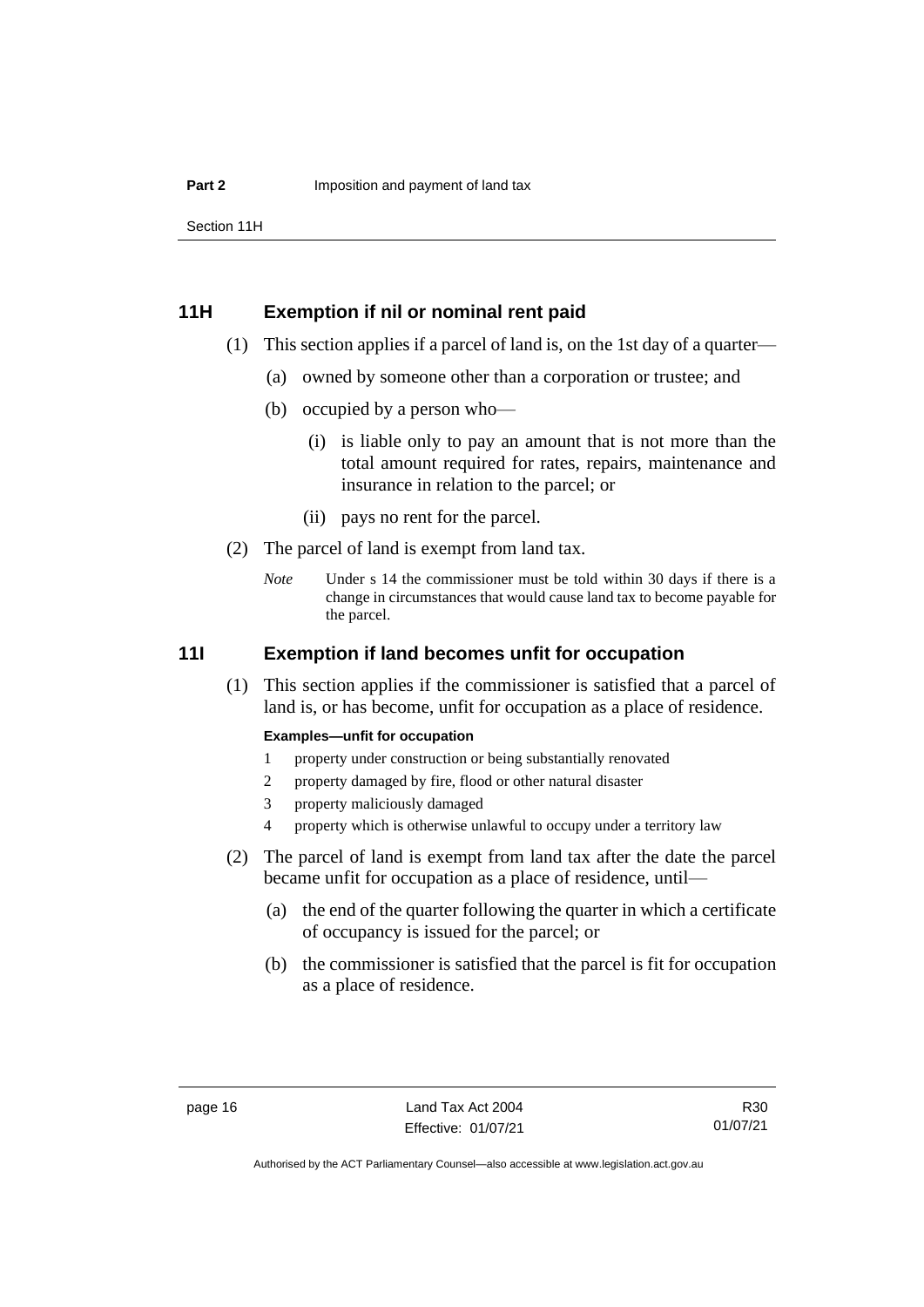## 11H Exemption if nil or nominal rent paid

(1) This section applies if a parcel of land is, on the 1st day of a quarter—

(a) owned by someone other than a corporation or trustee; and

(b) occupied by a person who—

(i) is liable only to pay an amount that is not more than the total amount required for rates, repairs, maintenance and insurance in relation to the parcel; or

(ii) pays no rent for the parcel.

(2) The parcel of land is exempt from land tax.

*Note* Under s 14 the commissioner must be told within 30 days if there is a change in circumstances that would cause land tax to become payable for the parcel.

## 11I Exemption if land becomes unfit for occupation

(1) This section applies if the commissioner is satisfied that a parcel of land is, or has become, unfit for occupation as a place of residence.

**Examples—unfit for occupation**

1 property under construction or being substantially renovated

2 property damaged by fire, flood or other natural disaster

3 property maliciously damaged

4 property which is otherwise unlawful to occupy under a territory law

(2) The parcel of land is exempt from land tax after the date the parcel became unfit for occupation as a place of residence, until—

(a) the end of the quarter following the quarter in which a certificate of occupancy is issued for the parcel; or

(b) the commissioner is satisfied that the parcel is fit for occupation as a place of residence.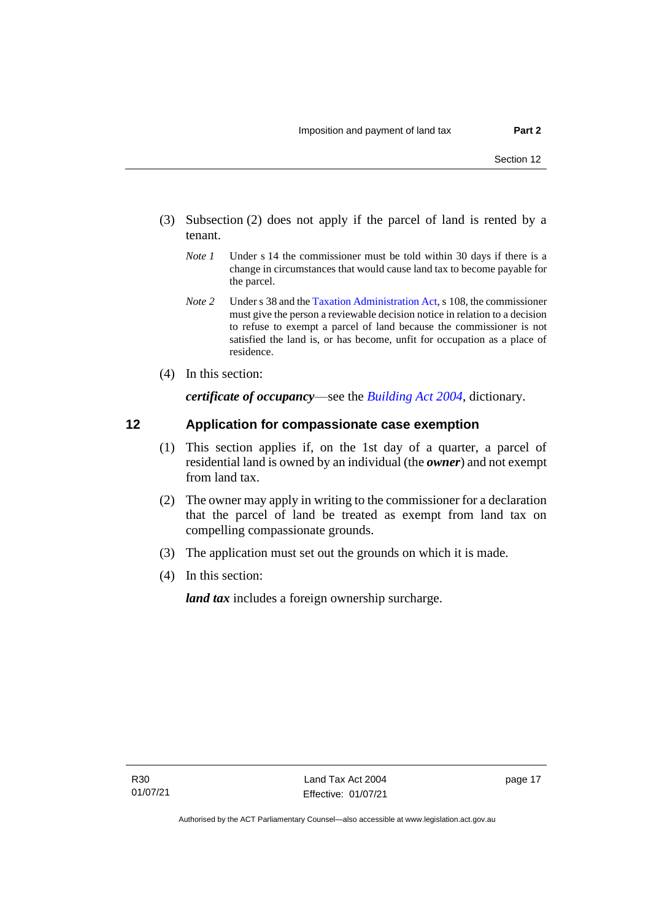(3) Subsection (2) does not apply if the parcel of land is rented by a tenant.

*Note 1* Under s 14 the commissioner must be told within 30 days if there is a change in circumstances that would cause land tax to become payable for the parcel.

*Note 2* Under s 38 and the Taxation Administration Act, s 108, the commissioner must give the person a reviewable decision notice in relation to a decision to refuse to exempt a parcel of land because the commissioner is not satisfied the land is, or has become, unfit for occupation as a place of residence.

(4) In this section:

***certificate of occupancy***—see the *Building Act 2004*, dictionary.

## 12 Application for compassionate case exemption

(1) This section applies if, on the 1st day of a quarter, a parcel of residential land is owned by an individual (the ***owner***) and not exempt from land tax.

(2) The owner may apply in writing to the commissioner for a declaration that the parcel of land be treated as exempt from land tax on compelling compassionate grounds.

(3) The application must set out the grounds on which it is made.

(4) In this section:

***land tax*** includes a foreign ownership surcharge.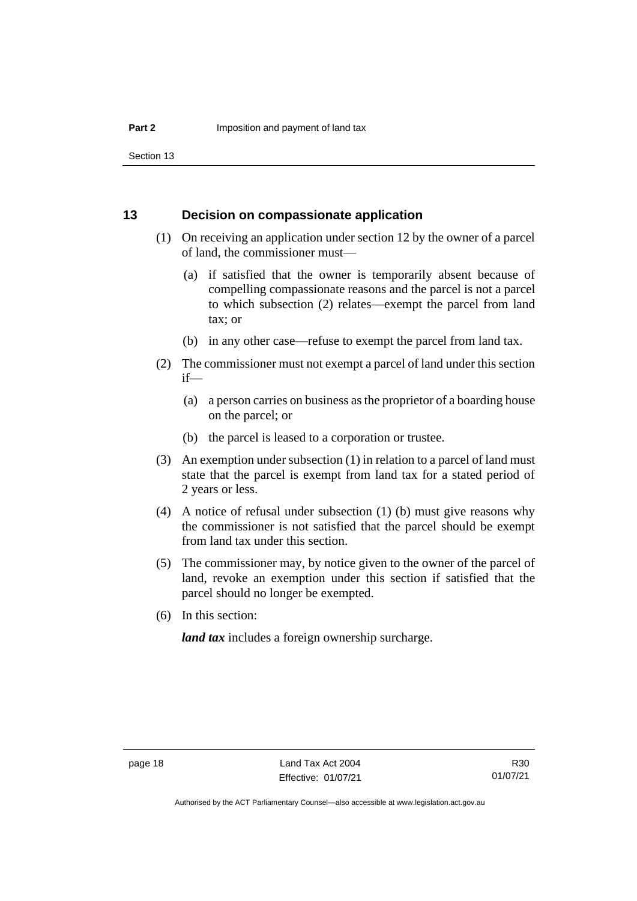## 13 Decision on compassionate application

(1) On receiving an application under section 12 by the owner of a parcel of land, the commissioner must—

(a) if satisfied that the owner is temporarily absent because of compelling compassionate reasons and the parcel is not a parcel to which subsection (2) relates—exempt the parcel from land tax; or

(b) in any other case—refuse to exempt the parcel from land tax.

(2) The commissioner must not exempt a parcel of land under this section if—

(a) a person carries on business as the proprietor of a boarding house on the parcel; or

(b) the parcel is leased to a corporation or trustee.

(3) An exemption under subsection (1) in relation to a parcel of land must state that the parcel is exempt from land tax for a stated period of 2 years or less.

(4) A notice of refusal under subsection (1) (b) must give reasons why the commissioner is not satisfied that the parcel should be exempt from land tax under this section.

(5) The commissioner may, by notice given to the owner of the parcel of land, revoke an exemption under this section if satisfied that the parcel should no longer be exempted.

(6) In this section:

***land tax*** includes a foreign ownership surcharge.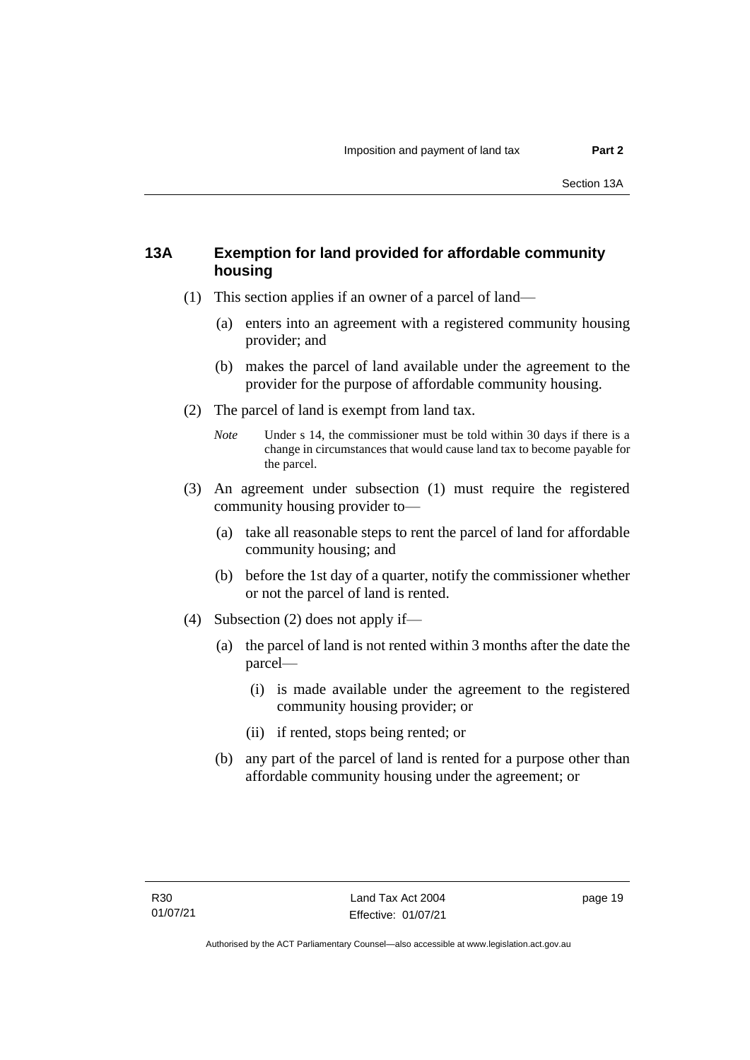## 13A Exemption for land provided for affordable community housing

(1) This section applies if an owner of a parcel of land—

(a) enters into an agreement with a registered community housing provider; and

(b) makes the parcel of land available under the agreement to the provider for the purpose of affordable community housing.

(2) The parcel of land is exempt from land tax.

*Note* Under s 14, the commissioner must be told within 30 days if there is a change in circumstances that would cause land tax to become payable for the parcel.

(3) An agreement under subsection (1) must require the registered community housing provider to—

(a) take all reasonable steps to rent the parcel of land for affordable community housing; and

(b) before the 1st day of a quarter, notify the commissioner whether or not the parcel of land is rented.

(4) Subsection (2) does not apply if—

(a) the parcel of land is not rented within 3 months after the date the parcel—

(i) is made available under the agreement to the registered community housing provider; or

(ii) if rented, stops being rented; or

(b) any part of the parcel of land is rented for a purpose other than affordable community housing under the agreement; or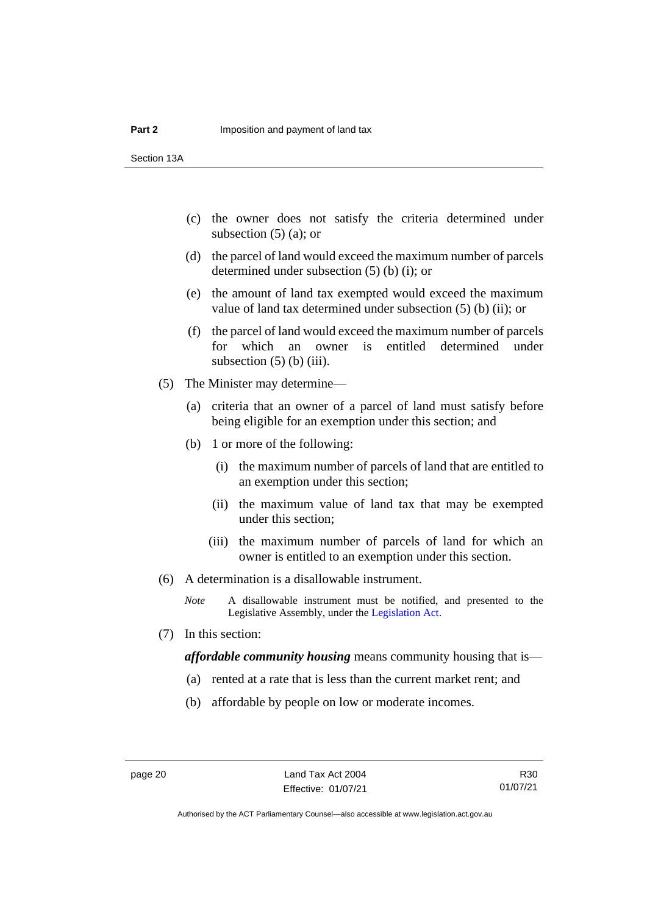(c) the owner does not satisfy the criteria determined under subsection (5) (a); or

(d) the parcel of land would exceed the maximum number of parcels determined under subsection (5) (b) (i); or

(e) the amount of land tax exempted would exceed the maximum value of land tax determined under subsection (5) (b) (ii); or

(f) the parcel of land would exceed the maximum number of parcels for which an owner is entitled determined under subsection (5) (b) (iii).

(5) The Minister may determine—

(a) criteria that an owner of a parcel of land must satisfy before being eligible for an exemption under this section; and

(b) 1 or more of the following:

(i) the maximum number of parcels of land that are entitled to an exemption under this section;

(ii) the maximum value of land tax that may be exempted under this section;

(iii) the maximum number of parcels of land for which an owner is entitled to an exemption under this section.

(6) A determination is a disallowable instrument.

*Note* A disallowable instrument must be notified, and presented to the Legislative Assembly, under the Legislation Act.

(7) In this section:

***affordable community housing*** means community housing that is—

(a) rented at a rate that is less than the current market rent; and

(b) affordable by people on low or moderate incomes.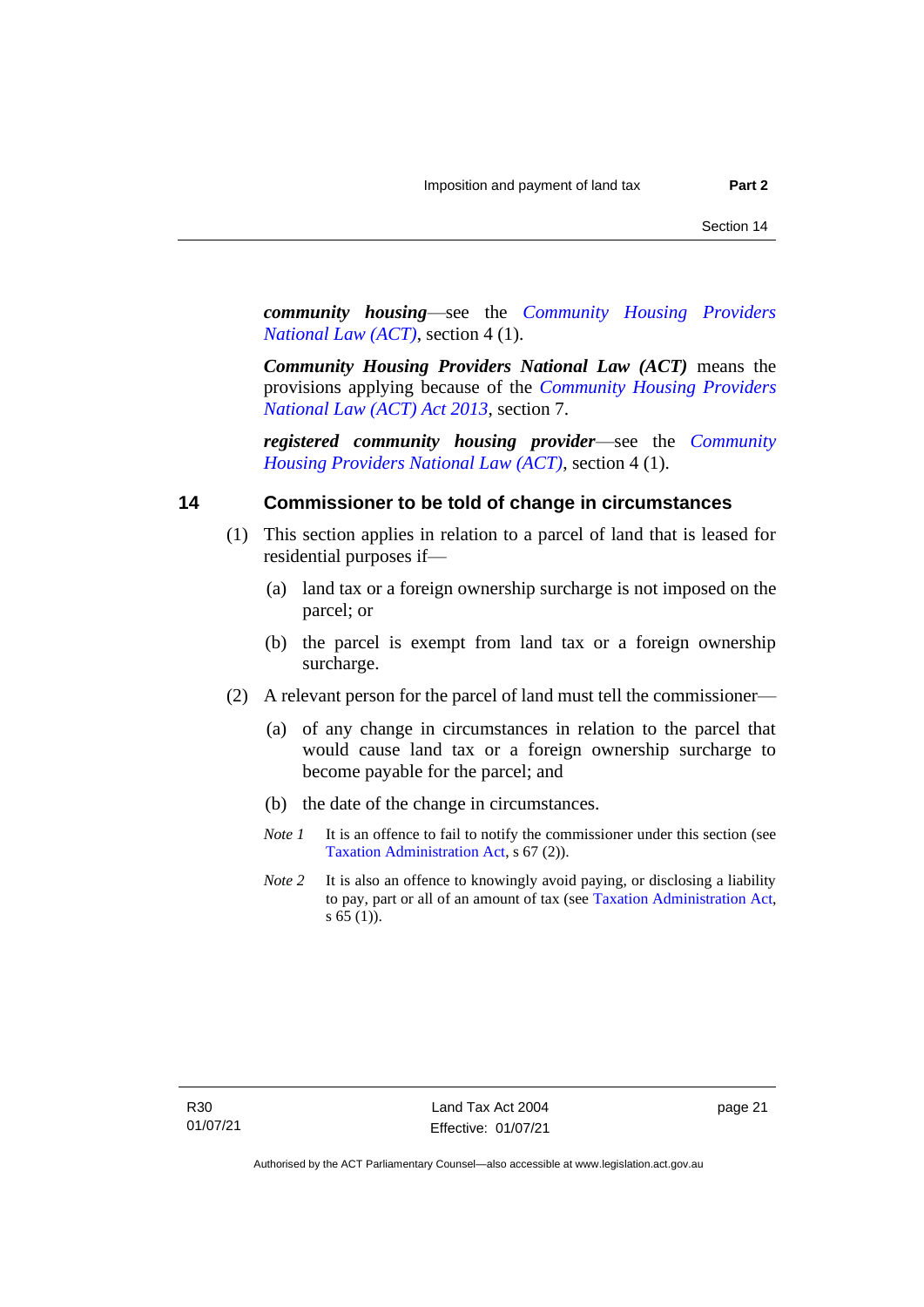***community housing***—see the *Community Housing Providers National Law (ACT)*, section 4 (1).

***Community Housing Providers National Law (ACT)*** means the provisions applying because of the *Community Housing Providers National Law (ACT) Act 2013*, section 7.

***registered community housing provider***—see the *Community Housing Providers National Law (ACT)*, section 4 (1).

## 14 Commissioner to be told of change in circumstances

(1) This section applies in relation to a parcel of land that is leased for residential purposes if—

(a) land tax or a foreign ownership surcharge is not imposed on the parcel; or

(b) the parcel is exempt from land tax or a foreign ownership surcharge.

(2) A relevant person for the parcel of land must tell the commissioner—

(a) of any change in circumstances in relation to the parcel that would cause land tax or a foreign ownership surcharge to become payable for the parcel; and

(b) the date of the change in circumstances.

*Note 1* It is an offence to fail to notify the commissioner under this section (see Taxation Administration Act, s 67 (2)).

*Note 2* It is also an offence to knowingly avoid paying, or disclosing a liability to pay, part or all of an amount of tax (see Taxation Administration Act, s 65 (1)).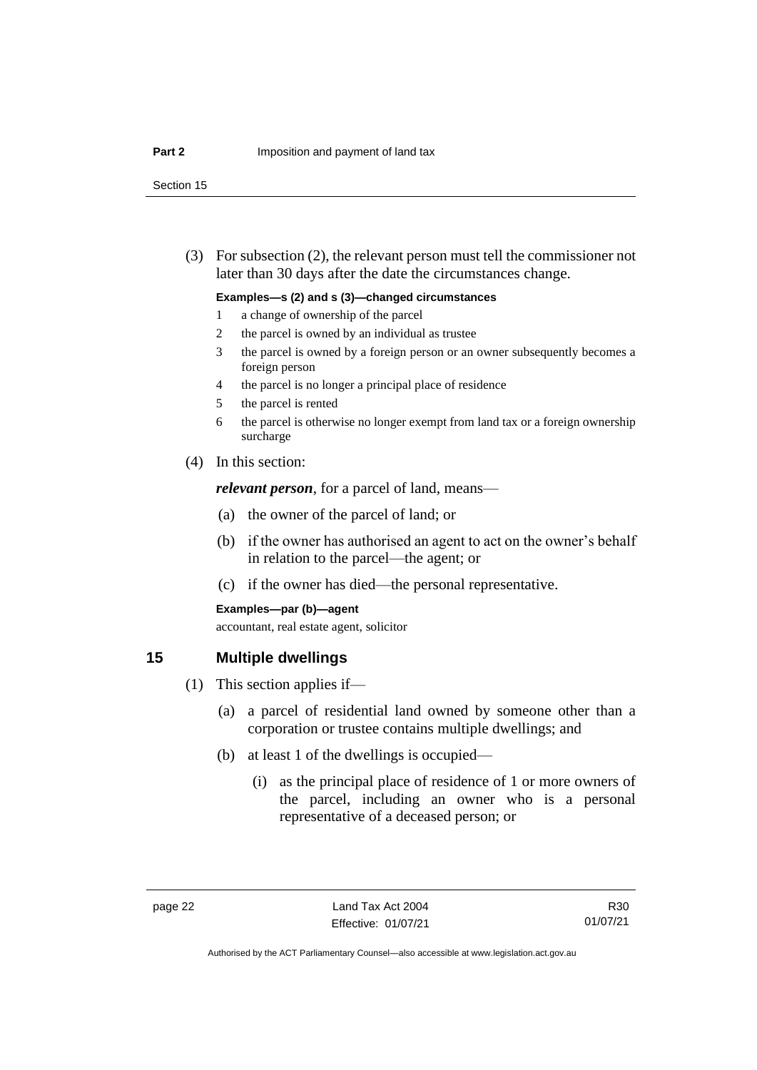(3) For subsection (2), the relevant person must tell the commissioner not later than 30 days after the date the circumstances change.

**Examples—s (2) and s (3)—changed circumstances**

1 a change of ownership of the parcel
2 the parcel is owned by an individual as trustee
3 the parcel is owned by a foreign person or an owner subsequently becomes a foreign person
4 the parcel is no longer a principal place of residence
5 the parcel is rented
6 the parcel is otherwise no longer exempt from land tax or a foreign ownership surcharge

(4) In this section:

***relevant person***, for a parcel of land, means—

(a) the owner of the parcel of land; or

(b) if the owner has authorised an agent to act on the owner's behalf in relation to the parcel—the agent; or

(c) if the owner has died—the personal representative.

**Examples—par (b)—agent**

accountant, real estate agent, solicitor

## 15 Multiple dwellings

(1) This section applies if—

(a) a parcel of residential land owned by someone other than a corporation or trustee contains multiple dwellings; and

(b) at least 1 of the dwellings is occupied—

(i) as the principal place of residence of 1 or more owners of the parcel, including an owner who is a personal representative of a deceased person; or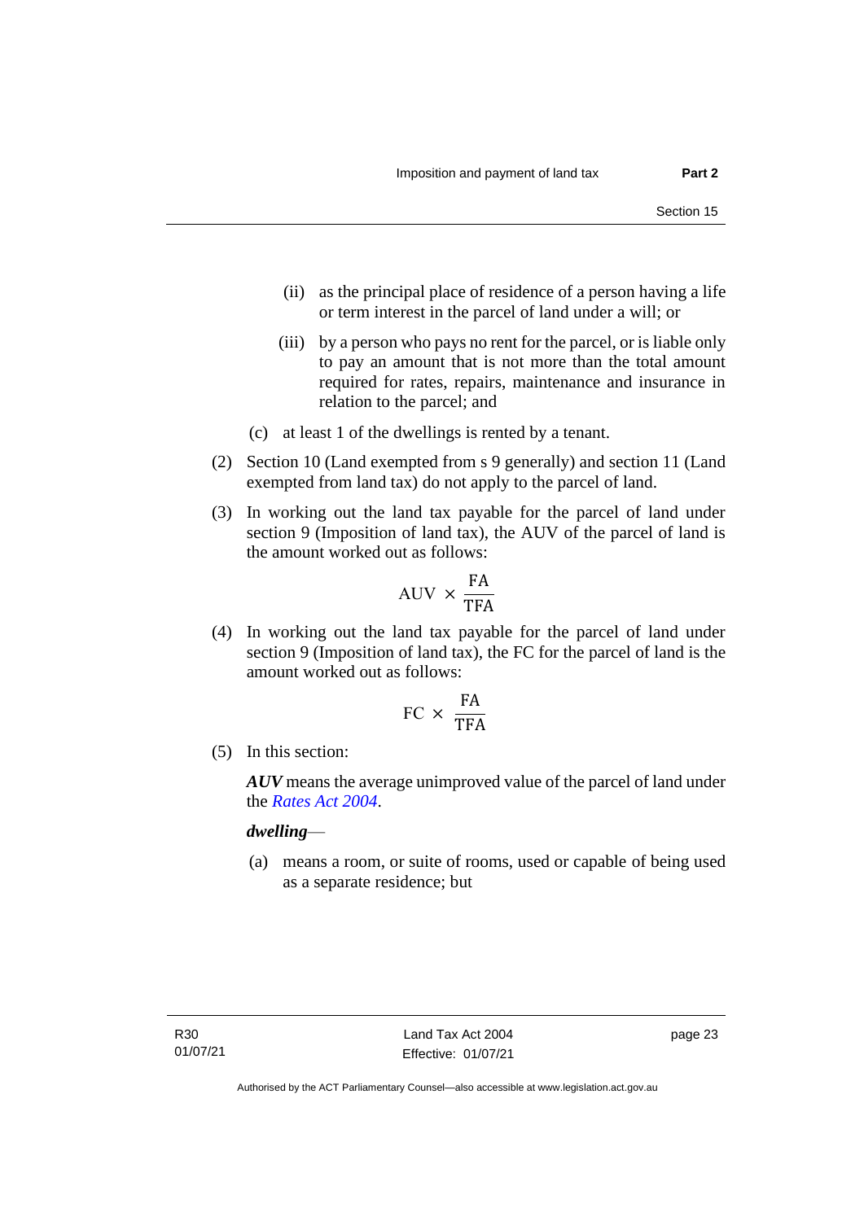(ii) as the principal place of residence of a person having a life or term interest in the parcel of land under a will; or

(iii) by a person who pays no rent for the parcel, or is liable only to pay an amount that is not more than the total amount required for rates, repairs, maintenance and insurance in relation to the parcel; and

(c) at least 1 of the dwellings is rented by a tenant.

(2) Section 10 (Land exempted from s 9 generally) and section 11 (Land exempted from land tax) do not apply to the parcel of land.

(3) In working out the land tax payable for the parcel of land under section 9 (Imposition of land tax), the AUV of the parcel of land is the amount worked out as follows:

$$\text{AUV} \times \frac{\text{FA}}{\text{TFA}}$$

(4) In working out the land tax payable for the parcel of land under section 9 (Imposition of land tax), the FC for the parcel of land is the amount worked out as follows:

$$\text{FC} \times \frac{\text{FA}}{\text{TFA}}$$

(5) In this section:

***AUV*** means the average unimproved value of the parcel of land under the *Rates Act 2004*.

***dwelling***—

(a) means a room, or suite of rooms, used or capable of being used as a separate residence; but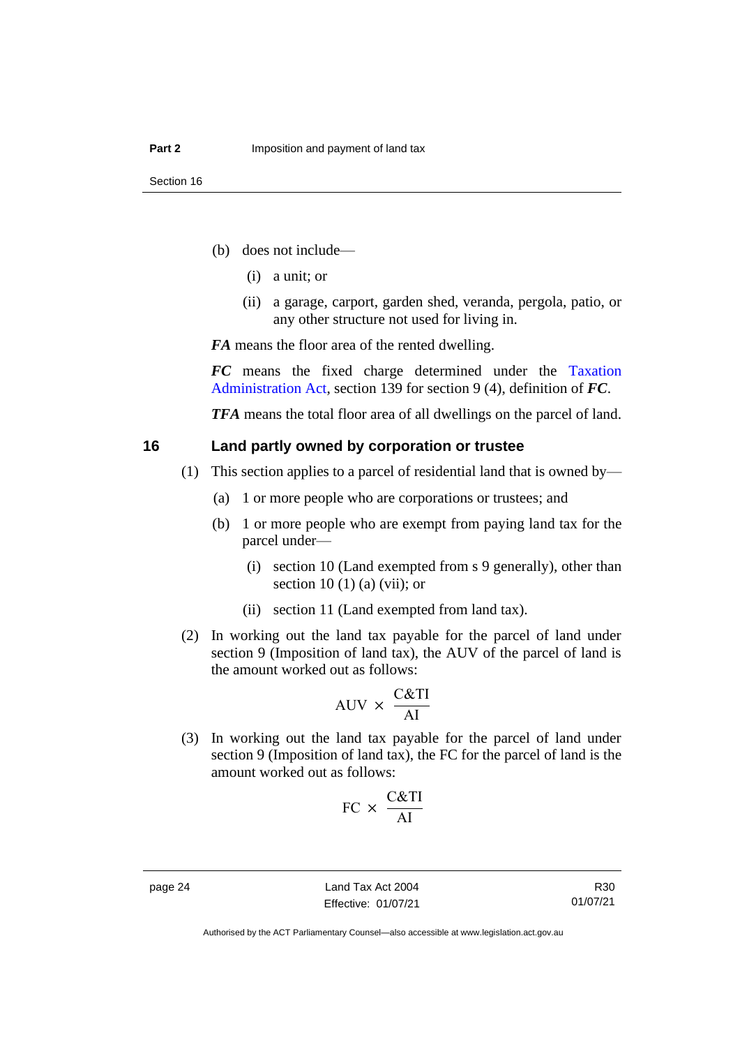(b) does not include—

   (i) a unit; or

   (ii) a garage, carport, garden shed, veranda, pergola, patio, or any other structure not used for living in.

***FA*** means the floor area of the rented dwelling.

***FC*** means the fixed charge determined under the Taxation Administration Act, section 139 for section 9 (4), definition of ***FC***.

***TFA*** means the total floor area of all dwellings on the parcel of land.

## 16 Land partly owned by corporation or trustee

(1) This section applies to a parcel of residential land that is owned by—

   (a) 1 or more people who are corporations or trustees; and

   (b) 1 or more people who are exempt from paying land tax for the parcel under—

      (i) section 10 (Land exempted from s 9 generally), other than section 10 (1) (a) (vii); or

      (ii) section 11 (Land exempted from land tax).

(2) In working out the land tax payable for the parcel of land under section 9 (Imposition of land tax), the AUV of the parcel of land is the amount worked out as follows:

$$\text{AUV} \times \frac{\text{C\&TI}}{\text{AI}}$$

(3) In working out the land tax payable for the parcel of land under section 9 (Imposition of land tax), the FC for the parcel of land is the amount worked out as follows:

$$\text{FC} \times \frac{\text{C\&TI}}{\text{AI}}$$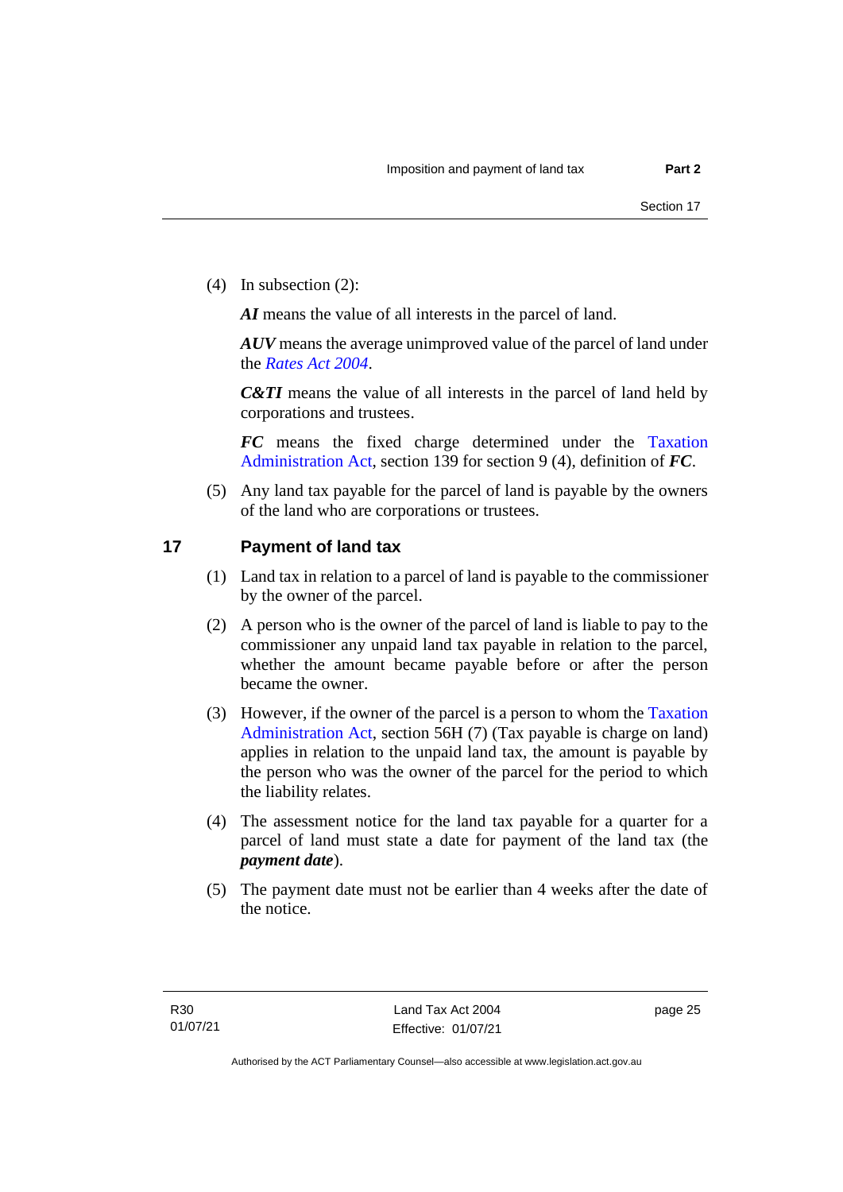(4) In subsection (2):

***AI*** means the value of all interests in the parcel of land.

***AUV*** means the average unimproved value of the parcel of land under the *Rates Act 2004*.

***C&TI*** means the value of all interests in the parcel of land held by corporations and trustees.

***FC*** means the fixed charge determined under the Taxation Administration Act, section 139 for section 9 (4), definition of ***FC***.

(5) Any land tax payable for the parcel of land is payable by the owners of the land who are corporations or trustees.

## 17 Payment of land tax

(1) Land tax in relation to a parcel of land is payable to the commissioner by the owner of the parcel.

(2) A person who is the owner of the parcel of land is liable to pay to the commissioner any unpaid land tax payable in relation to the parcel, whether the amount became payable before or after the person became the owner.

(3) However, if the owner of the parcel is a person to whom the Taxation Administration Act, section 56H (7) (Tax payable is charge on land) applies in relation to the unpaid land tax, the amount is payable by the person who was the owner of the parcel for the period to which the liability relates.

(4) The assessment notice for the land tax payable for a quarter for a parcel of land must state a date for payment of the land tax (the ***payment date***).

(5) The payment date must not be earlier than 4 weeks after the date of the notice.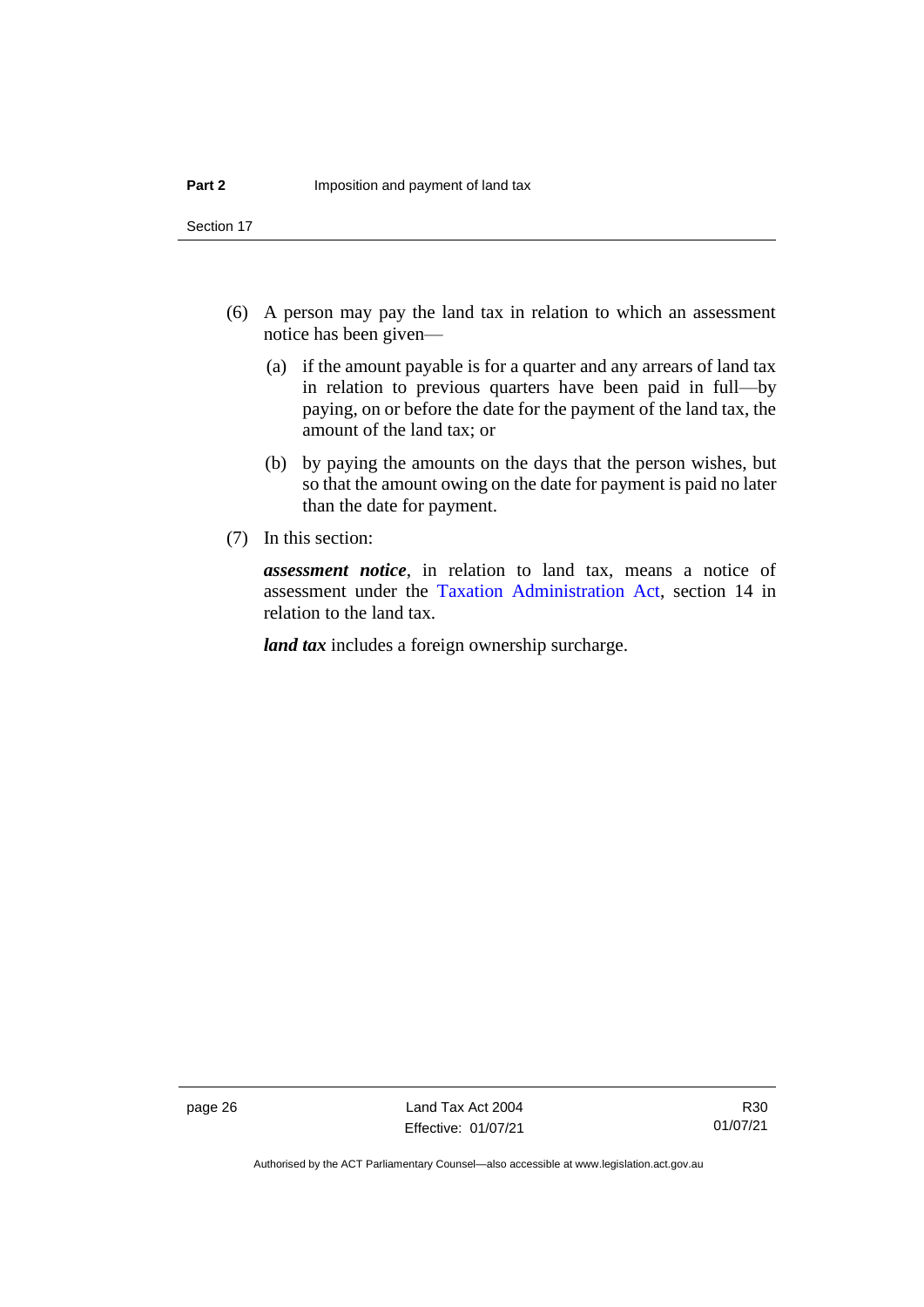(6) A person may pay the land tax in relation to which an assessment notice has been given—

  (a) if the amount payable is for a quarter and any arrears of land tax in relation to previous quarters have been paid in full—by paying, on or before the date for the payment of the land tax, the amount of the land tax; or

  (b) by paying the amounts on the days that the person wishes, but so that the amount owing on the date for payment is paid no later than the date for payment.

(7) In this section:

***assessment notice***, in relation to land tax, means a notice of assessment under the Taxation Administration Act, section 14 in relation to the land tax.

***land tax*** includes a foreign ownership surcharge.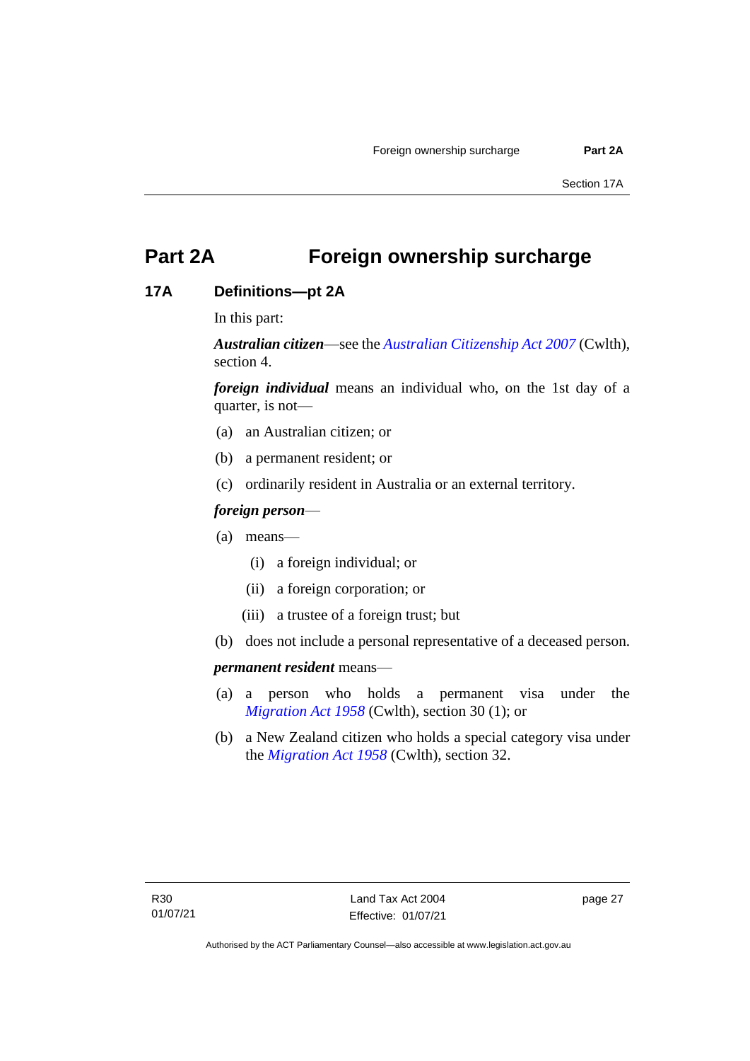# Part 2A Foreign ownership surcharge

## 17A Definitions—pt 2A

In this part:

***Australian citizen***—see the *Australian Citizenship Act 2007* (Cwlth), section 4.

***foreign individual*** means an individual who, on the 1st day of a quarter, is not—

(a) an Australian citizen; or

(b) a permanent resident; or

(c) ordinarily resident in Australia or an external territory.

***foreign person***—

(a) means—

   (i) a foreign individual; or

   (ii) a foreign corporation; or

   (iii) a trustee of a foreign trust; but

(b) does not include a personal representative of a deceased person.

***permanent resident*** means—

(a) a person who holds a permanent visa under the *Migration Act 1958* (Cwlth), section 30 (1); or

(b) a New Zealand citizen who holds a special category visa under the *Migration Act 1958* (Cwlth), section 32.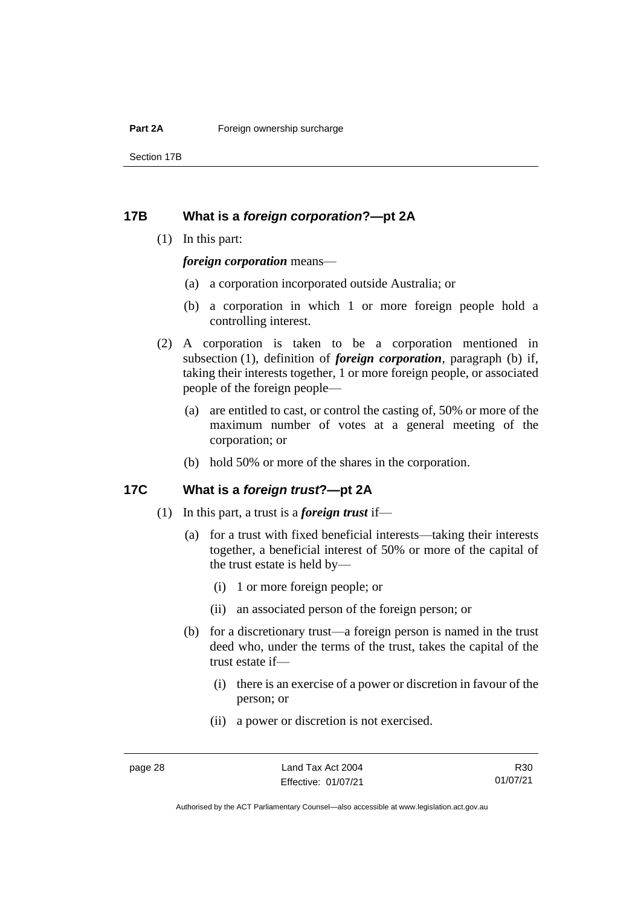## 17B What is a *foreign corporation*?—pt 2A

(1) In this part:

***foreign corporation*** means—

- (a) a corporation incorporated outside Australia; or
- (b) a corporation in which 1 or more foreign people hold a controlling interest.

(2) A corporation is taken to be a corporation mentioned in subsection (1), definition of ***foreign corporation***, paragraph (b) if, taking their interests together, 1 or more foreign people, or associated people of the foreign people—

- (a) are entitled to cast, or control the casting of, 50% or more of the maximum number of votes at a general meeting of the corporation; or
- (b) hold 50% or more of the shares in the corporation.

## 17C What is a *foreign trust*?—pt 2A

(1) In this part, a trust is a ***foreign trust*** if—

- (a) for a trust with fixed beneficial interests—taking their interests together, a beneficial interest of 50% or more of the capital of the trust estate is held by—
  - (i) 1 or more foreign people; or
  - (ii) an associated person of the foreign person; or
- (b) for a discretionary trust—a foreign person is named in the trust deed who, under the terms of the trust, takes the capital of the trust estate if—
  - (i) there is an exercise of a power or discretion in favour of the person; or
  - (ii) a power or discretion is not exercised.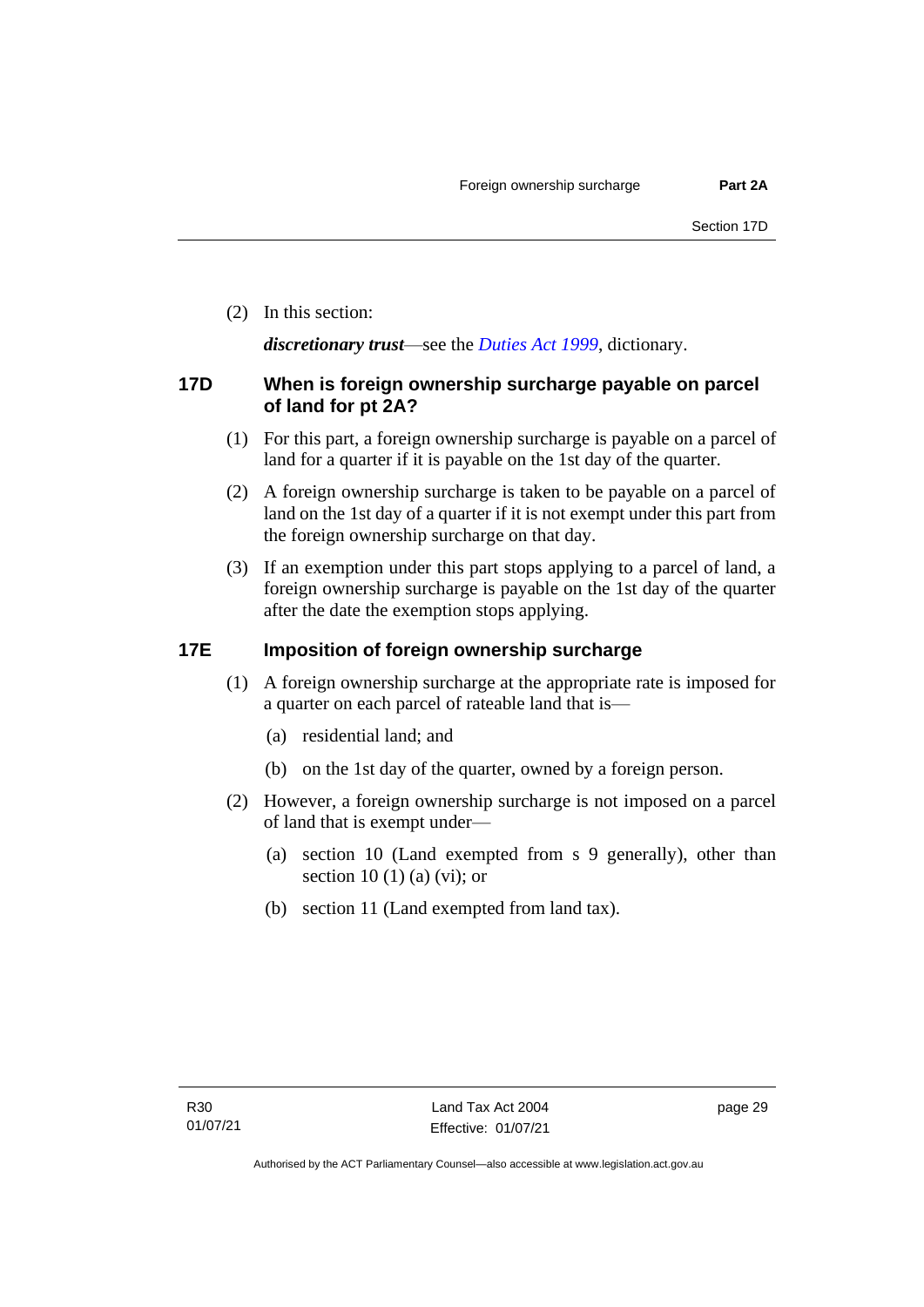(2) In this section:

***discretionary trust***—see the *Duties Act 1999*, dictionary.

## 17D When is foreign ownership surcharge payable on parcel of land for pt 2A?

(1) For this part, a foreign ownership surcharge is payable on a parcel of land for a quarter if it is payable on the 1st day of the quarter.

(2) A foreign ownership surcharge is taken to be payable on a parcel of land on the 1st day of a quarter if it is not exempt under this part from the foreign ownership surcharge on that day.

(3) If an exemption under this part stops applying to a parcel of land, a foreign ownership surcharge is payable on the 1st day of the quarter after the date the exemption stops applying.

## 17E Imposition of foreign ownership surcharge

(1) A foreign ownership surcharge at the appropriate rate is imposed for a quarter on each parcel of rateable land that is—

(a) residential land; and

(b) on the 1st day of the quarter, owned by a foreign person.

(2) However, a foreign ownership surcharge is not imposed on a parcel of land that is exempt under—

(a) section 10 (Land exempted from s 9 generally), other than section 10 (1) (a) (vi); or

(b) section 11 (Land exempted from land tax).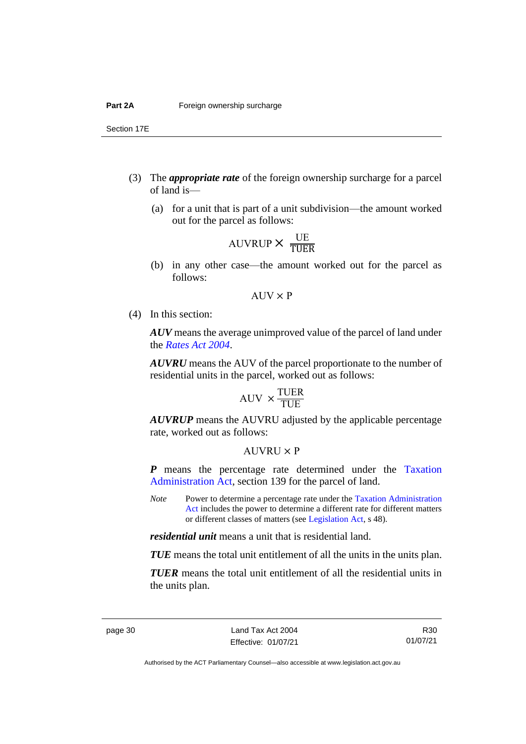(3) The ***appropriate rate*** of the foreign ownership surcharge for a parcel of land is—

(a) for a unit that is part of a unit subdivision—the amount worked out for the parcel as follows:

$$\text{AUVRUP} \times \frac{\text{UE}}{\text{TUER}}$$

(b) in any other case—the amount worked out for the parcel as follows:

$$\text{AUV} \times \text{P}$$

(4) In this section:

***AUV*** means the average unimproved value of the parcel of land under the *Rates Act 2004*.

***AUVRU*** means the AUV of the parcel proportionate to the number of residential units in the parcel, worked out as follows:

$$\text{AUV} \times \frac{\text{TUER}}{\text{TUE}}$$

***AUVRUP*** means the AUVRU adjusted by the applicable percentage rate, worked out as follows:

$$\text{AUVRU} \times \text{P}$$

***P*** means the percentage rate determined under the Taxation Administration Act, section 139 for the parcel of land.

*Note* Power to determine a percentage rate under the Taxation Administration Act includes the power to determine a different rate for different matters or different classes of matters (see Legislation Act, s 48).

***residential unit*** means a unit that is residential land.

***TUE*** means the total unit entitlement of all the units in the units plan.

***TUER*** means the total unit entitlement of all the residential units in the units plan.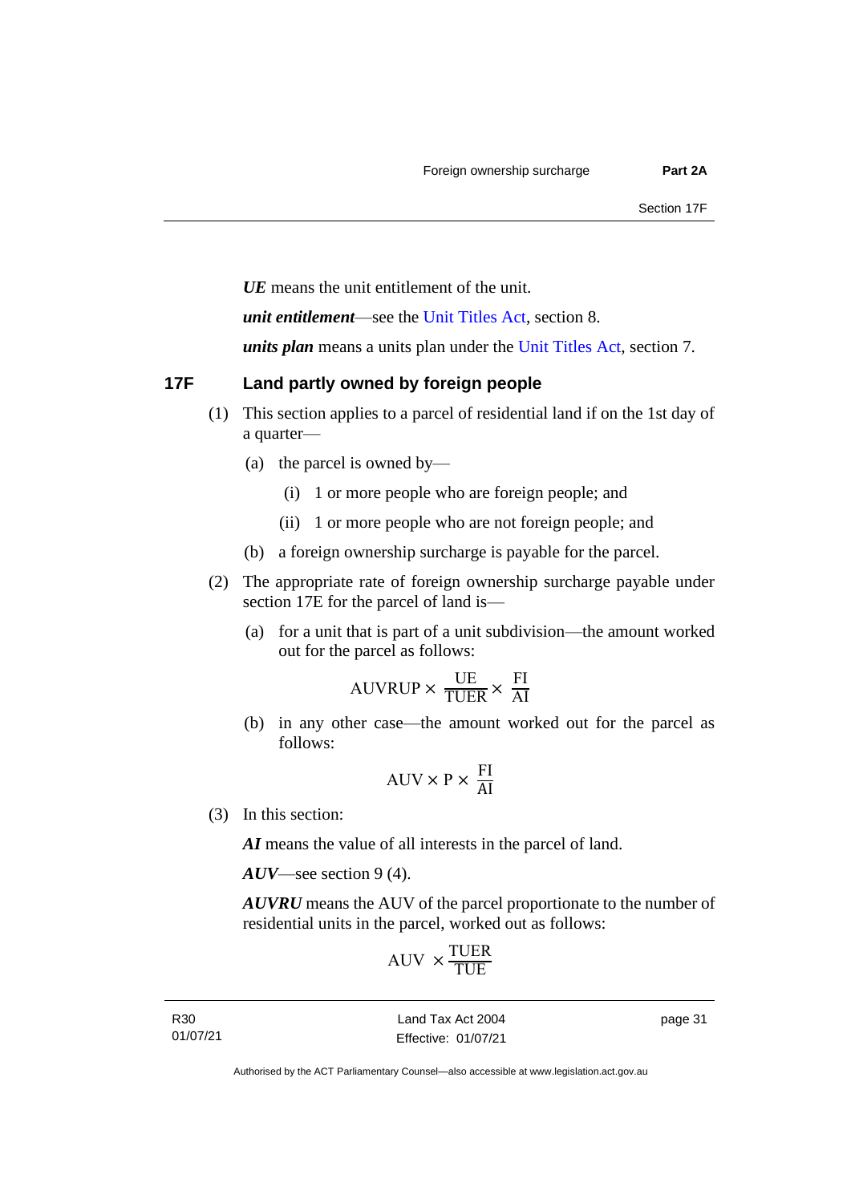***UE*** means the unit entitlement of the unit.

***unit entitlement***—see the Unit Titles Act, section 8.

***units plan*** means a units plan under the Unit Titles Act, section 7.

### 17F Land partly owned by foreign people

(1) This section applies to a parcel of residential land if on the 1st day of a quarter—

   (a) the parcel is owned by—

      (i) 1 or more people who are foreign people; and

      (ii) 1 or more people who are not foreign people; and

   (b) a foreign ownership surcharge is payable for the parcel.

(2) The appropriate rate of foreign ownership surcharge payable under section 17E for the parcel of land is—

   (a) for a unit that is part of a unit subdivision—the amount worked out for the parcel as follows:

$$\text{AUVRUP} \times \frac{\text{UE}}{\text{TUER}} \times \frac{\text{FI}}{\text{AI}}$$

   (b) in any other case—the amount worked out for the parcel as follows:

$$\text{AUV} \times \text{P} \times \frac{\text{FI}}{\text{AI}}$$

(3) In this section:

***AI*** means the value of all interests in the parcel of land.

***AUV***—see section 9 (4).

***AUVRU*** means the AUV of the parcel proportionate to the number of residential units in the parcel, worked out as follows:

$$\text{AUV} \times \frac{\text{TUER}}{\text{TUE}}$$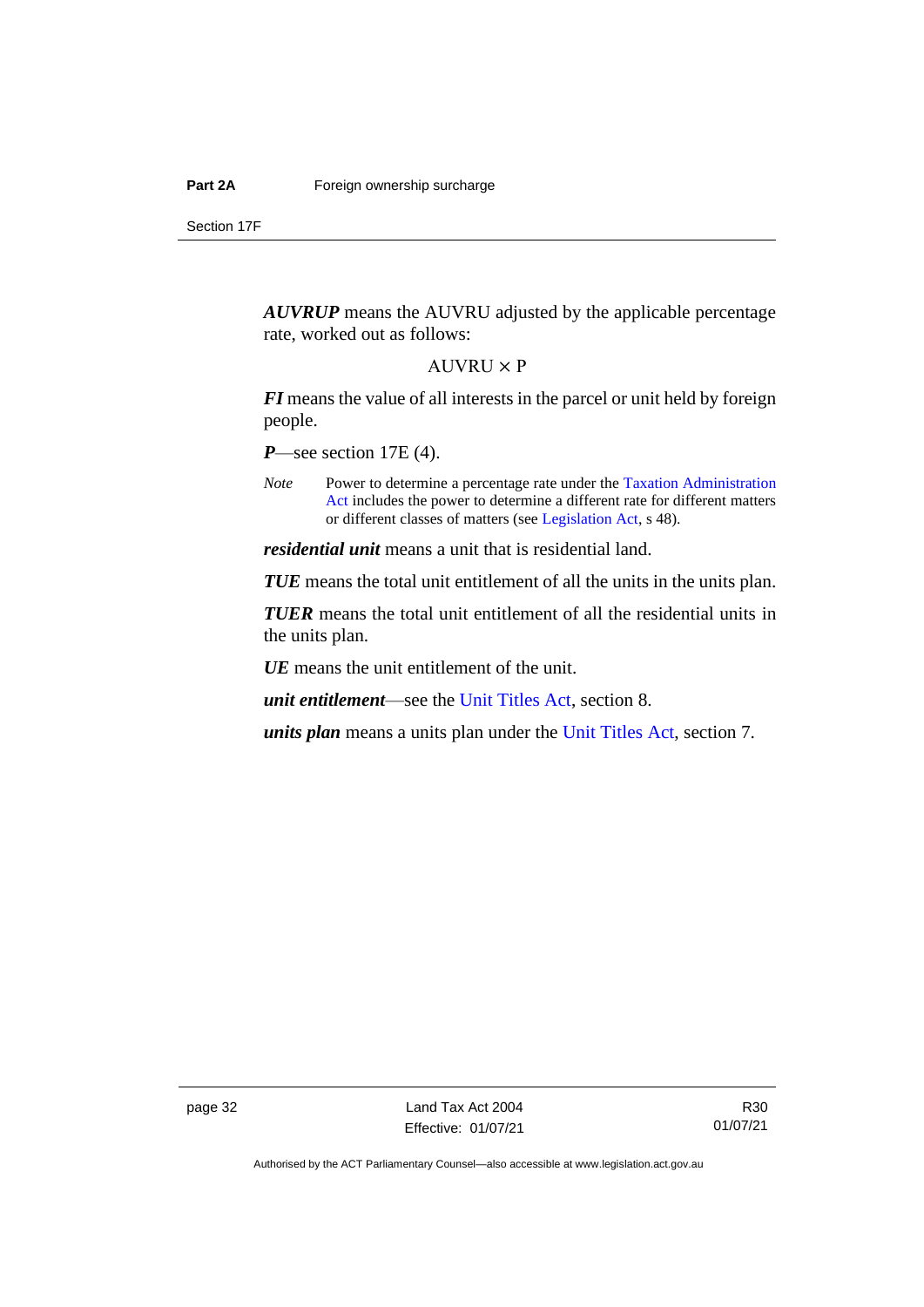***AUVRUP*** means the AUVRU adjusted by the applicable percentage rate, worked out as follows:

$$AUVRU \times P$$

***FI*** means the value of all interests in the parcel or unit held by foreign people.

***P***—see section 17E (4).

*Note* Power to determine a percentage rate under the Taxation Administration Act includes the power to determine a different rate for different matters or different classes of matters (see Legislation Act, s 48).

***residential unit*** means a unit that is residential land.

***TUE*** means the total unit entitlement of all the units in the units plan.

***TUER*** means the total unit entitlement of all the residential units in the units plan.

***UE*** means the unit entitlement of the unit.

***unit entitlement***—see the Unit Titles Act, section 8.

***units plan*** means a units plan under the Unit Titles Act, section 7.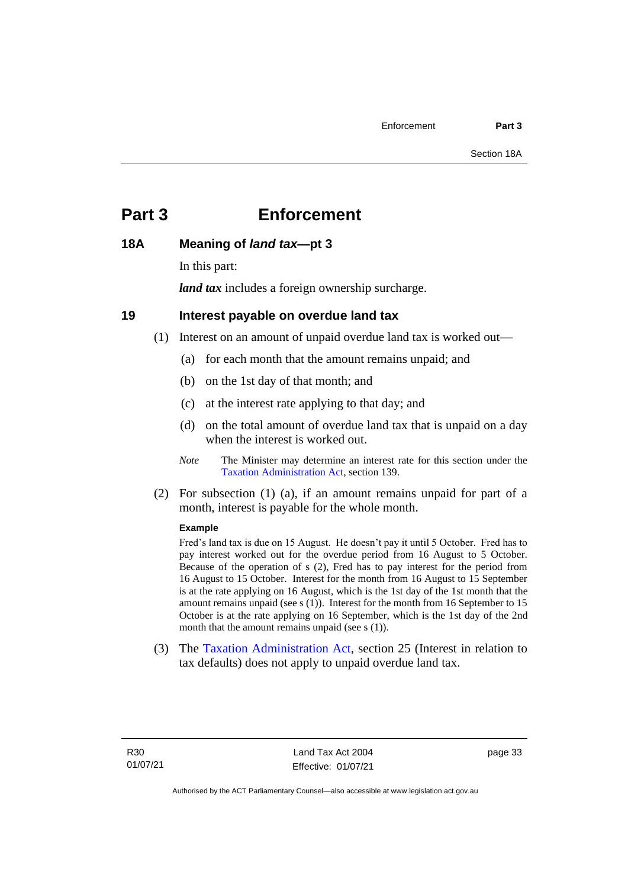# Part 3 Enforcement

## 18A Meaning of *land tax*—pt 3

In this part:

***land tax*** includes a foreign ownership surcharge.

## 19 Interest payable on overdue land tax

(1) Interest on an amount of unpaid overdue land tax is worked out—

(a) for each month that the amount remains unpaid; and

(b) on the 1st day of that month; and

(c) at the interest rate applying to that day; and

(d) on the total amount of overdue land tax that is unpaid on a day when the interest is worked out.

*Note* The Minister may determine an interest rate for this section under the Taxation Administration Act, section 139.

(2) For subsection (1) (a), if an amount remains unpaid for part of a month, interest is payable for the whole month.

**Example**

Fred's land tax is due on 15 August. He doesn't pay it until 5 October. Fred has to pay interest worked out for the overdue period from 16 August to 5 October. Because of the operation of s (2), Fred has to pay interest for the period from 16 August to 15 October. Interest for the month from 16 August to 15 September is at the rate applying on 16 August, which is the 1st day of the 1st month that the amount remains unpaid (see s (1)). Interest for the month from 16 September to 15 October is at the rate applying on 16 September, which is the 1st day of the 2nd month that the amount remains unpaid (see s (1)).

(3) The Taxation Administration Act, section 25 (Interest in relation to tax defaults) does not apply to unpaid overdue land tax.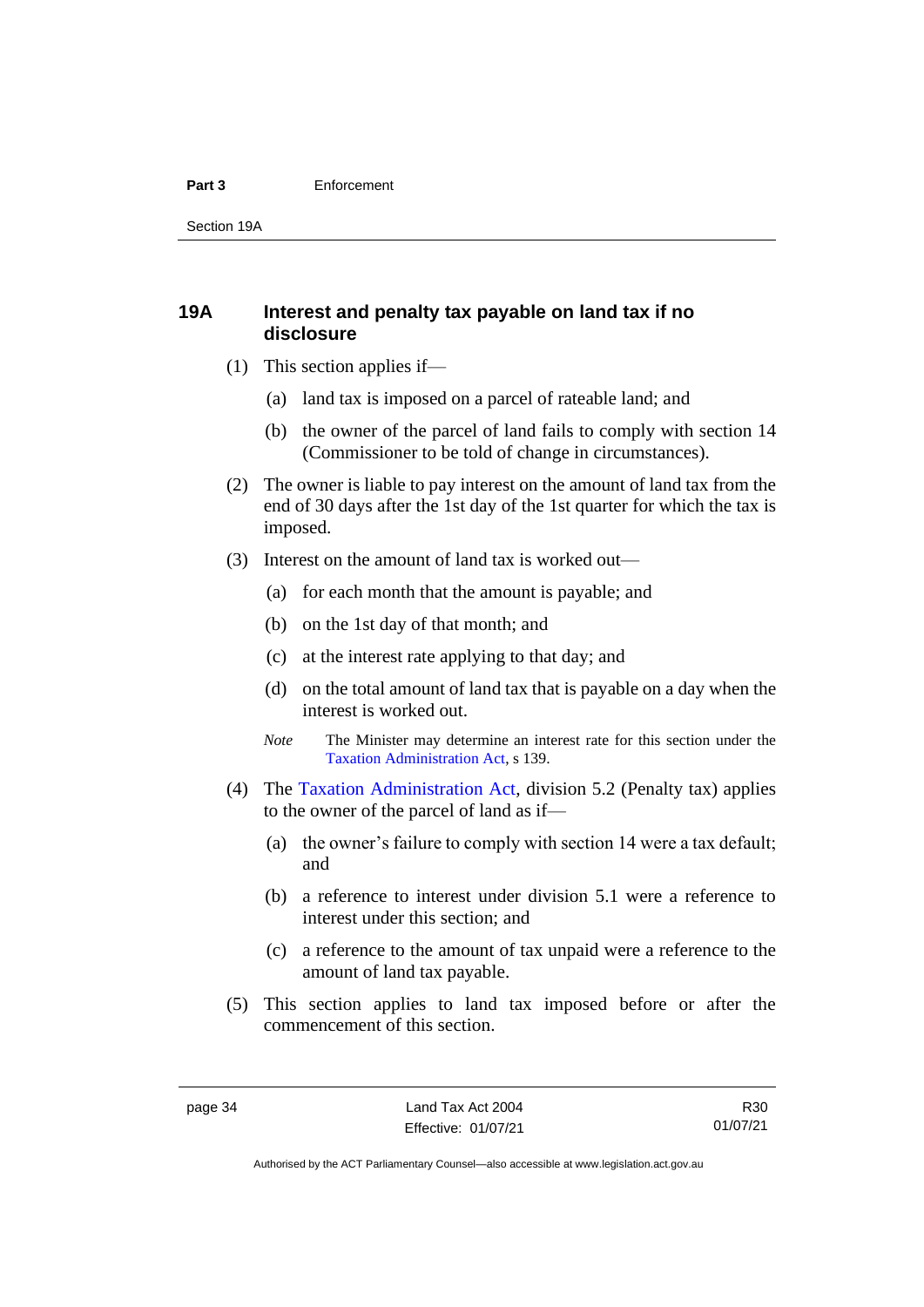## 19A Interest and penalty tax payable on land tax if no disclosure

(1) This section applies if—

(a) land tax is imposed on a parcel of rateable land; and

(b) the owner of the parcel of land fails to comply with section 14 (Commissioner to be told of change in circumstances).

(2) The owner is liable to pay interest on the amount of land tax from the end of 30 days after the 1st day of the 1st quarter for which the tax is imposed.

(3) Interest on the amount of land tax is worked out—

(a) for each month that the amount is payable; and

(b) on the 1st day of that month; and

(c) at the interest rate applying to that day; and

(d) on the total amount of land tax that is payable on a day when the interest is worked out.

*Note* The Minister may determine an interest rate for this section under the Taxation Administration Act, s 139.

(4) The Taxation Administration Act, division 5.2 (Penalty tax) applies to the owner of the parcel of land as if—

(a) the owner's failure to comply with section 14 were a tax default; and

(b) a reference to interest under division 5.1 were a reference to interest under this section; and

(c) a reference to the amount of tax unpaid were a reference to the amount of land tax payable.

(5) This section applies to land tax imposed before or after the commencement of this section.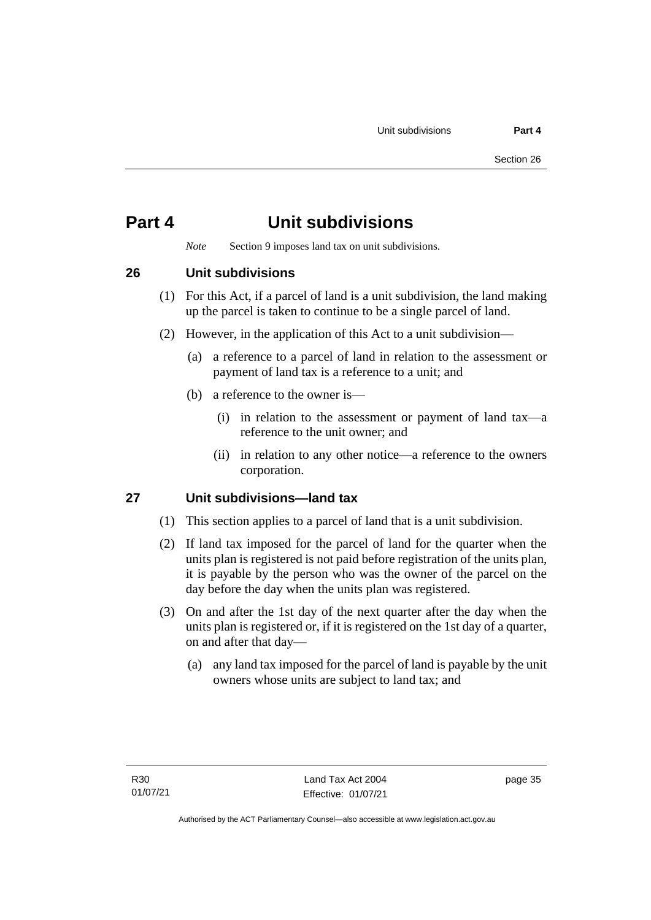# Part 4 Unit subdivisions

*Note* Section 9 imposes land tax on unit subdivisions.

## 26 Unit subdivisions

(1) For this Act, if a parcel of land is a unit subdivision, the land making up the parcel is taken to continue to be a single parcel of land.

(2) However, in the application of this Act to a unit subdivision—

(a) a reference to a parcel of land in relation to the assessment or payment of land tax is a reference to a unit; and

(b) a reference to the owner is—

(i) in relation to the assessment or payment of land tax—a reference to the unit owner; and

(ii) in relation to any other notice—a reference to the owners corporation.

## 27 Unit subdivisions—land tax

(1) This section applies to a parcel of land that is a unit subdivision.

(2) If land tax imposed for the parcel of land for the quarter when the units plan is registered is not paid before registration of the units plan, it is payable by the person who was the owner of the parcel on the day before the day when the units plan was registered.

(3) On and after the 1st day of the next quarter after the day when the units plan is registered or, if it is registered on the 1st day of a quarter, on and after that day—

(a) any land tax imposed for the parcel of land is payable by the unit owners whose units are subject to land tax; and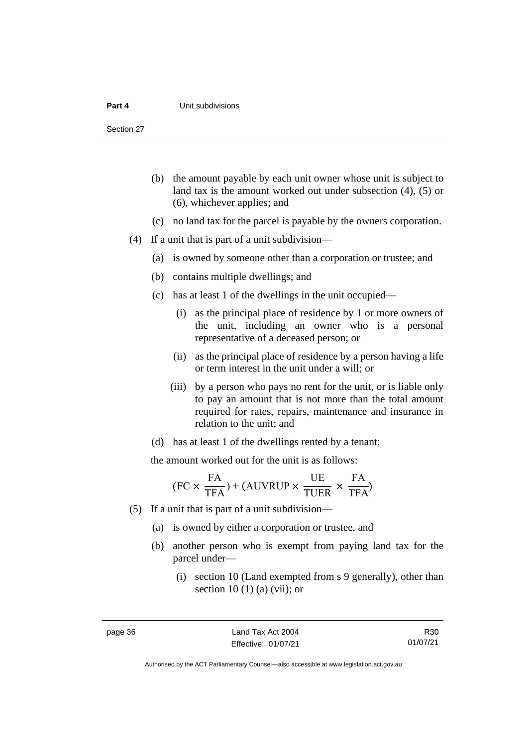(b) the amount payable by each unit owner whose unit is subject to land tax is the amount worked out under subsection (4), (5) or (6), whichever applies; and

(c) no land tax for the parcel is payable by the owners corporation.

(4) If a unit that is part of a unit subdivision—

(a) is owned by someone other than a corporation or trustee; and

(b) contains multiple dwellings; and

(c) has at least 1 of the dwellings in the unit occupied—

(i) as the principal place of residence by 1 or more owners of the unit, including an owner who is a personal representative of a deceased person; or

(ii) as the principal place of residence by a person having a life or term interest in the unit under a will; or

(iii) by a person who pays no rent for the unit, or is liable only to pay an amount that is not more than the total amount required for rates, repairs, maintenance and insurance in relation to the unit; and

(d) has at least 1 of the dwellings rented by a tenant;

the amount worked out for the unit is as follows:

$$(\text{FC} \times \frac{\text{FA}}{\text{TFA}}) + (\text{AUVRUP} \times \frac{\text{UE}}{\text{TUER}} \times \frac{\text{FA}}{\text{TFA}})$$

(5) If a unit that is part of a unit subdivision—

(a) is owned by either a corporation or trustee, and

(b) another person who is exempt from paying land tax for the parcel under—

(i) section 10 (Land exempted from s 9 generally), other than section 10 (1) (a) (vii); or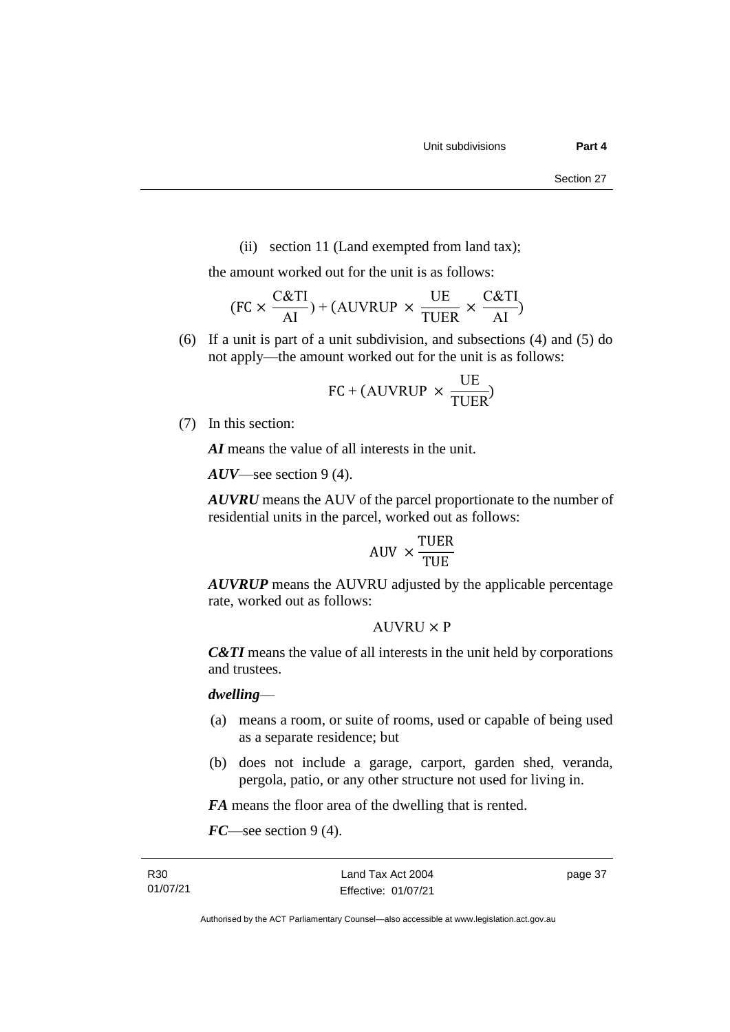(ii) section 11 (Land exempted from land tax);

the amount worked out for the unit is as follows:

$$(\text{FC} \times \frac{\text{C\&TI}}{\text{AI}}) + (\text{AUVRUP} \times \frac{\text{UE}}{\text{TUER}} \times \frac{\text{C\&TI}}{\text{AI}})$$

(6) If a unit is part of a unit subdivision, and subsections (4) and (5) do not apply—the amount worked out for the unit is as follows:

$$\text{FC} + (\text{AUVRUP} \times \frac{\text{UE}}{\text{TUER}})$$

(7) In this section:

***AI*** means the value of all interests in the unit.

***AUV***—see section 9 (4).

***AUVRU*** means the AUV of the parcel proportionate to the number of residential units in the parcel, worked out as follows:

$$\text{AUV} \times \frac{\text{TUER}}{\text{TUE}}$$

***AUVRUP*** means the AUVRU adjusted by the applicable percentage rate, worked out as follows:

$$\text{AUVRU} \times \text{P}$$

***C&TI*** means the value of all interests in the unit held by corporations and trustees.

***dwelling***—

(a) means a room, or suite of rooms, used or capable of being used as a separate residence; but

(b) does not include a garage, carport, garden shed, veranda, pergola, patio, or any other structure not used for living in.

***FA*** means the floor area of the dwelling that is rented.

***FC***—see section 9 (4).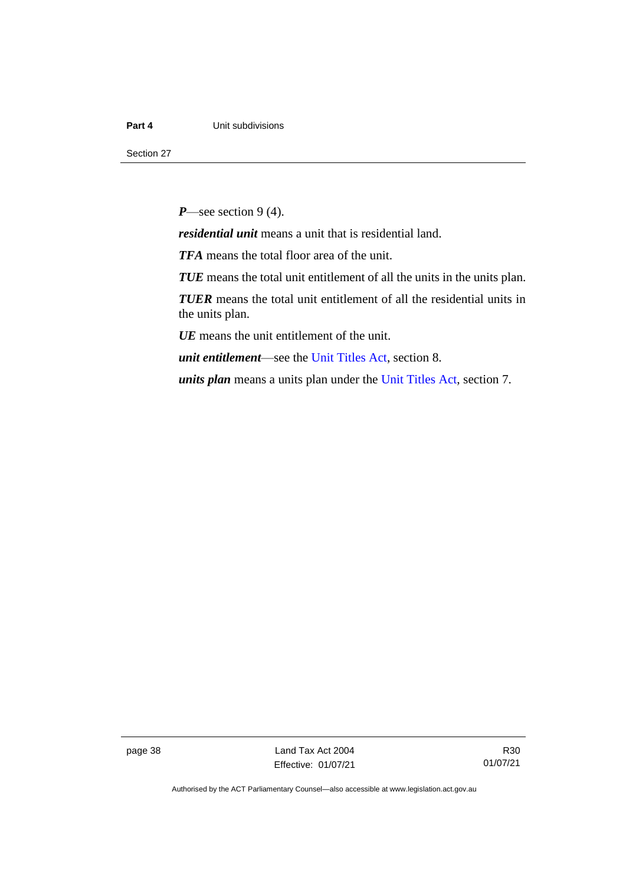***P***—see section 9 (4).

***residential unit*** means a unit that is residential land.

***TFA*** means the total floor area of the unit.

***TUE*** means the total unit entitlement of all the units in the units plan.

***TUER*** means the total unit entitlement of all the residential units in the units plan.

***UE*** means the unit entitlement of the unit.

***unit entitlement***—see the Unit Titles Act, section 8.

***units plan*** means a units plan under the Unit Titles Act, section 7.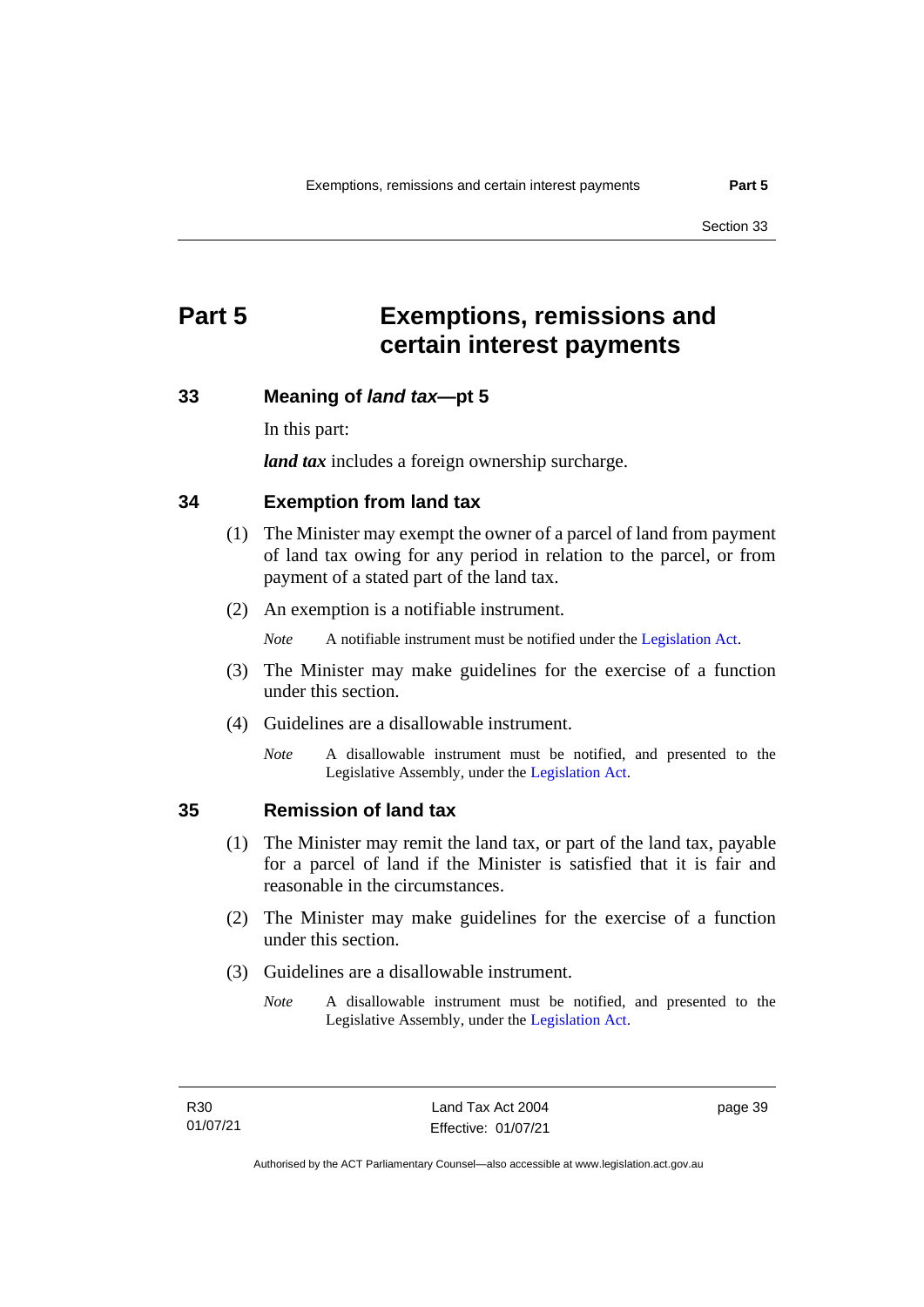# Part 5 Exemptions, remissions and certain interest payments

## 33 Meaning of *land tax*—pt 5

In this part:

***land tax*** includes a foreign ownership surcharge.

## 34 Exemption from land tax

(1) The Minister may exempt the owner of a parcel of land from payment of land tax owing for any period in relation to the parcel, or from payment of a stated part of the land tax.

(2) An exemption is a notifiable instrument.

*Note* A notifiable instrument must be notified under the Legislation Act.

(3) The Minister may make guidelines for the exercise of a function under this section.

(4) Guidelines are a disallowable instrument.

*Note* A disallowable instrument must be notified, and presented to the Legislative Assembly, under the Legislation Act.

## 35 Remission of land tax

(1) The Minister may remit the land tax, or part of the land tax, payable for a parcel of land if the Minister is satisfied that it is fair and reasonable in the circumstances.

(2) The Minister may make guidelines for the exercise of a function under this section.

(3) Guidelines are a disallowable instrument.

*Note* A disallowable instrument must be notified, and presented to the Legislative Assembly, under the Legislation Act.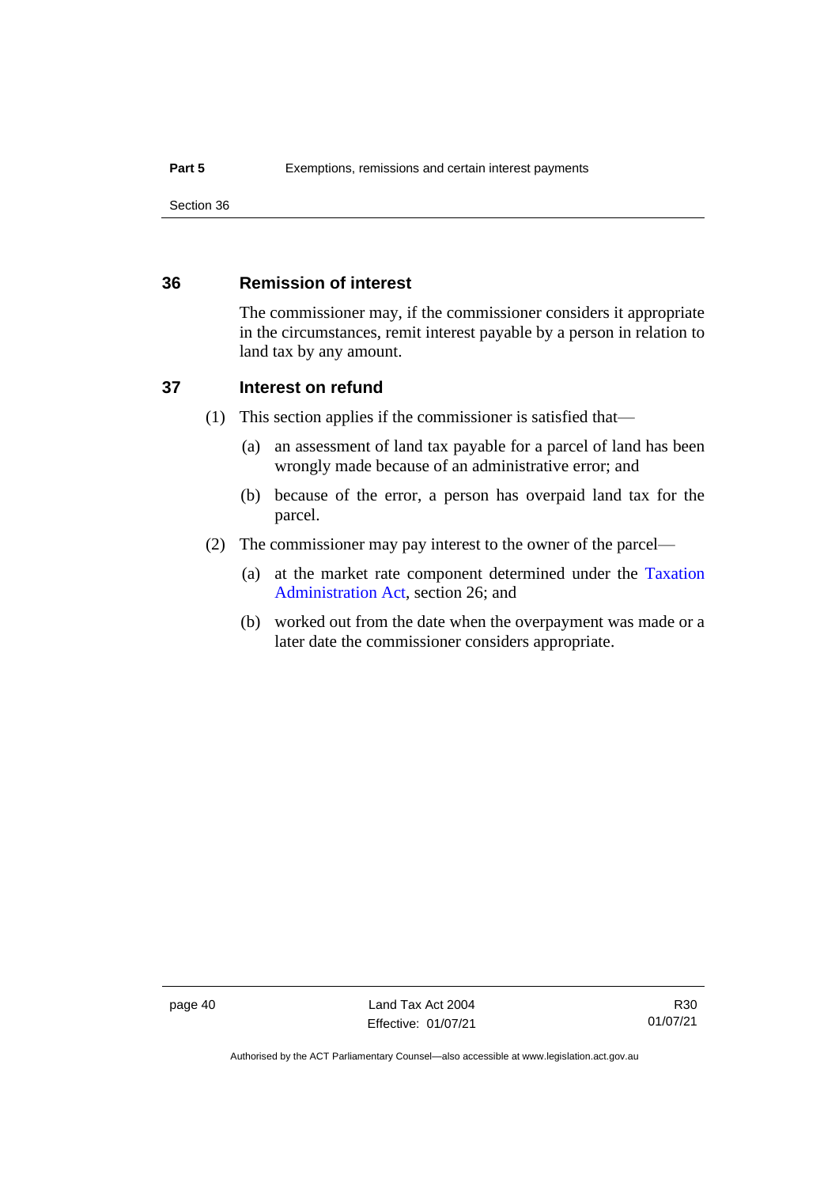## 36 Remission of interest

The commissioner may, if the commissioner considers it appropriate in the circumstances, remit interest payable by a person in relation to land tax by any amount.

## 37 Interest on refund

(1) This section applies if the commissioner is satisfied that—

(a) an assessment of land tax payable for a parcel of land has been wrongly made because of an administrative error; and

(b) because of the error, a person has overpaid land tax for the parcel.

(2) The commissioner may pay interest to the owner of the parcel—

(a) at the market rate component determined under the Taxation Administration Act, section 26; and

(b) worked out from the date when the overpayment was made or a later date the commissioner considers appropriate.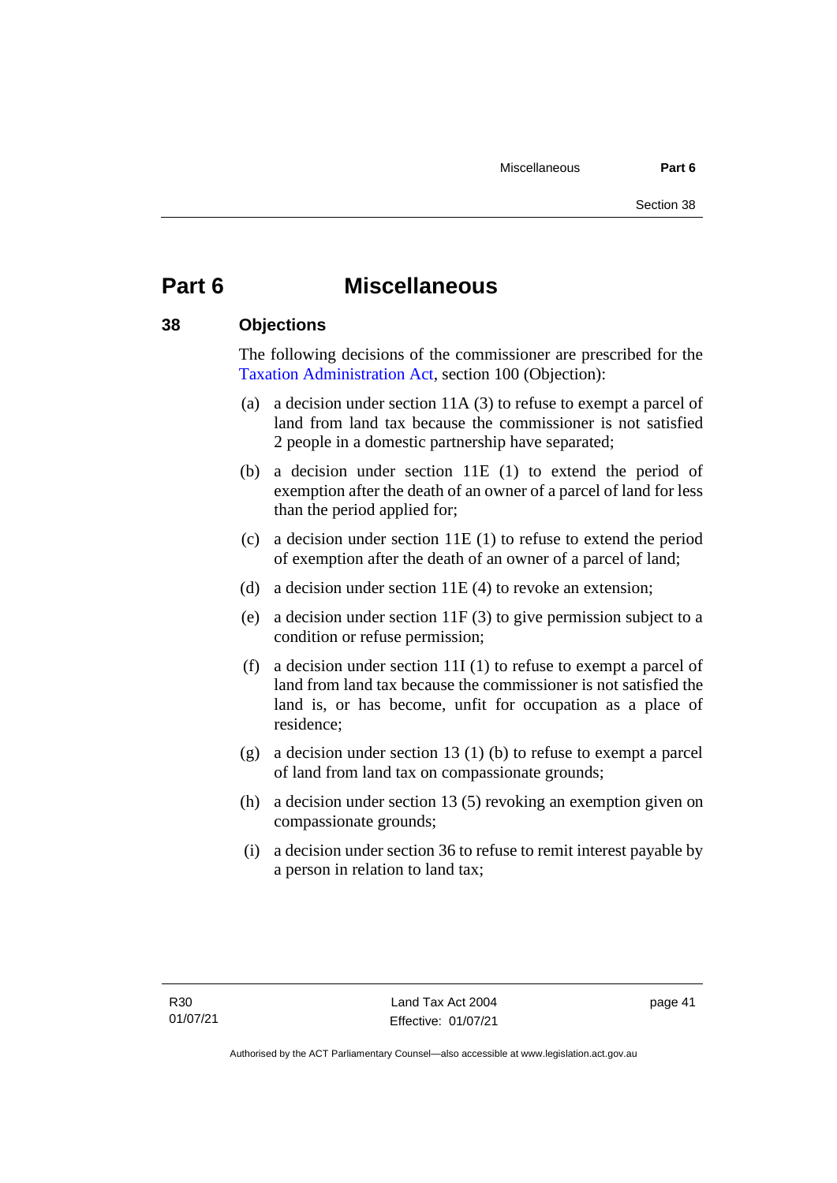# Part 6 Miscellaneous

## 38 Objections

The following decisions of the commissioner are prescribed for the Taxation Administration Act, section 100 (Objection):

(a) a decision under section 11A (3) to refuse to exempt a parcel of land from land tax because the commissioner is not satisfied 2 people in a domestic partnership have separated;

(b) a decision under section 11E (1) to extend the period of exemption after the death of an owner of a parcel of land for less than the period applied for;

(c) a decision under section 11E (1) to refuse to extend the period of exemption after the death of an owner of a parcel of land;

(d) a decision under section 11E (4) to revoke an extension;

(e) a decision under section 11F (3) to give permission subject to a condition or refuse permission;

(f) a decision under section 11I (1) to refuse to exempt a parcel of land from land tax because the commissioner is not satisfied the land is, or has become, unfit for occupation as a place of residence;

(g) a decision under section 13 (1) (b) to refuse to exempt a parcel of land from land tax on compassionate grounds;

(h) a decision under section 13 (5) revoking an exemption given on compassionate grounds;

(i) a decision under section 36 to refuse to remit interest payable by a person in relation to land tax;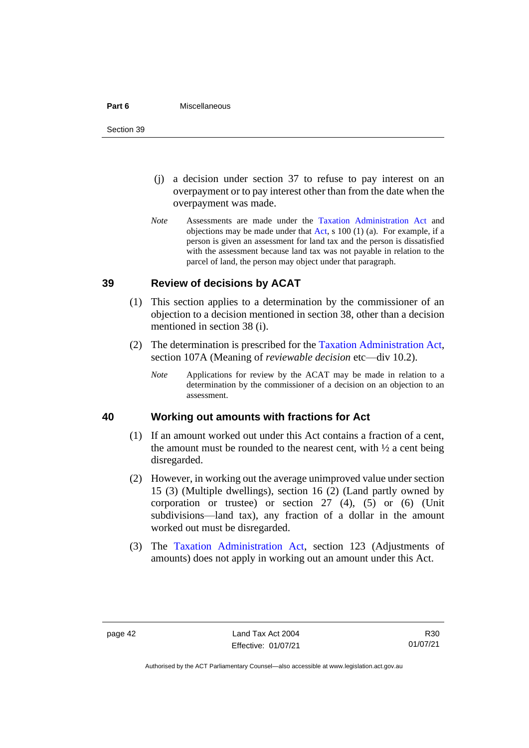(j) a decision under section 37 to refuse to pay interest on an overpayment or to pay interest other than from the date when the overpayment was made.

*Note* Assessments are made under the Taxation Administration Act and objections may be made under that Act, s 100 (1) (a). For example, if a person is given an assessment for land tax and the person is dissatisfied with the assessment because land tax was not payable in relation to the parcel of land, the person may object under that paragraph.

## 39 Review of decisions by ACAT

(1) This section applies to a determination by the commissioner of an objection to a decision mentioned in section 38, other than a decision mentioned in section 38 (i).

(2) The determination is prescribed for the Taxation Administration Act, section 107A (Meaning of *reviewable decision* etc—div 10.2).

*Note* Applications for review by the ACAT may be made in relation to a determination by the commissioner of a decision on an objection to an assessment.

## 40 Working out amounts with fractions for Act

(1) If an amount worked out under this Act contains a fraction of a cent, the amount must be rounded to the nearest cent, with ½ a cent being disregarded.

(2) However, in working out the average unimproved value under section 15 (3) (Multiple dwellings), section 16 (2) (Land partly owned by corporation or trustee) or section 27 (4), (5) or (6) (Unit subdivisions—land tax), any fraction of a dollar in the amount worked out must be disregarded.

(3) The Taxation Administration Act, section 123 (Adjustments of amounts) does not apply in working out an amount under this Act.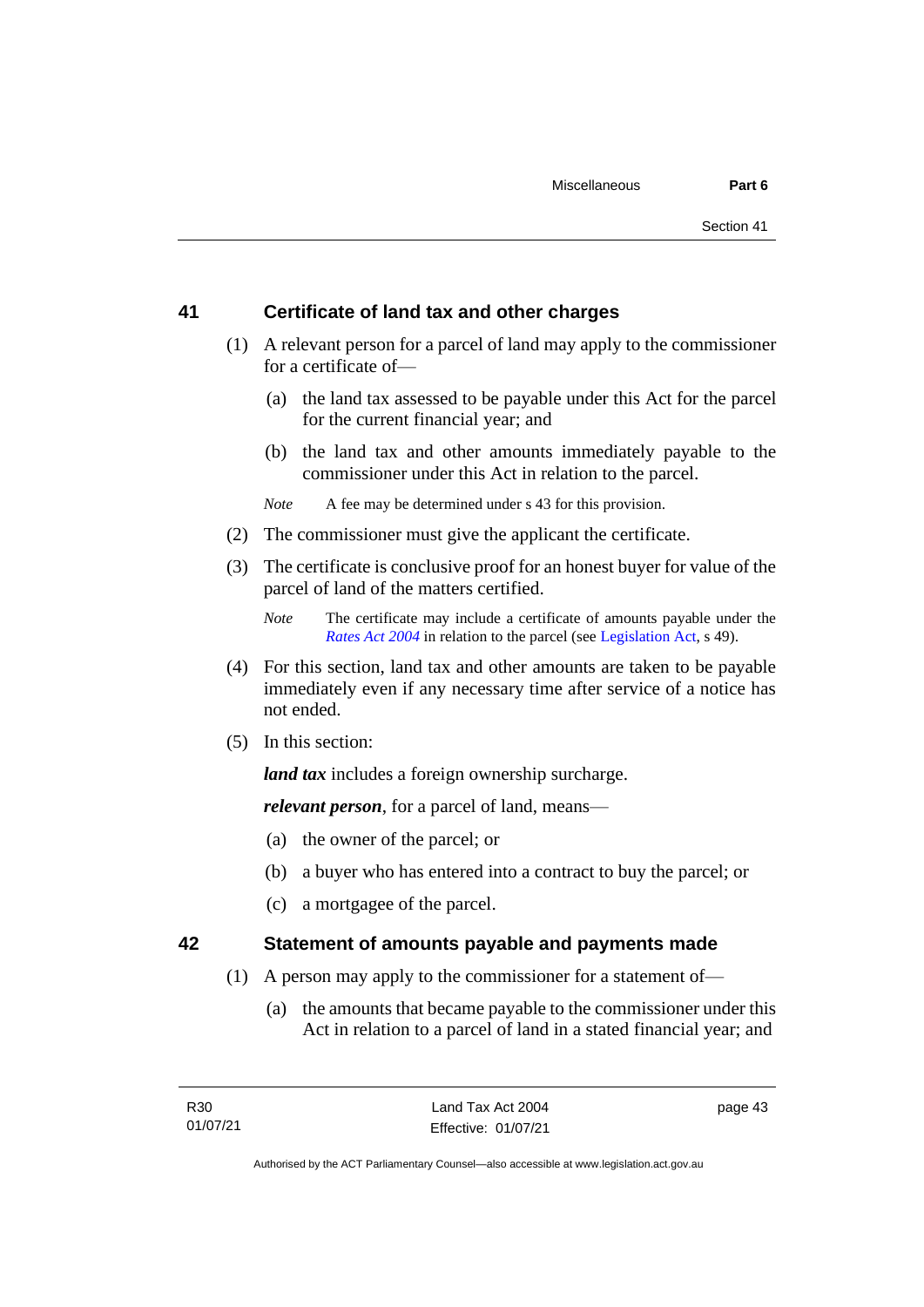## 41 Certificate of land tax and other charges

(1) A relevant person for a parcel of land may apply to the commissioner for a certificate of—

(a) the land tax assessed to be payable under this Act for the parcel for the current financial year; and

(b) the land tax and other amounts immediately payable to the commissioner under this Act in relation to the parcel.

*Note* A fee may be determined under s 43 for this provision.

(2) The commissioner must give the applicant the certificate.

(3) The certificate is conclusive proof for an honest buyer for value of the parcel of land of the matters certified.

*Note* The certificate may include a certificate of amounts payable under the *Rates Act 2004* in relation to the parcel (see Legislation Act, s 49).

(4) For this section, land tax and other amounts are taken to be payable immediately even if any necessary time after service of a notice has not ended.

(5) In this section:

***land tax*** includes a foreign ownership surcharge.

***relevant person***, for a parcel of land, means—

(a) the owner of the parcel; or

(b) a buyer who has entered into a contract to buy the parcel; or

(c) a mortgagee of the parcel.

## 42 Statement of amounts payable and payments made

(1) A person may apply to the commissioner for a statement of—

(a) the amounts that became payable to the commissioner under this Act in relation to a parcel of land in a stated financial year; and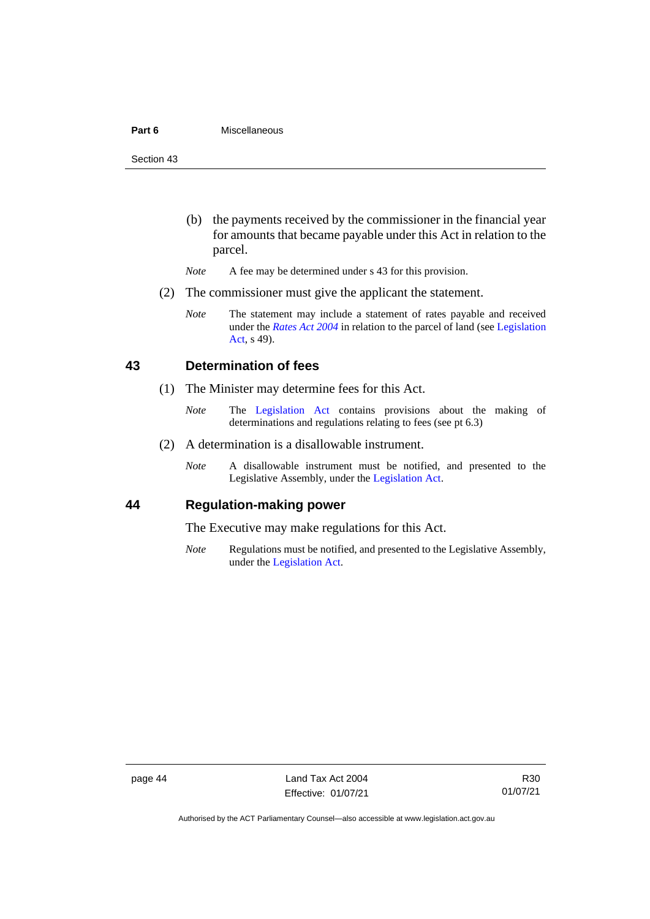(b) the payments received by the commissioner in the financial year for amounts that became payable under this Act in relation to the parcel.

*Note* A fee may be determined under s 43 for this provision.

(2) The commissioner must give the applicant the statement.

*Note* The statement may include a statement of rates payable and received under the *Rates Act 2004* in relation to the parcel of land (see Legislation Act, s 49).

## 43 Determination of fees

(1) The Minister may determine fees for this Act.

*Note* The Legislation Act contains provisions about the making of determinations and regulations relating to fees (see pt 6.3)

(2) A determination is a disallowable instrument.

*Note* A disallowable instrument must be notified, and presented to the Legislative Assembly, under the Legislation Act.

## 44 Regulation-making power

The Executive may make regulations for this Act.

*Note* Regulations must be notified, and presented to the Legislative Assembly, under the Legislation Act.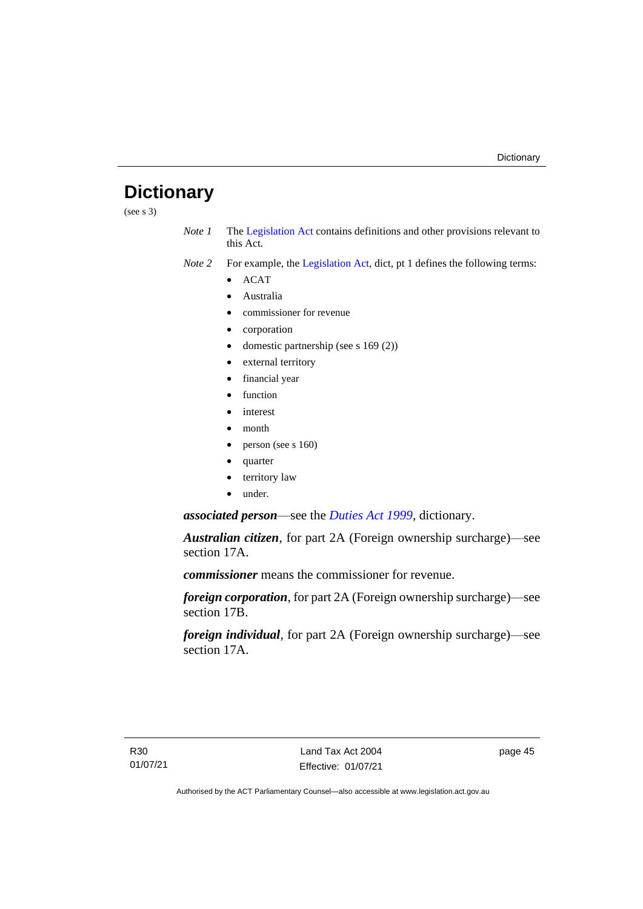# Dictionary

(see s 3)

*Note 1* The Legislation Act contains definitions and other provisions relevant to this Act.

*Note 2* For example, the Legislation Act, dict, pt 1 defines the following terms:

- ACAT
- Australia
- commissioner for revenue
- corporation
- domestic partnership (see s 169 (2))
- external territory
- financial year
- function
- interest
- month
- person (see s 160)
- quarter
- territory law
- under.

***associated person***—see the *Duties Act 1999*, dictionary.

***Australian citizen***, for part 2A (Foreign ownership surcharge)—see section 17A.

***commissioner*** means the commissioner for revenue.

***foreign corporation***, for part 2A (Foreign ownership surcharge)—see section 17B.

***foreign individual***, for part 2A (Foreign ownership surcharge)—see section 17A.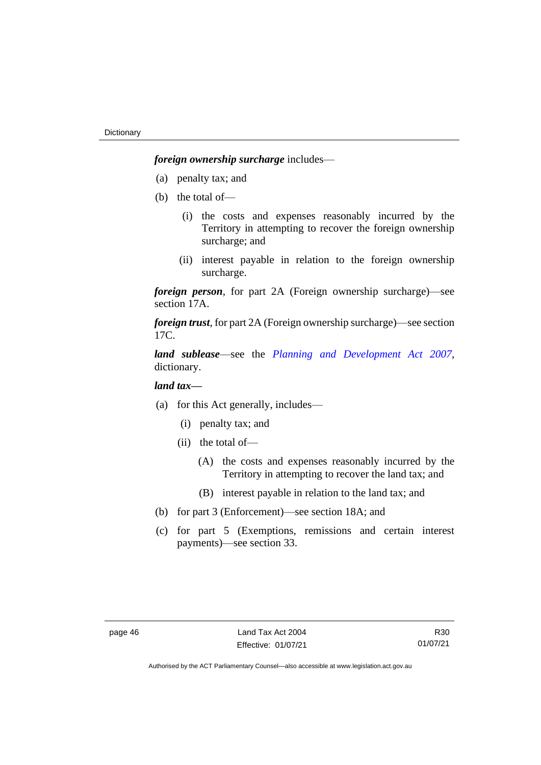***foreign ownership surcharge*** includes—

(a) penalty tax; and

(b) the total of—

  (i) the costs and expenses reasonably incurred by the Territory in attempting to recover the foreign ownership surcharge; and

  (ii) interest payable in relation to the foreign ownership surcharge.

***foreign person***, for part 2A (Foreign ownership surcharge)—see section 17A.

***foreign trust***, for part 2A (Foreign ownership surcharge)—see section 17C.

***land sublease***—see the *Planning and Development Act 2007*, dictionary.

***land tax—***

(a) for this Act generally, includes—

  (i) penalty tax; and

  (ii) the total of—

    (A) the costs and expenses reasonably incurred by the Territory in attempting to recover the land tax; and

    (B) interest payable in relation to the land tax; and

(b) for part 3 (Enforcement)—see section 18A; and

(c) for part 5 (Exemptions, remissions and certain interest payments)—see section 33.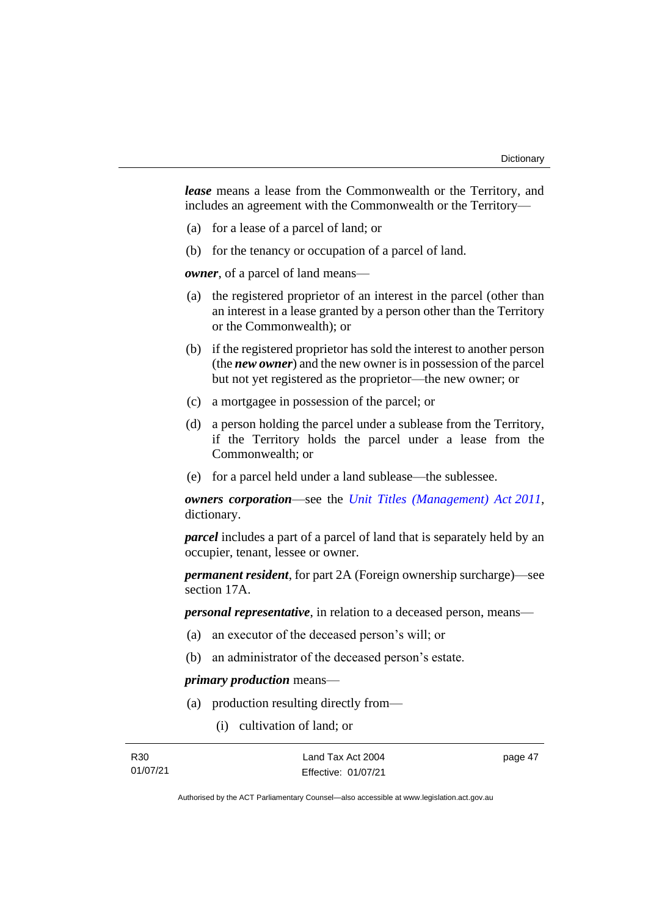***lease*** means a lease from the Commonwealth or the Territory, and includes an agreement with the Commonwealth or the Territory—

(a) for a lease of a parcel of land; or

(b) for the tenancy or occupation of a parcel of land.

***owner***, of a parcel of land means—

(a) the registered proprietor of an interest in the parcel (other than an interest in a lease granted by a person other than the Territory or the Commonwealth); or

(b) if the registered proprietor has sold the interest to another person (the ***new owner***) and the new owner is in possession of the parcel but not yet registered as the proprietor—the new owner; or

(c) a mortgagee in possession of the parcel; or

(d) a person holding the parcel under a sublease from the Territory, if the Territory holds the parcel under a lease from the Commonwealth; or

(e) for a parcel held under a land sublease—the sublessee.

***owners corporation***—see the *Unit Titles (Management) Act 2011*, dictionary.

***parcel*** includes a part of a parcel of land that is separately held by an occupier, tenant, lessee or owner.

***permanent resident***, for part 2A (Foreign ownership surcharge)—see section 17A.

***personal representative***, in relation to a deceased person, means—

(a) an executor of the deceased person's will; or

(b) an administrator of the deceased person's estate.

***primary production*** means—

(a) production resulting directly from—

(i) cultivation of land; or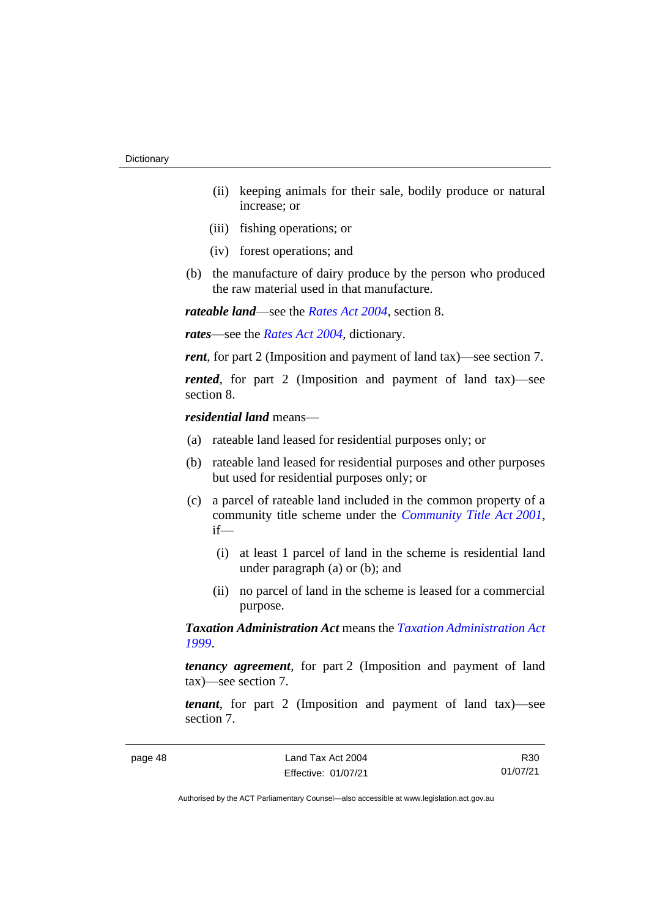(ii) keeping animals for their sale, bodily produce or natural increase; or

(iii) fishing operations; or

(iv) forest operations; and

(b) the manufacture of dairy produce by the person who produced the raw material used in that manufacture.

***rateable land***—see the *Rates Act 2004*, section 8.

***rates***—see the *Rates Act 2004*, dictionary.

***rent***, for part 2 (Imposition and payment of land tax)—see section 7.

***rented***, for part 2 (Imposition and payment of land tax)—see section 8.

***residential land*** means—

(a) rateable land leased for residential purposes only; or

(b) rateable land leased for residential purposes and other purposes but used for residential purposes only; or

(c) a parcel of rateable land included in the common property of a community title scheme under the *Community Title Act 2001*, if—

(i) at least 1 parcel of land in the scheme is residential land under paragraph (a) or (b); and

(ii) no parcel of land in the scheme is leased for a commercial purpose.

***Taxation Administration Act*** means the *Taxation Administration Act 1999*.

***tenancy agreement***, for part 2 (Imposition and payment of land tax)—see section 7.

***tenant***, for part 2 (Imposition and payment of land tax)—see section 7.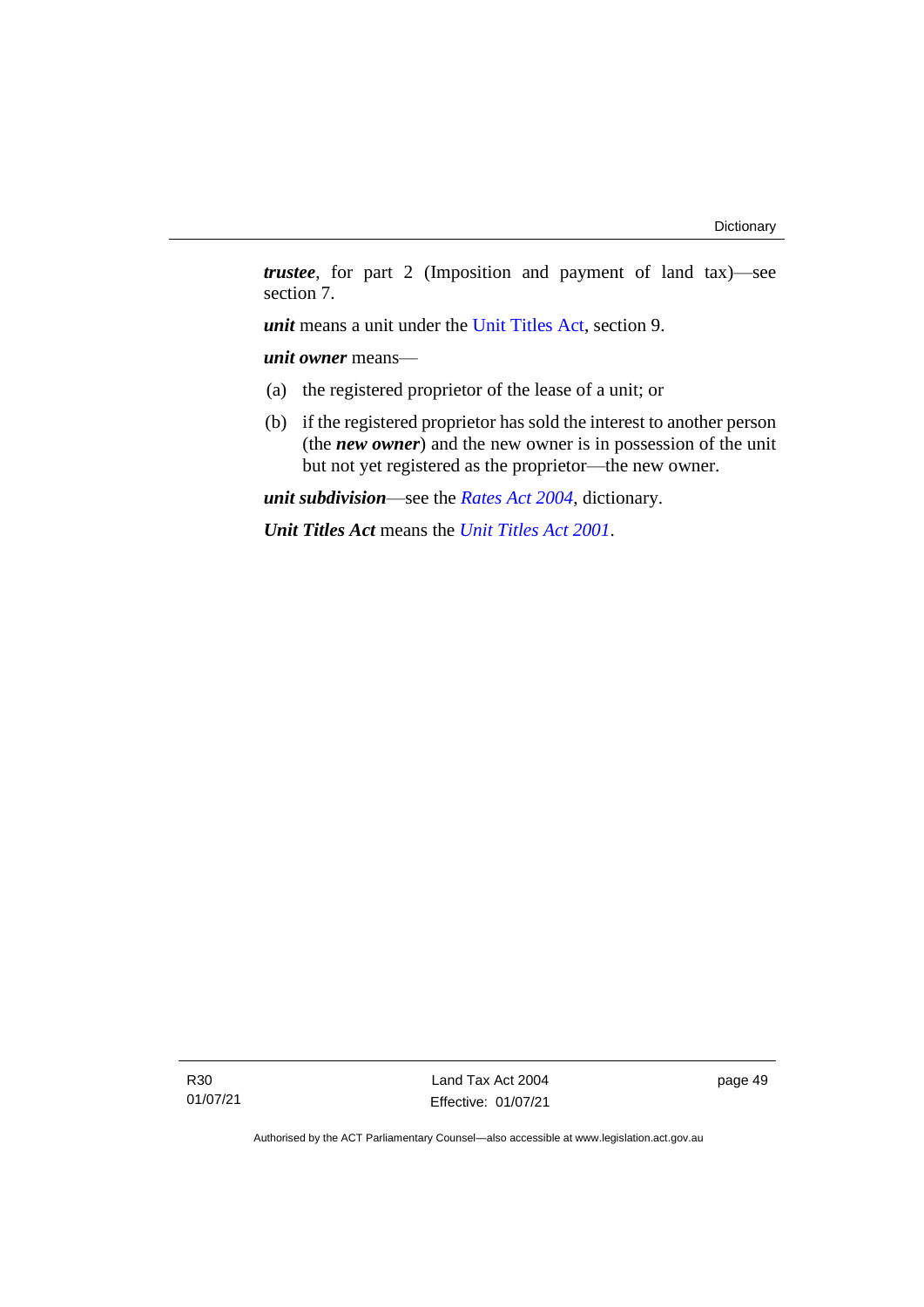***trustee***, for part 2 (Imposition and payment of land tax)—see section 7.

***unit*** means a unit under the Unit Titles Act, section 9.

***unit owner*** means—

(a) the registered proprietor of the lease of a unit; or

(b) if the registered proprietor has sold the interest to another person (the ***new owner***) and the new owner is in possession of the unit but not yet registered as the proprietor—the new owner.

***unit subdivision***—see the *Rates Act 2004*, dictionary.

***Unit Titles Act*** means the *Unit Titles Act 2001*.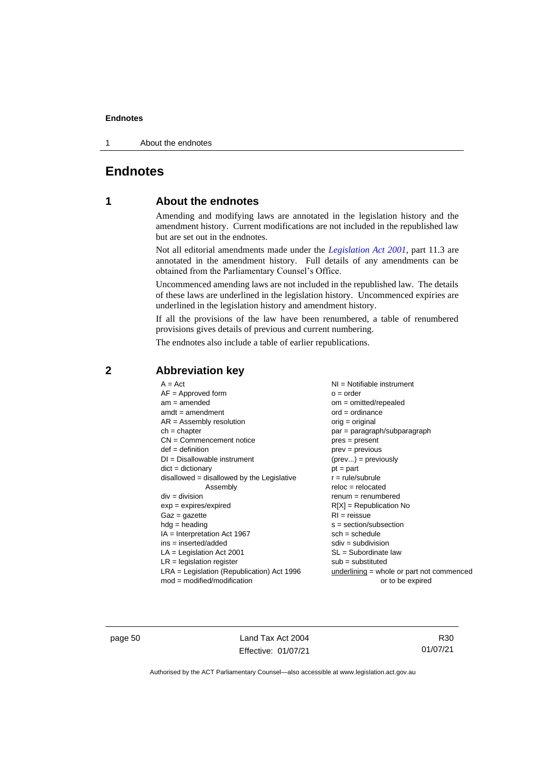# Endnotes

## 1 About the endnotes

Amending and modifying laws are annotated in the legislation history and the amendment history. Current modifications are not included in the republished law but are set out in the endnotes.

Not all editorial amendments made under the *Legislation Act 2001*, part 11.3 are annotated in the amendment history. Full details of any amendments can be obtained from the Parliamentary Counsel's Office.

Uncommenced amending laws are not included in the republished law. The details of these laws are underlined in the legislation history. Uncommenced expiries are underlined in the legislation history and amendment history.

If all the provisions of the law have been renumbered, a table of renumbered provisions gives details of previous and current numbering.

The endnotes also include a table of earlier republications.

## 2 Abbreviation key

A = Act
AF = Approved form
am = amended
amdt = amendment
AR = Assembly resolution
ch = chapter
CN = Commencement notice
def = definition
DI = Disallowable instrument
dict = dictionary
disallowed = disallowed by the Legislative Assembly
div = division
exp = expires/expired
Gaz = gazette
hdg = heading
IA = Interpretation Act 1967
ins = inserted/added
LA = Legislation Act 2001
LR = legislation register
LRA = Legislation (Republication) Act 1996
mod = modified/modification
NI = Notifiable instrument
o = order
om = omitted/repealed
ord = ordinance
orig = original
par = paragraph/subparagraph
pres = present
prev = previous
(prev...) = previously
pt = part
r = rule/subrule
reloc = relocated
renum = renumbered
R[X] = Republication No
RI = reissue
s = section/subsection
sch = schedule
sdiv = subdivision
SL = Subordinate law
sub = substituted
<u>underlining</u> = whole or part not commenced or to be expired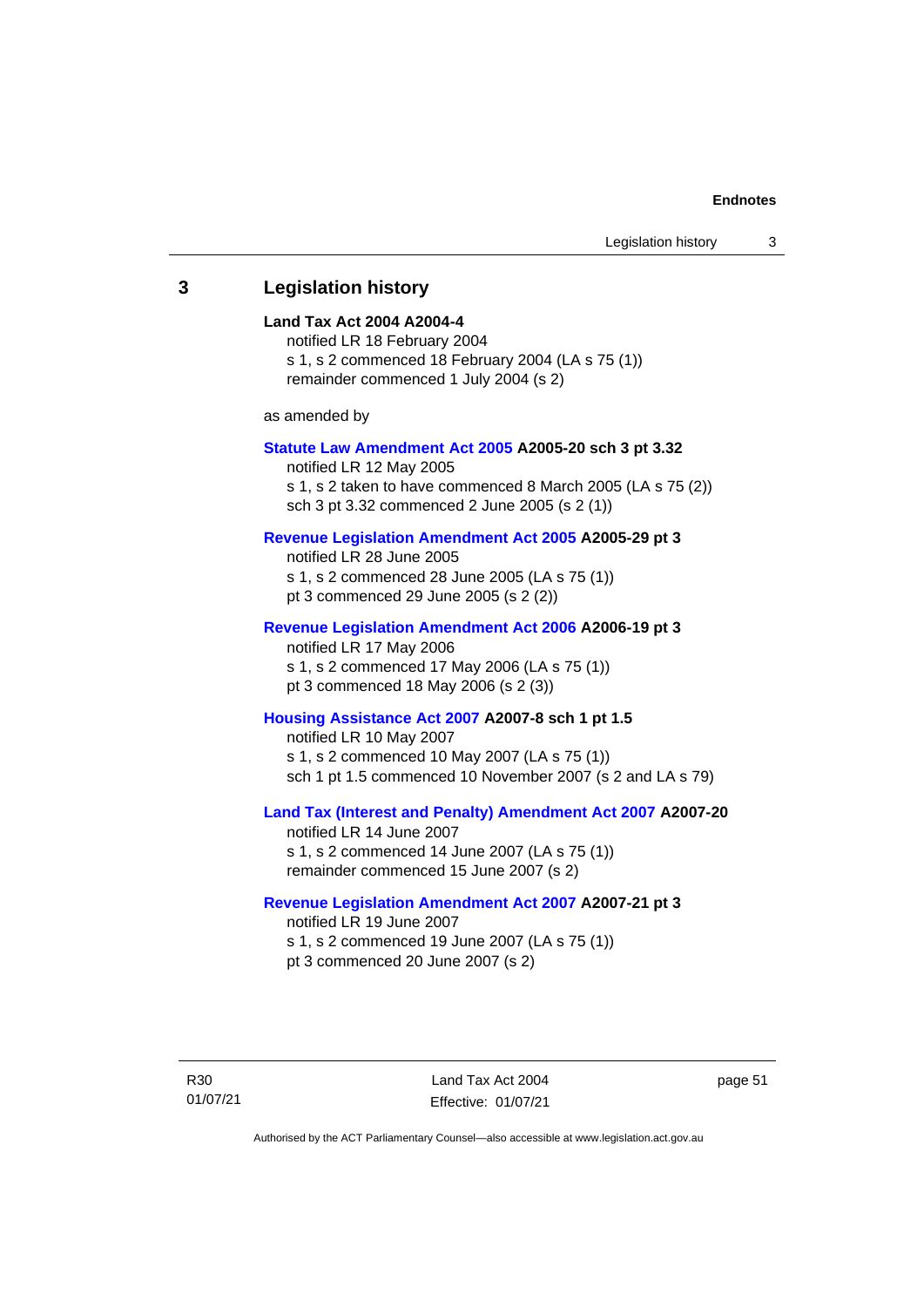## 3 Legislation history

**Land Tax Act 2004 A2004-4**
notified LR 18 February 2004
s 1, s 2 commenced 18 February 2004 (LA s 75 (1))
remainder commenced 1 July 2004 (s 2)

as amended by

**Statute Law Amendment Act 2005 A2005-20 sch 3 pt 3.32**
notified LR 12 May 2005
s 1, s 2 taken to have commenced 8 March 2005 (LA s 75 (2))
sch 3 pt 3.32 commenced 2 June 2005 (s 2 (1))

**Revenue Legislation Amendment Act 2005 A2005-29 pt 3**
notified LR 28 June 2005
s 1, s 2 commenced 28 June 2005 (LA s 75 (1))
pt 3 commenced 29 June 2005 (s 2 (2))

**Revenue Legislation Amendment Act 2006 A2006-19 pt 3**
notified LR 17 May 2006
s 1, s 2 commenced 17 May 2006 (LA s 75 (1))
pt 3 commenced 18 May 2006 (s 2 (3))

**Housing Assistance Act 2007 A2007-8 sch 1 pt 1.5**
notified LR 10 May 2007
s 1, s 2 commenced 10 May 2007 (LA s 75 (1))
sch 1 pt 1.5 commenced 10 November 2007 (s 2 and LA s 79)

**Land Tax (Interest and Penalty) Amendment Act 2007 A2007-20**
notified LR 14 June 2007
s 1, s 2 commenced 14 June 2007 (LA s 75 (1))
remainder commenced 15 June 2007 (s 2)

**Revenue Legislation Amendment Act 2007 A2007-21 pt 3**
notified LR 19 June 2007
s 1, s 2 commenced 19 June 2007 (LA s 75 (1))
pt 3 commenced 20 June 2007 (s 2)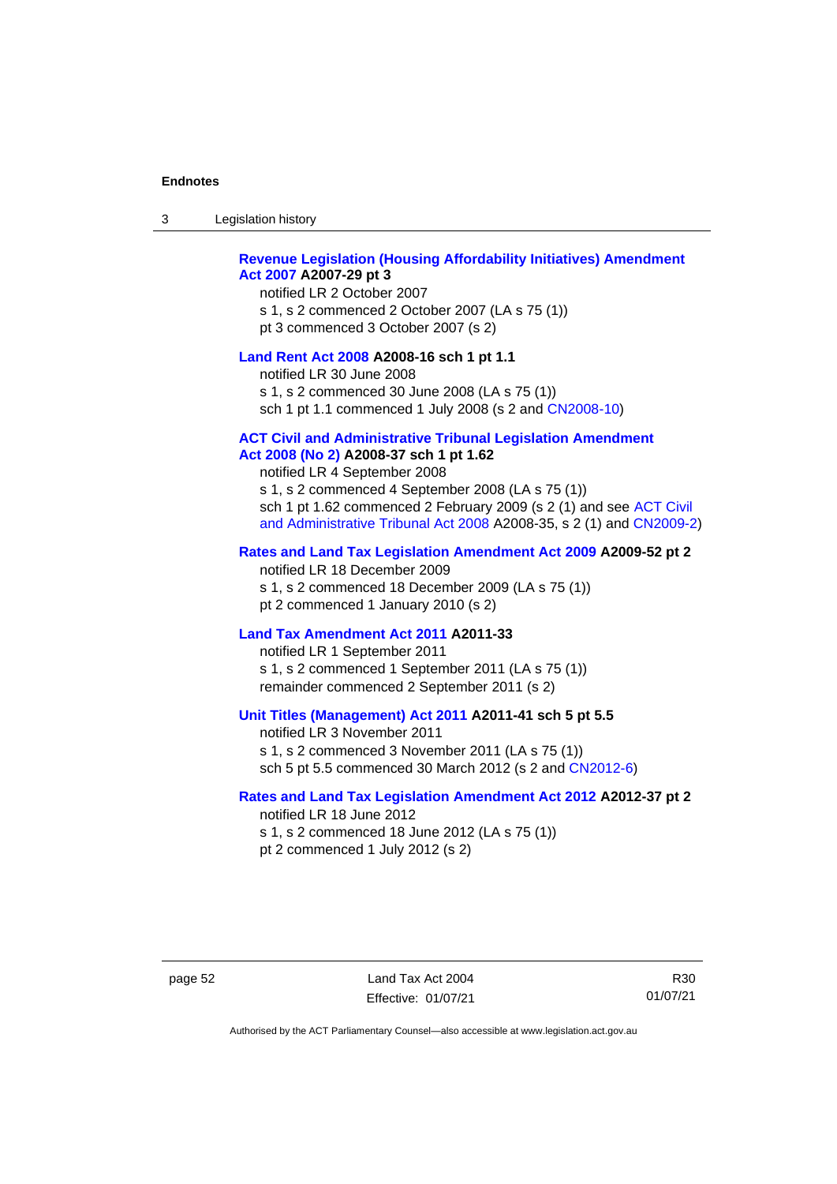**Revenue Legislation (Housing Affordability Initiatives) Amendment Act 2007 A2007-29 pt 3**

notified LR 2 October 2007

s 1, s 2 commenced 2 October 2007 (LA s 75 (1))

pt 3 commenced 3 October 2007 (s 2)

**Land Rent Act 2008 A2008-16 sch 1 pt 1.1**

notified LR 30 June 2008

s 1, s 2 commenced 30 June 2008 (LA s 75 (1))

sch 1 pt 1.1 commenced 1 July 2008 (s 2 and CN2008-10)

**ACT Civil and Administrative Tribunal Legislation Amendment Act 2008 (No 2) A2008-37 sch 1 pt 1.62**

notified LR 4 September 2008

s 1, s 2 commenced 4 September 2008 (LA s 75 (1))

sch 1 pt 1.62 commenced 2 February 2009 (s 2 (1) and see ACT Civil and Administrative Tribunal Act 2008 A2008-35, s 2 (1) and CN2009-2)

**Rates and Land Tax Legislation Amendment Act 2009 A2009-52 pt 2**

notified LR 18 December 2009

s 1, s 2 commenced 18 December 2009 (LA s 75 (1))

pt 2 commenced 1 January 2010 (s 2)

**Land Tax Amendment Act 2011 A2011-33**

notified LR 1 September 2011

s 1, s 2 commenced 1 September 2011 (LA s 75 (1))

remainder commenced 2 September 2011 (s 2)

**Unit Titles (Management) Act 2011 A2011-41 sch 5 pt 5.5**

notified LR 3 November 2011

s 1, s 2 commenced 3 November 2011 (LA s 75 (1))

sch 5 pt 5.5 commenced 30 March 2012 (s 2 and CN2012-6)

**Rates and Land Tax Legislation Amendment Act 2012 A2012-37 pt 2**

notified LR 18 June 2012

s 1, s 2 commenced 18 June 2012 (LA s 75 (1))

pt 2 commenced 1 July 2012 (s 2)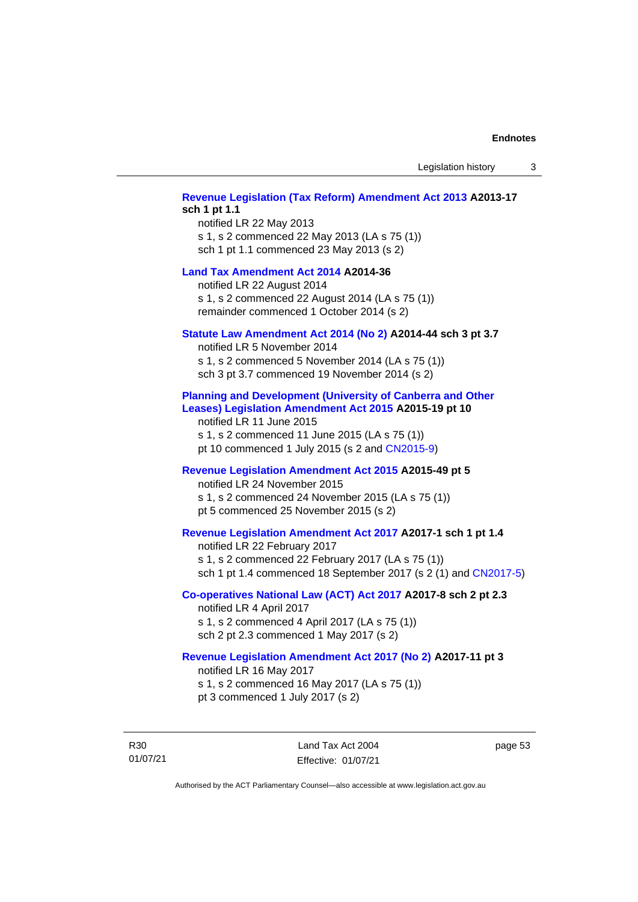**Revenue Legislation (Tax Reform) Amendment Act 2013 A2013-17 sch 1 pt 1.1**

notified LR 22 May 2013
s 1, s 2 commenced 22 May 2013 (LA s 75 (1))
sch 1 pt 1.1 commenced 23 May 2013 (s 2)

**Land Tax Amendment Act 2014 A2014-36**

notified LR 22 August 2014
s 1, s 2 commenced 22 August 2014 (LA s 75 (1))
remainder commenced 1 October 2014 (s 2)

**Statute Law Amendment Act 2014 (No 2) A2014-44 sch 3 pt 3.7**

notified LR 5 November 2014
s 1, s 2 commenced 5 November 2014 (LA s 75 (1))
sch 3 pt 3.7 commenced 19 November 2014 (s 2)

**Planning and Development (University of Canberra and Other Leases) Legislation Amendment Act 2015 A2015-19 pt 10**

notified LR 11 June 2015
s 1, s 2 commenced 11 June 2015 (LA s 75 (1))
pt 10 commenced 1 July 2015 (s 2 and CN2015-9)

**Revenue Legislation Amendment Act 2015 A2015-49 pt 5**

notified LR 24 November 2015
s 1, s 2 commenced 24 November 2015 (LA s 75 (1))
pt 5 commenced 25 November 2015 (s 2)

**Revenue Legislation Amendment Act 2017 A2017-1 sch 1 pt 1.4**

notified LR 22 February 2017
s 1, s 2 commenced 22 February 2017 (LA s 75 (1))
sch 1 pt 1.4 commenced 18 September 2017 (s 2 (1) and CN2017-5)

**Co-operatives National Law (ACT) Act 2017 A2017-8 sch 2 pt 2.3**

notified LR 4 April 2017
s 1, s 2 commenced 4 April 2017 (LA s 75 (1))
sch 2 pt 2.3 commenced 1 May 2017 (s 2)

**Revenue Legislation Amendment Act 2017 (No 2) A2017-11 pt 3**

notified LR 16 May 2017
s 1, s 2 commenced 16 May 2017 (LA s 75 (1))
pt 3 commenced 1 July 2017 (s 2)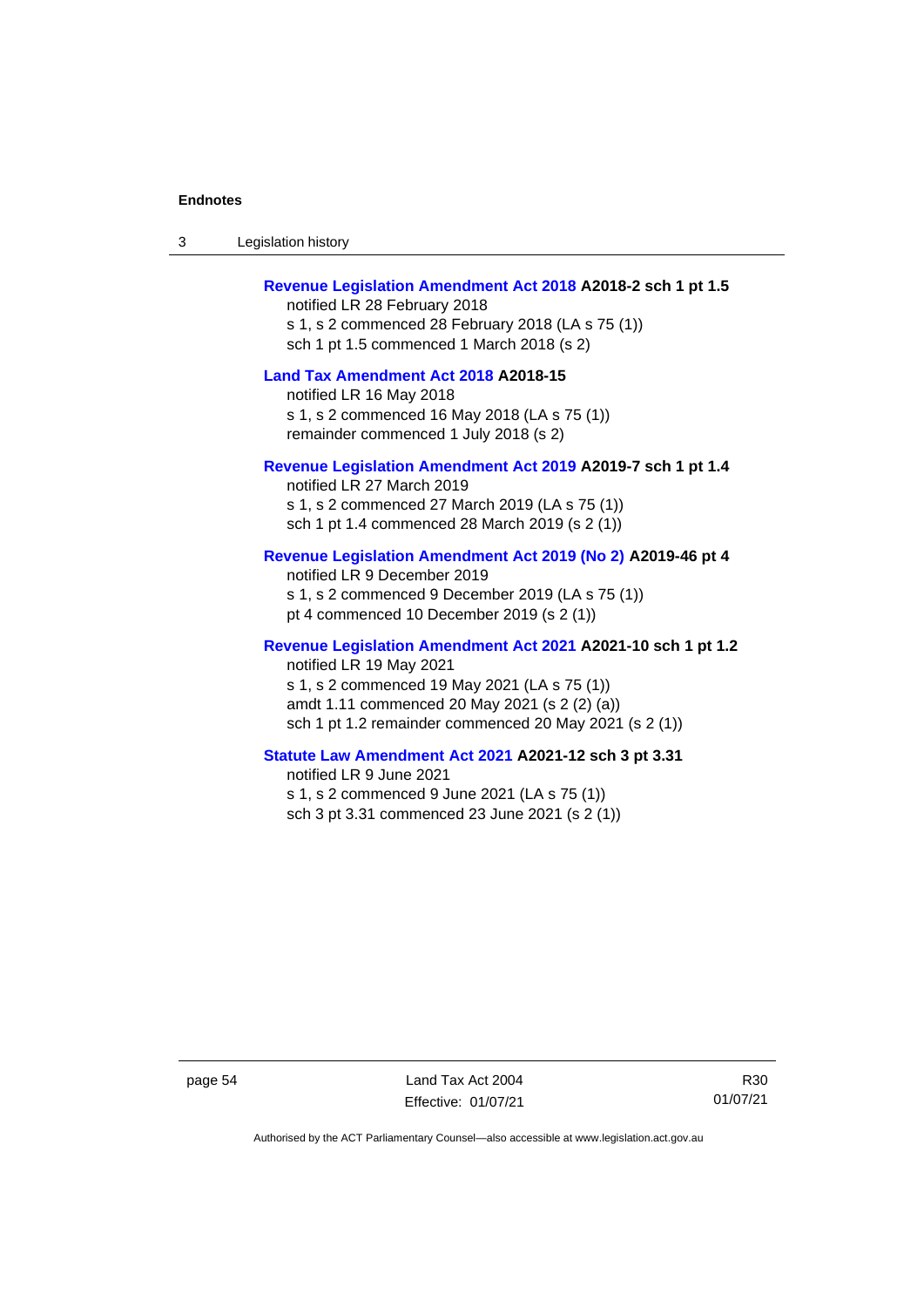**Revenue Legislation Amendment Act 2018 A2018-2 sch 1 pt 1.5**
notified LR 28 February 2018
s 1, s 2 commenced 28 February 2018 (LA s 75 (1))
sch 1 pt 1.5 commenced 1 March 2018 (s 2)

**Land Tax Amendment Act 2018 A2018-15**
notified LR 16 May 2018
s 1, s 2 commenced 16 May 2018 (LA s 75 (1))
remainder commenced 1 July 2018 (s 2)

**Revenue Legislation Amendment Act 2019 A2019-7 sch 1 pt 1.4**
notified LR 27 March 2019
s 1, s 2 commenced 27 March 2019 (LA s 75 (1))
sch 1 pt 1.4 commenced 28 March 2019 (s 2 (1))

**Revenue Legislation Amendment Act 2019 (No 2) A2019-46 pt 4**
notified LR 9 December 2019
s 1, s 2 commenced 9 December 2019 (LA s 75 (1))
pt 4 commenced 10 December 2019 (s 2 (1))

**Revenue Legislation Amendment Act 2021 A2021-10 sch 1 pt 1.2**
notified LR 19 May 2021
s 1, s 2 commenced 19 May 2021 (LA s 75 (1))
amdt 1.11 commenced 20 May 2021 (s 2 (2) (a))
sch 1 pt 1.2 remainder commenced 20 May 2021 (s 2 (1))

**Statute Law Amendment Act 2021 A2021-12 sch 3 pt 3.31**
notified LR 9 June 2021
s 1, s 2 commenced 9 June 2021 (LA s 75 (1))
sch 3 pt 3.31 commenced 23 June 2021 (s 2 (1))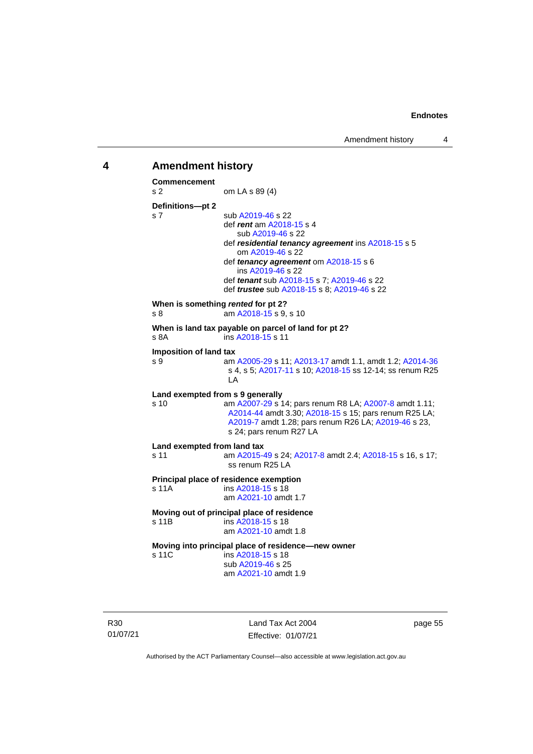## 4 Amendment history

**Commencement**

s 2 om LA s 89 (4)

**Definitions—pt 2**

s 7 sub A2019-46 s 22
def ***rent*** am A2018-15 s 4
sub A2019-46 s 22
def ***residential tenancy agreement*** ins A2018-15 s 5
om A2019-46 s 22
def ***tenancy agreement*** om A2018-15 s 6
ins A2019-46 s 22
def ***tenant*** sub A2018-15 s 7; A2019-46 s 22
def ***trustee*** sub A2018-15 s 8; A2019-46 s 22

**When is something *rented* for pt 2?**

s 8 am A2018-15 s 9, s 10

**When is land tax payable on parcel of land for pt 2?**

s 8A ins A2018-15 s 11

**Imposition of land tax**

s 9 am A2005-29 s 11; A2013-17 amdt 1.1, amdt 1.2; A2014-36 s 4, s 5; A2017-11 s 10; A2018-15 ss 12-14; ss renum R25 LA

**Land exempted from s 9 generally**

s 10 am A2007-29 s 14; pars renum R8 LA; A2007-8 amdt 1.11; A2014-44 amdt 3.30; A2018-15 s 15; pars renum R25 LA; A2019-7 amdt 1.28; pars renum R26 LA; A2019-46 s 23, s 24; pars renum R27 LA

**Land exempted from land tax**

s 11 am A2015-49 s 24; A2017-8 amdt 2.4; A2018-15 s 16, s 17; ss renum R25 LA

**Principal place of residence exemption**

s 11A ins A2018-15 s 18
am A2021-10 amdt 1.7

**Moving out of principal place of residence**

s 11B ins A2018-15 s 18
am A2021-10 amdt 1.8

**Moving into principal place of residence—new owner**

s 11C ins A2018-15 s 18
sub A2019-46 s 25
am A2021-10 amdt 1.9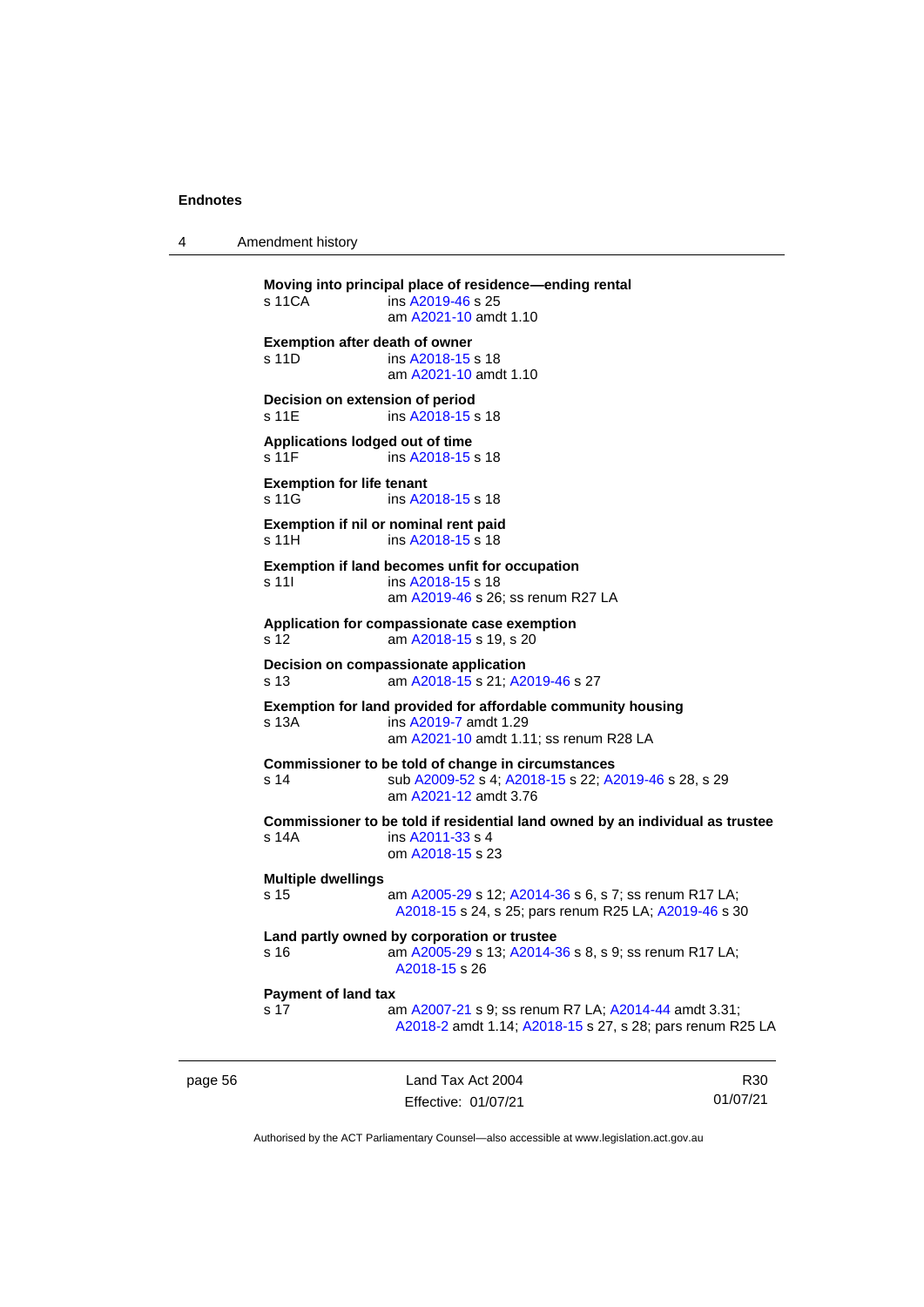**Moving into principal place of residence—ending rental**
s 11CA ins A2019-46 s 25
am A2021-10 amdt 1.10

**Exemption after death of owner**
s 11D ins A2018-15 s 18
am A2021-10 amdt 1.10

**Decision on extension of period**
s 11E ins A2018-15 s 18

**Applications lodged out of time**
s 11F ins A2018-15 s 18

**Exemption for life tenant**
s 11G ins A2018-15 s 18

**Exemption if nil or nominal rent paid**
s 11H ins A2018-15 s 18

**Exemption if land becomes unfit for occupation**
s 11I ins A2018-15 s 18
am A2019-46 s 26; ss renum R27 LA

**Application for compassionate case exemption**
s 12 am A2018-15 s 19, s 20

**Decision on compassionate application**
s 13 am A2018-15 s 21; A2019-46 s 27

**Exemption for land provided for affordable community housing**
s 13A ins A2019-7 amdt 1.29
am A2021-10 amdt 1.11; ss renum R28 LA

**Commissioner to be told of change in circumstances**
s 14 sub A2009-52 s 4; A2018-15 s 22; A2019-46 s 28, s 29
am A2021-12 amdt 3.76

**Commissioner to be told if residential land owned by an individual as trustee**
s 14A ins A2011-33 s 4
om A2018-15 s 23

**Multiple dwellings**
s 15 am A2005-29 s 12; A2014-36 s 6, s 7; ss renum R17 LA; A2018-15 s 24, s 25; pars renum R25 LA; A2019-46 s 30

**Land partly owned by corporation or trustee**
s 16 am A2005-29 s 13; A2014-36 s 8, s 9; ss renum R17 LA; A2018-15 s 26

**Payment of land tax**
s 17 am A2007-21 s 9; ss renum R7 LA; A2014-44 amdt 3.31; A2018-2 amdt 1.14; A2018-15 s 27, s 28; pars renum R25 LA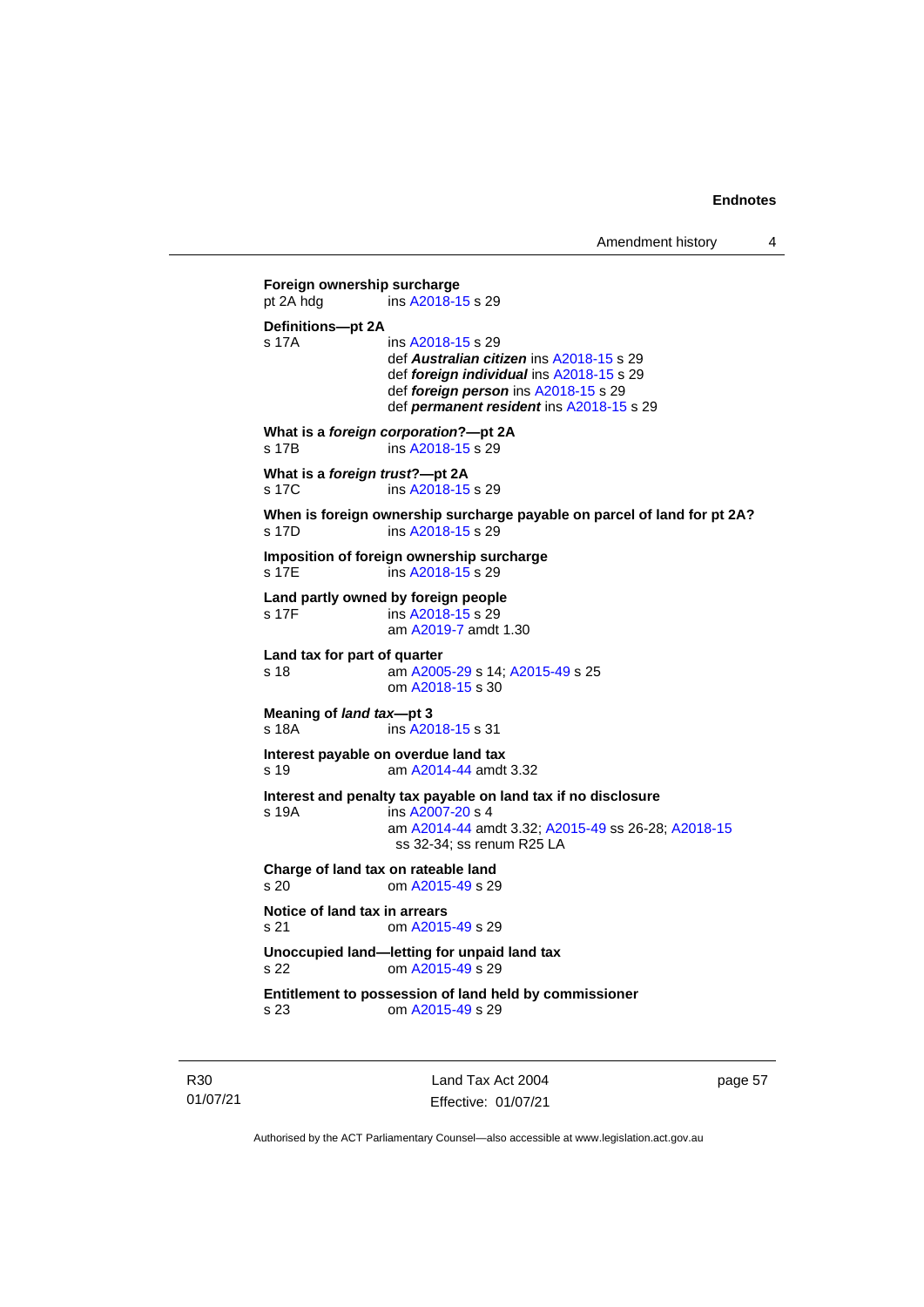**Foreign ownership surcharge**
pt 2A hdg ins A2018-15 s 29

**Definitions—pt 2A**
s 17A ins A2018-15 s 29
def ***Australian citizen*** ins A2018-15 s 29
def ***foreign individual*** ins A2018-15 s 29
def ***foreign person*** ins A2018-15 s 29
def ***permanent resident*** ins A2018-15 s 29

**What is a *foreign corporation*?—pt 2A**
s 17B ins A2018-15 s 29

**What is a *foreign trust*?—pt 2A**
s 17C ins A2018-15 s 29

**When is foreign ownership surcharge payable on parcel of land for pt 2A?**
s 17D ins A2018-15 s 29

**Imposition of foreign ownership surcharge**
s 17E ins A2018-15 s 29

**Land partly owned by foreign people**
s 17F ins A2018-15 s 29
am A2019-7 amdt 1.30

**Land tax for part of quarter**
s 18 am A2005-29 s 14; A2015-49 s 25
om A2018-15 s 30

**Meaning of *land tax*—pt 3**
s 18A ins A2018-15 s 31

**Interest payable on overdue land tax**
s 19 am A2014-44 amdt 3.32

**Interest and penalty tax payable on land tax if no disclosure**
s 19A ins A2007-20 s 4
am A2014-44 amdt 3.32; A2015-49 ss 26-28; A2018-15 ss 32-34; ss renum R25 LA

**Charge of land tax on rateable land**
s 20 om A2015-49 s 29

**Notice of land tax in arrears**
s 21 om A2015-49 s 29

**Unoccupied land—letting for unpaid land tax**
s 22 om A2015-49 s 29

**Entitlement to possession of land held by commissioner**
s 23 om A2015-49 s 29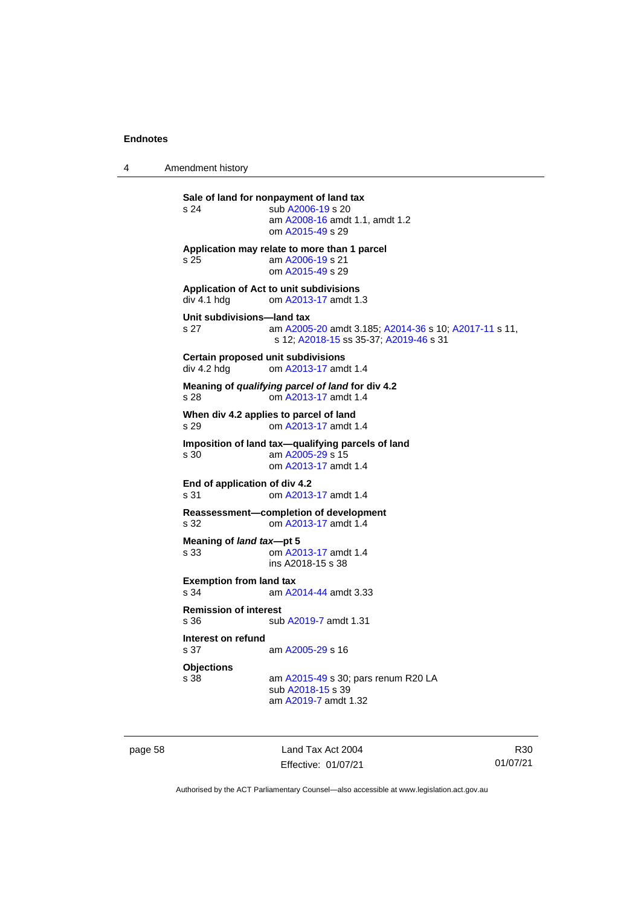**Sale of land for nonpayment of land tax**

s 24 sub A2006-19 s 20
am A2008-16 amdt 1.1, amdt 1.2
om A2015-49 s 29

**Application may relate to more than 1 parcel**

s 25 am A2006-19 s 21
om A2015-49 s 29

**Application of Act to unit subdivisions**

div 4.1 hdg om A2013-17 amdt 1.3

**Unit subdivisions—land tax**

s 27 am A2005-20 amdt 3.185; A2014-36 s 10; A2017-11 s 11, s 12; A2018-15 ss 35-37; A2019-46 s 31

**Certain proposed unit subdivisions**

div 4.2 hdg om A2013-17 amdt 1.4

**Meaning of *qualifying parcel of land* for div 4.2**

s 28 om A2013-17 amdt 1.4

**When div 4.2 applies to parcel of land**

s 29 om A2013-17 amdt 1.4

**Imposition of land tax—qualifying parcels of land**

s 30 am A2005-29 s 15
om A2013-17 amdt 1.4

**End of application of div 4.2**

s 31 om A2013-17 amdt 1.4

**Reassessment—completion of development**

s 32 om A2013-17 amdt 1.4

**Meaning of *land tax*—pt 5**

s 33 om A2013-17 amdt 1.4
ins A2018-15 s 38

**Exemption from land tax**

s 34 am A2014-44 amdt 3.33

**Remission of interest**

s 36 sub A2019-7 amdt 1.31

**Interest on refund**

s 37 am A2005-29 s 16

**Objections**

s 38 am A2015-49 s 30; pars renum R20 LA
sub A2018-15 s 39
am A2019-7 amdt 1.32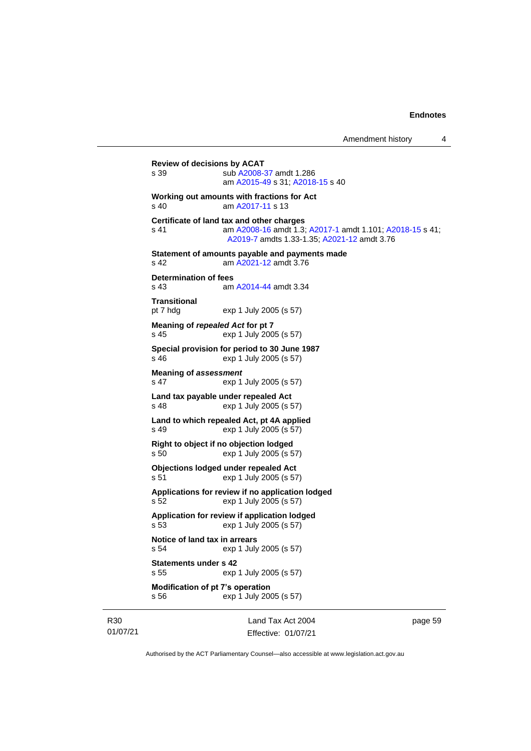**Review of decisions by ACAT**

s 39 sub A2008-37 amdt 1.286
am A2015-49 s 31; A2018-15 s 40

**Working out amounts with fractions for Act**

s 40 am A2017-11 s 13

**Certificate of land tax and other charges**

s 41 am A2008-16 amdt 1.3; A2017-1 amdt 1.101; A2018-15 s 41; A2019-7 amdts 1.33-1.35; A2021-12 amdt 3.76

**Statement of amounts payable and payments made**

s 42 am A2021-12 amdt 3.76

**Determination of fees**

s 43 am A2014-44 amdt 3.34

**Transitional**

pt 7 hdg exp 1 July 2005 (s 57)

**Meaning of *repealed Act* for pt 7**

s 45 exp 1 July 2005 (s 57)

**Special provision for period to 30 June 1987**

s 46 exp 1 July 2005 (s 57)

**Meaning of *assessment***

s 47 exp 1 July 2005 (s 57)

**Land tax payable under repealed Act**

s 48 exp 1 July 2005 (s 57)

**Land to which repealed Act, pt 4A applied**

s 49 exp 1 July 2005 (s 57)

**Right to object if no objection lodged**

s 50 exp 1 July 2005 (s 57)

**Objections lodged under repealed Act**

s 51 exp 1 July 2005 (s 57)

**Applications for review if no application lodged**

s 52 exp 1 July 2005 (s 57)

**Application for review if application lodged**

s 53 exp 1 July 2005 (s 57)

**Notice of land tax in arrears**

s 54 exp 1 July 2005 (s 57)

**Statements under s 42**

s 55 exp 1 July 2005 (s 57)

**Modification of pt 7's operation**

s 56 exp 1 July 2005 (s 57)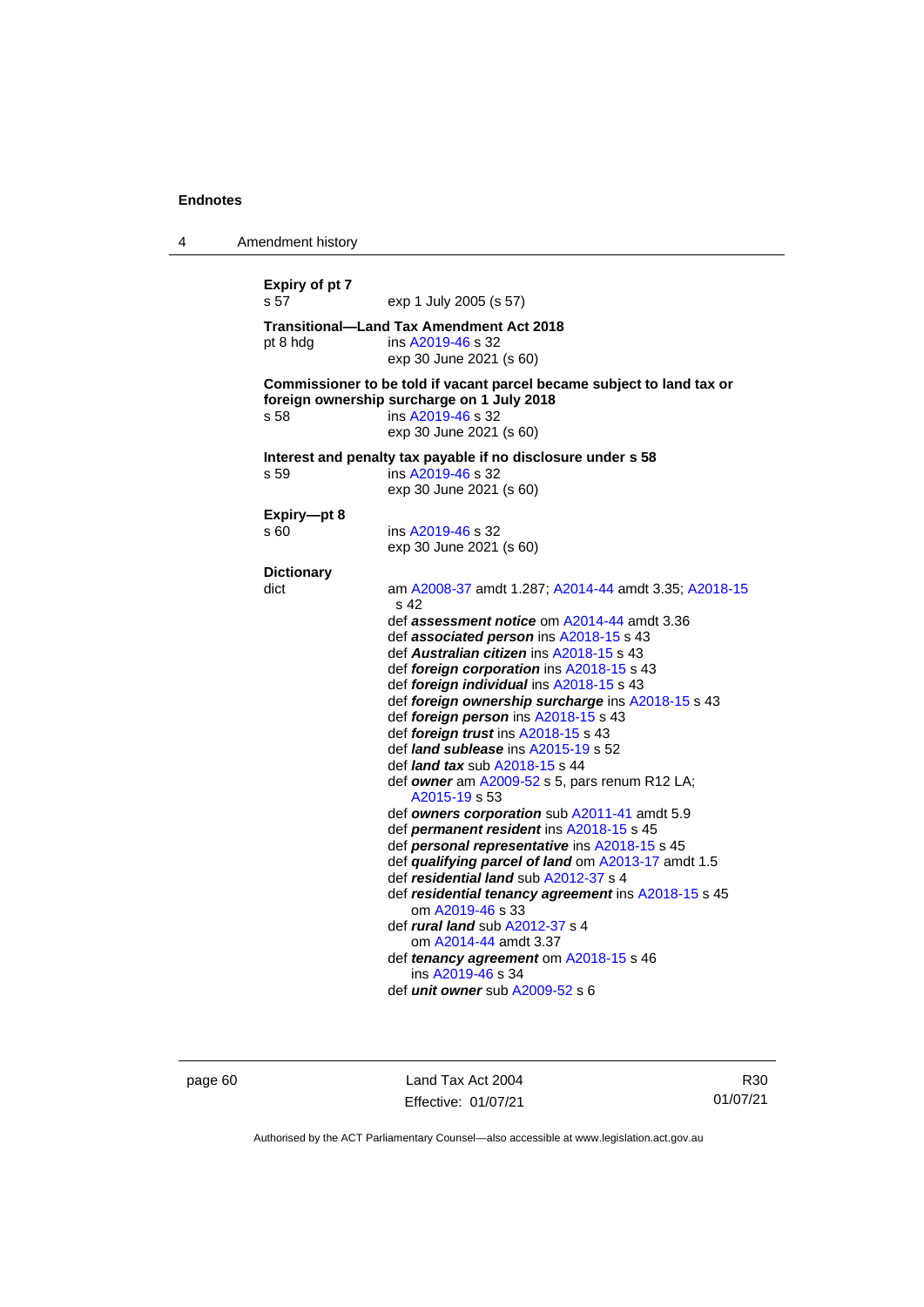**Expiry of pt 7**
s 57 exp 1 July 2005 (s 57)

**Transitional—Land Tax Amendment Act 2018**
pt 8 hdg ins A2019-46 s 32
exp 30 June 2021 (s 60)

**Commissioner to be told if vacant parcel became subject to land tax or foreign ownership surcharge on 1 July 2018**
s 58 ins A2019-46 s 32
exp 30 June 2021 (s 60)

**Interest and penalty tax payable if no disclosure under s 58**
s 59 ins A2019-46 s 32
exp 30 June 2021 (s 60)

**Expiry—pt 8**
s 60 ins A2019-46 s 32
exp 30 June 2021 (s 60)

**Dictionary**
dict am A2008-37 amdt 1.287; A2014-44 amdt 3.35; A2018-15 s 42
def ***assessment notice*** om A2014-44 amdt 3.36
def ***associated person*** ins A2018-15 s 43
def ***Australian citizen*** ins A2018-15 s 43
def ***foreign corporation*** ins A2018-15 s 43
def ***foreign individual*** ins A2018-15 s 43
def ***foreign ownership surcharge*** ins A2018-15 s 43
def ***foreign person*** ins A2018-15 s 43
def ***foreign trust*** ins A2018-15 s 43
def ***land sublease*** ins A2015-19 s 52
def ***land tax*** sub A2018-15 s 44
def ***owner*** am A2009-52 s 5, pars renum R12 LA; A2015-19 s 53
def ***owners corporation*** sub A2011-41 amdt 5.9
def ***permanent resident*** ins A2018-15 s 45
def ***personal representative*** ins A2018-15 s 45
def ***qualifying parcel of land*** om A2013-17 amdt 1.5
def ***residential land*** sub A2012-37 s 4
def ***residential tenancy agreement*** ins A2018-15 s 45
om A2019-46 s 33
def ***rural land*** sub A2012-37 s 4
om A2014-44 amdt 3.37
def ***tenancy agreement*** om A2018-15 s 46
ins A2019-46 s 34
def ***unit owner*** sub A2009-52 s 6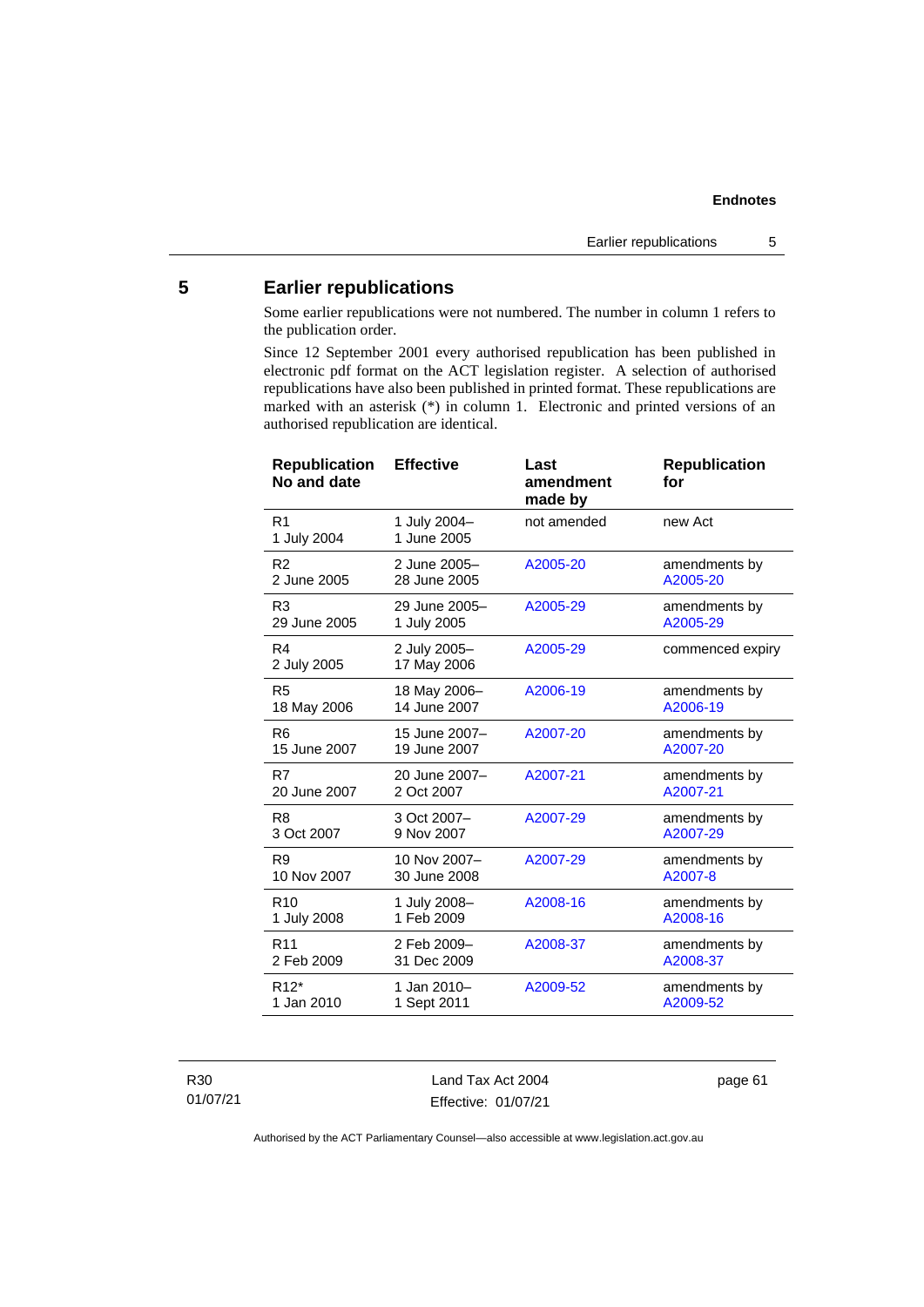## 5 Earlier republications

Some earlier republications were not numbered. The number in column 1 refers to the publication order.

Since 12 September 2001 every authorised republication has been published in electronic pdf format on the ACT legislation register. A selection of authorised republications have also been published in printed format. These republications are marked with an asterisk (*) in column 1. Electronic and printed versions of an authorised republication are identical.

| Republication No and date | Effective | Last amendment made by | Republication for |
|---|---|---|---|
| R1<br>1 July 2004 | 1 July 2004–<br>1 June 2005 | not amended | new Act |
| R2<br>2 June 2005 | 2 June 2005–<br>28 June 2005 | A2005-20 | amendments by A2005-20 |
| R3<br>29 June 2005 | 29 June 2005–<br>1 July 2005 | A2005-29 | amendments by A2005-29 |
| R4<br>2 July 2005 | 2 July 2005–<br>17 May 2006 | A2005-29 | commenced expiry |
| R5<br>18 May 2006 | 18 May 2006–<br>14 June 2007 | A2006-19 | amendments by A2006-19 |
| R6<br>15 June 2007 | 15 June 2007–<br>19 June 2007 | A2007-20 | amendments by A2007-20 |
| R7<br>20 June 2007 | 20 June 2007–<br>2 Oct 2007 | A2007-21 | amendments by A2007-21 |
| R8<br>3 Oct 2007 | 3 Oct 2007–<br>9 Nov 2007 | A2007-29 | amendments by A2007-29 |
| R9<br>10 Nov 2007 | 10 Nov 2007–<br>30 June 2008 | A2007-29 | amendments by A2007-8 |
| R10<br>1 July 2008 | 1 July 2008–<br>1 Feb 2009 | A2008-16 | amendments by A2008-16 |
| R11<br>2 Feb 2009 | 2 Feb 2009–<br>31 Dec 2009 | A2008-37 | amendments by A2008-37 |
| R12*<br>1 Jan 2010 | 1 Jan 2010–<br>1 Sept 2011 | A2009-52 | amendments by A2009-52 |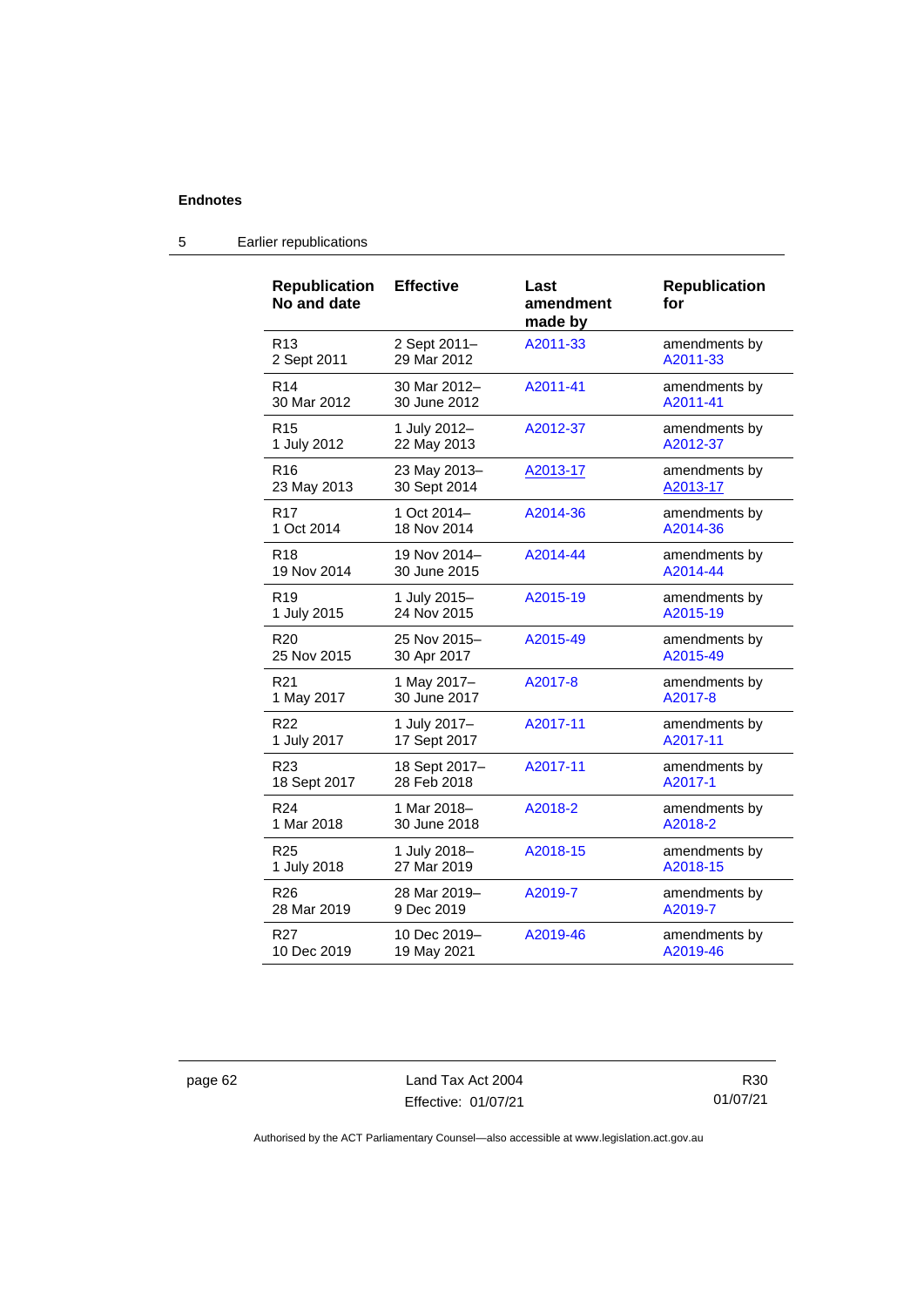## Endnotes

### 5 Earlier republications

| Republication No and date | Effective | Last amendment made by | Republication for |
|---|---|---|---|
| R13 2 Sept 2011 | 2 Sept 2011– 29 Mar 2012 | A2011-33 | amendments by A2011-33 |
| R14 30 Mar 2012 | 30 Mar 2012– 30 June 2012 | A2011-41 | amendments by A2011-41 |
| R15 1 July 2012 | 1 July 2012– 22 May 2013 | A2012-37 | amendments by A2012-37 |
| R16 23 May 2013 | 23 May 2013– 30 Sept 2014 | A2013-17 | amendments by A2013-17 |
| R17 1 Oct 2014 | 1 Oct 2014– 18 Nov 2014 | A2014-36 | amendments by A2014-36 |
| R18 19 Nov 2014 | 19 Nov 2014– 30 June 2015 | A2014-44 | amendments by A2014-44 |
| R19 1 July 2015 | 1 July 2015– 24 Nov 2015 | A2015-19 | amendments by A2015-19 |
| R20 25 Nov 2015 | 25 Nov 2015– 30 Apr 2017 | A2015-49 | amendments by A2015-49 |
| R21 1 May 2017 | 1 May 2017– 30 June 2017 | A2017-8 | amendments by A2017-8 |
| R22 1 July 2017 | 1 July 2017– 17 Sept 2017 | A2017-11 | amendments by A2017-11 |
| R23 18 Sept 2017 | 18 Sept 2017– 28 Feb 2018 | A2017-11 | amendments by A2017-1 |
| R24 1 Mar 2018 | 1 Mar 2018– 30 June 2018 | A2018-2 | amendments by A2018-2 |
| R25 1 July 2018 | 1 July 2018– 27 Mar 2019 | A2018-15 | amendments by A2018-15 |
| R26 28 Mar 2019 | 28 Mar 2019– 9 Dec 2019 | A2019-7 | amendments by A2019-7 |
| R27 10 Dec 2019 | 10 Dec 2019– 19 May 2021 | A2019-46 | amendments by A2019-46 |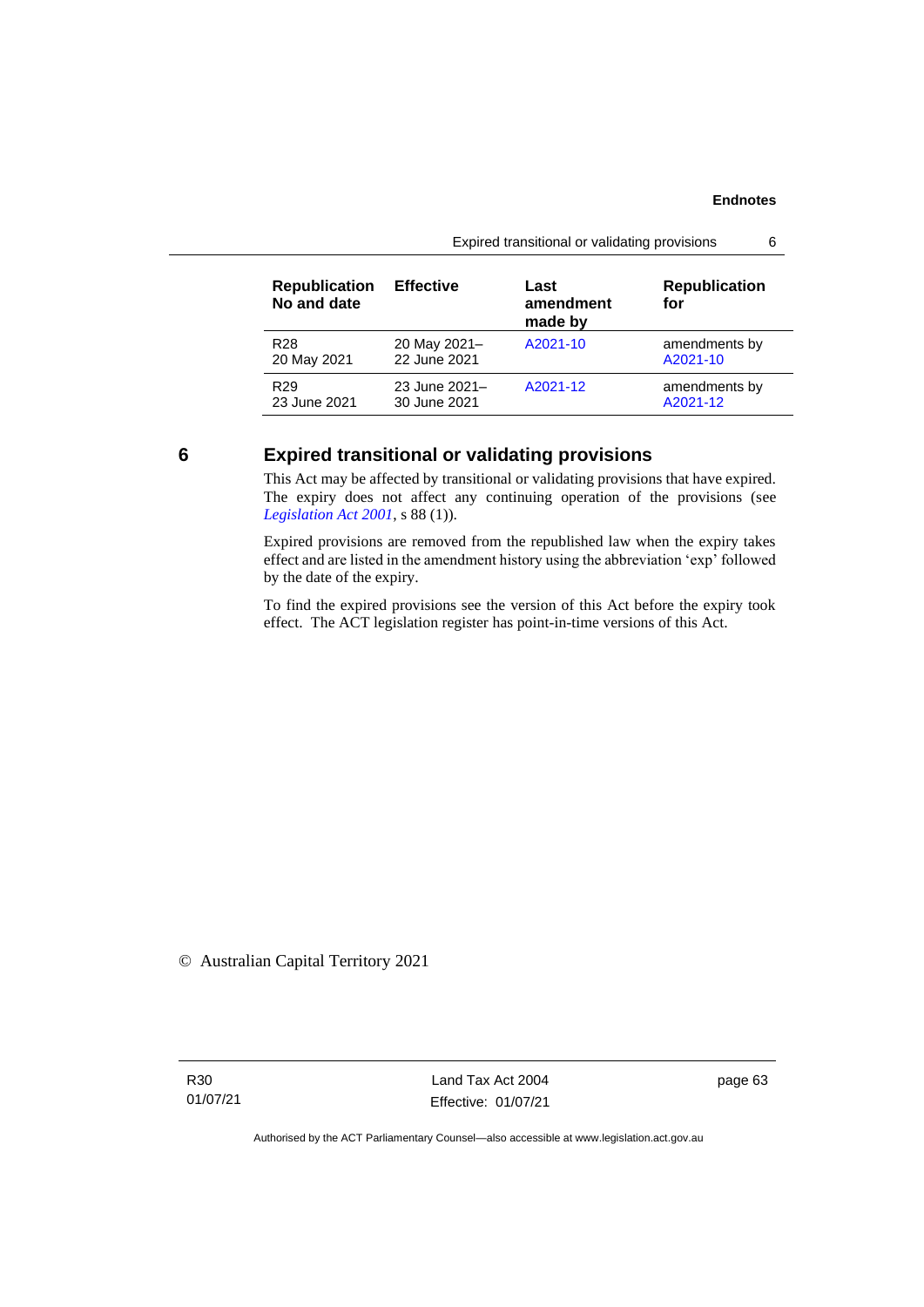| Republication No and date | Effective | Last amendment made by | Republication for |
|---|---|---|---|
| R28 20 May 2021 | 20 May 2021– 22 June 2021 | A2021-10 | amendments by A2021-10 |
| R29 23 June 2021 | 23 June 2021– 30 June 2021 | A2021-12 | amendments by A2021-12 |

## 6 Expired transitional or validating provisions

This Act may be affected by transitional or validating provisions that have expired. The expiry does not affect any continuing operation of the provisions (see *Legislation Act 2001*, s 88 (1)).

Expired provisions are removed from the republished law when the expiry takes effect and are listed in the amendment history using the abbreviation 'exp' followed by the date of the expiry.

To find the expired provisions see the version of this Act before the expiry took effect. The ACT legislation register has point-in-time versions of this Act.

© Australian Capital Territory 2021